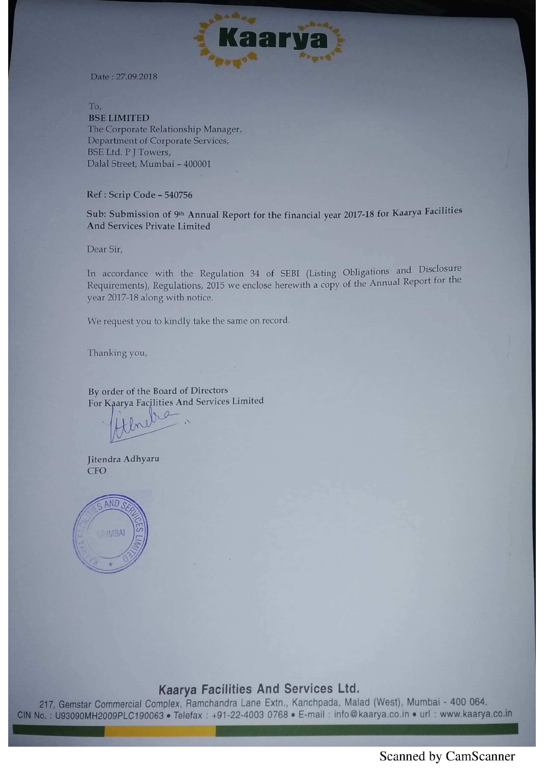Kaarya

Date : 27.09.2018

To,
**BSE LIMITED**
The Corporate Relationship Manager,
Department of Corporate Services,
BSE Ltd. P J Towers,
Dalal Street, Mumbai – 400001

**Ref : Scrip Code – 540756**

**Sub: Submission of 9th Annual Report for the financial year 2017-18 for Kaarya Facilities And Services Private Limited**

Dear Sir,

In accordance with the Regulation 34 of SEBI (Listing Obligations and Disclosure Requirements), Regulations, 2015 we enclose herewith a copy of the Annual Report for the year 2017-18 along with notice.

We request you to kindly take the same on record.

Thanking you,

By order of the Board of Directors
For Kaarya Facilities And Services Limited

Jitendra Adhyaru
CFO

**Kaarya Facilities And Services Ltd.**
217, Gemstar Commercial Complex, Ramchandra Lane Extn., Kanchpada, Malad (West), Mumbai - 400 064.
CIN No. : U93090MH2009PLC190063 • Telefax : +91-22-4003 0768 • E-mail : info@kaarya.co.in • url : www.kaarya.co.in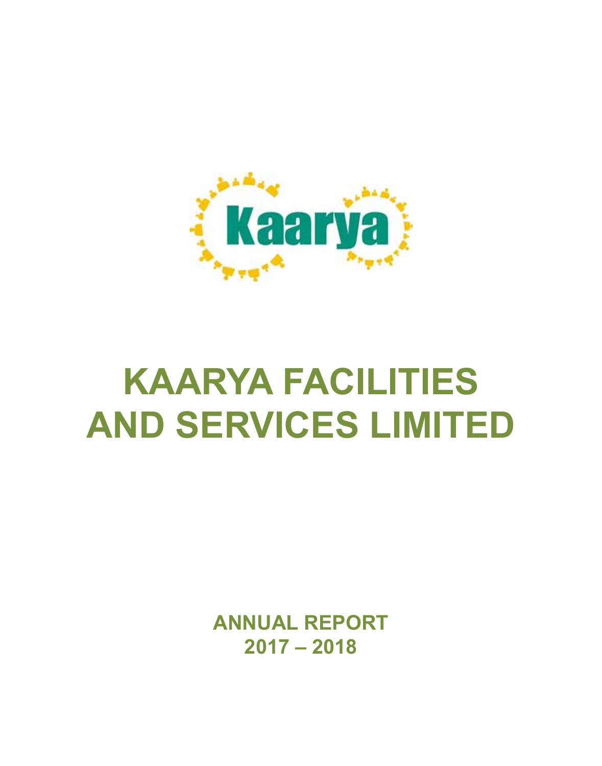Kaarya

# KAARYA FACILITIES AND SERVICES LIMITED

## ANNUAL REPORT 2017 – 2018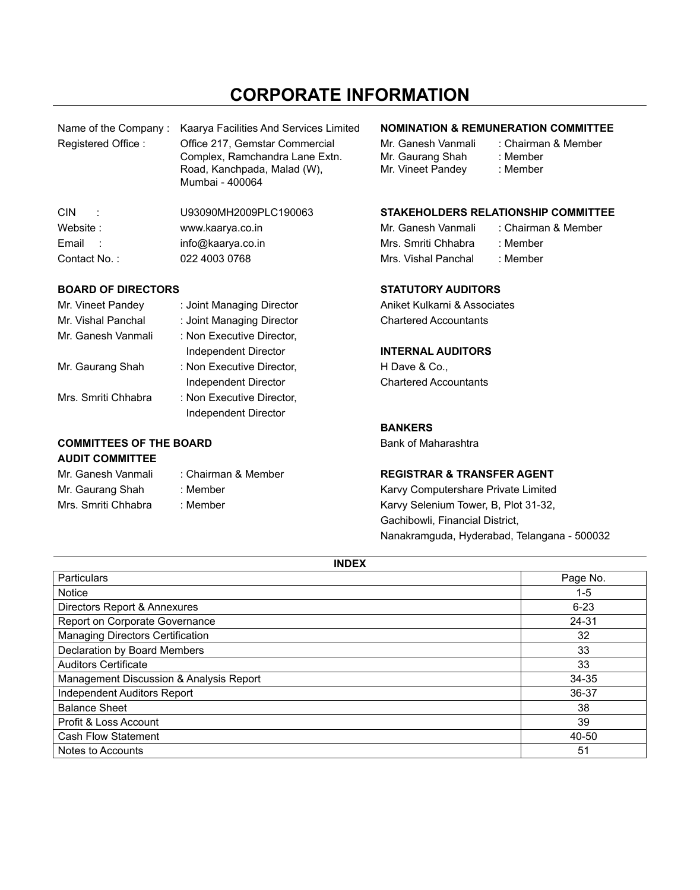# CORPORATE INFORMATION

| | |
|---|---|
| Name of the Company : | Kaarya Facilities And Services Limited |
| Registered Office : | Office 217, Gemstar Commercial Complex, Ramchandra Lane Extn. Road, Kanchpada, Malad (W), Mumbai - 400064 |
| CIN : | U93090MH2009PLC190063 |
| Website : | www.kaarya.co.in |
| Email : | info@kaarya.co.in |
| Contact No. : | 022 4003 0768 |

**BOARD OF DIRECTORS**

| | |
|---|---|
| Mr. Vineet Pandey | : Joint Managing Director |
| Mr. Vishal Panchal | : Joint Managing Director |
| Mr. Ganesh Vanmali | : Non Executive Director, Independent Director |
| Mr. Gaurang Shah | : Non Executive Director, Independent Director |
| Mrs. Smriti Chhabra | : Non Executive Director, Independent Director |

**COMMITTEES OF THE BOARD**

**AUDIT COMMITTEE**

| | |
|---|---|
| Mr. Ganesh Vanmali | : Chairman & Member |
| Mr. Gaurang Shah | : Member |
| Mrs. Smriti Chhabra | : Member |

**NOMINATION & REMUNERATION COMMITTEE**

| | |
|---|---|
| Mr. Ganesh Vanmali | : Chairman & Member |
| Mr. Gaurang Shah | : Member |
| Mr. Vineet Pandey | : Member |

**STAKEHOLDERS RELATIONSHIP COMMITTEE**

| | |
|---|---|
| Mr. Ganesh Vanmali | : Chairman & Member |
| Mrs. Smriti Chhabra | : Member |
| Mrs. Vishal Panchal | : Member |

**STATUTORY AUDITORS**

Aniket Kulkarni & Associates
Chartered Accountants

**INTERNAL AUDITORS**

H Dave & Co.,
Chartered Accountants

**BANKERS**

Bank of Maharashtra

**REGISTRAR & TRANSFER AGENT**

Karvy Computershare Private Limited
Karvy Selenium Tower, B, Plot 31-32,
Gachibowli, Financial District,
Nanakramguda, Hyderabad, Telangana - 500032

**INDEX**

| Particulars | Page No. |
|---|---|
| Notice | 1-5 |
| Directors Report & Annexures | 6-23 |
| Report on Corporate Governance | 24-31 |
| Managing Directors Certification | 32 |
| Declaration by Board Members | 33 |
| Auditors Certificate | 33 |
| Management Discussion & Analysis Report | 34-35 |
| Independent Auditors Report | 36-37 |
| Balance Sheet | 38 |
| Profit & Loss Account | 39 |
| Cash Flow Statement | 40-50 |
| Notes to Accounts | 51 |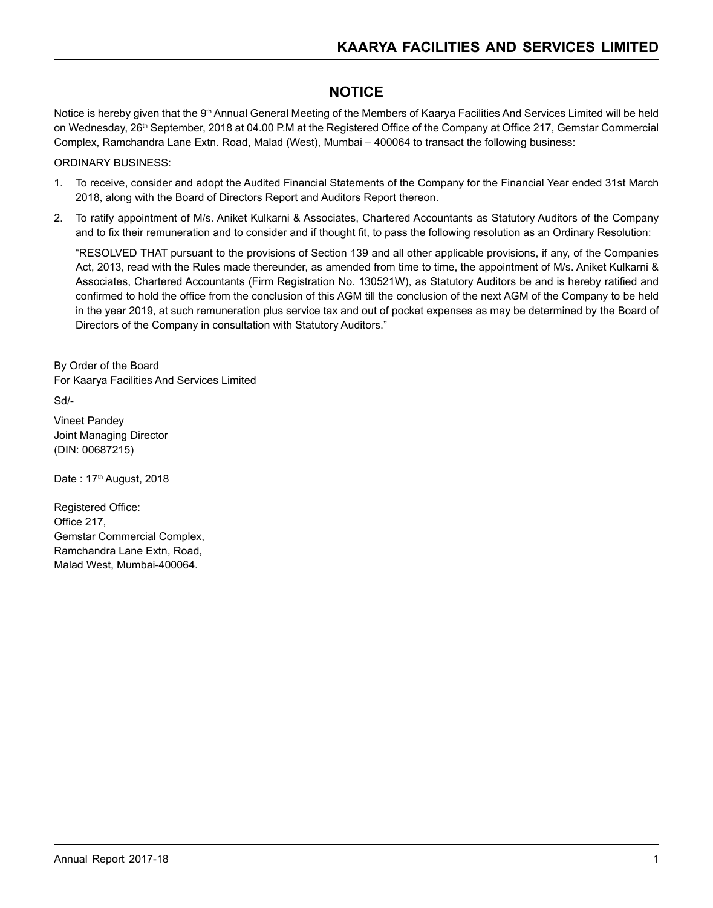# NOTICE

Notice is hereby given that the 9th Annual General Meeting of the Members of Kaarya Facilities And Services Limited will be held on Wednesday, 26th September, 2018 at 04.00 P.M at the Registered Office of the Company at Office 217, Gemstar Commercial Complex, Ramchandra Lane Extn. Road, Malad (West), Mumbai – 400064 to transact the following business:

ORDINARY BUSINESS:

1. To receive, consider and adopt the Audited Financial Statements of the Company for the Financial Year ended 31st March 2018, along with the Board of Directors Report and Auditors Report thereon.
2. To ratify appointment of M/s. Aniket Kulkarni & Associates, Chartered Accountants as Statutory Auditors of the Company and to fix their remuneration and to consider and if thought fit, to pass the following resolution as an Ordinary Resolution:

   "RESOLVED THAT pursuant to the provisions of Section 139 and all other applicable provisions, if any, of the Companies Act, 2013, read with the Rules made thereunder, as amended from time to time, the appointment of M/s. Aniket Kulkarni & Associates, Chartered Accountants (Firm Registration No. 130521W), as Statutory Auditors be and is hereby ratified and confirmed to hold the office from the conclusion of this AGM till the conclusion of the next AGM of the Company to be held in the year 2019, at such remuneration plus service tax and out of pocket expenses as may be determined by the Board of Directors of the Company in consultation with Statutory Auditors."

By Order of the Board
For Kaarya Facilities And Services Limited

Sd/-

Vineet Pandey
Joint Managing Director
(DIN: 00687215)

Date : 17th August, 2018

Registered Office:
Office 217,
Gemstar Commercial Complex,
Ramchandra Lane Extn, Road,
Malad West, Mumbai-400064.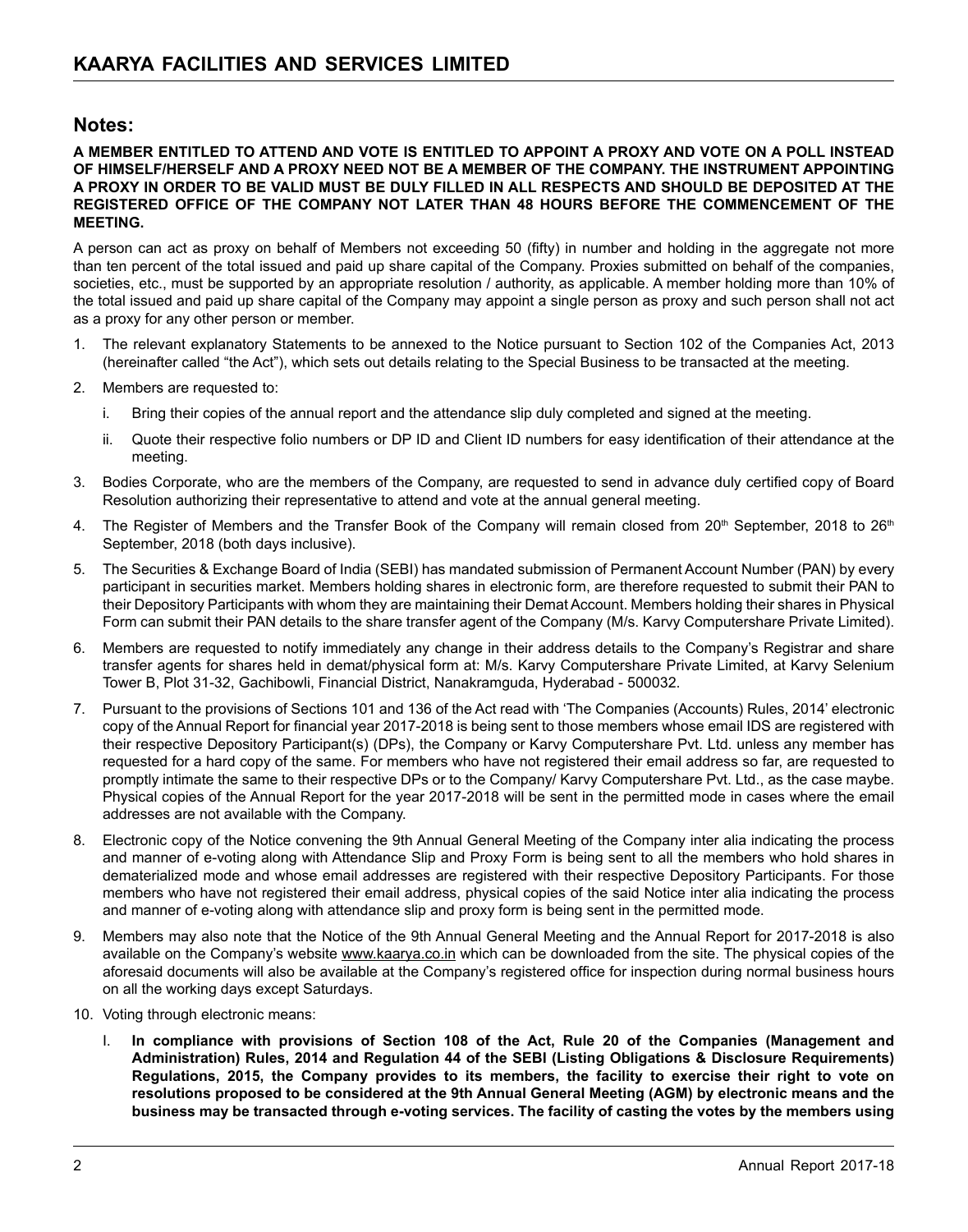## Notes:

**A MEMBER ENTITLED TO ATTEND AND VOTE IS ENTITLED TO APPOINT A PROXY AND VOTE ON A POLL INSTEAD OF HIMSELF/HERSELF AND A PROXY NEED NOT BE A MEMBER OF THE COMPANY. THE INSTRUMENT APPOINTING A PROXY IN ORDER TO BE VALID MUST BE DULY FILLED IN ALL RESPECTS AND SHOULD BE DEPOSITED AT THE REGISTERED OFFICE OF THE COMPANY NOT LATER THAN 48 HOURS BEFORE THE COMMENCEMENT OF THE MEETING.**

A person can act as proxy on behalf of Members not exceeding 50 (fifty) in number and holding in the aggregate not more than ten percent of the total issued and paid up share capital of the Company. Proxies submitted on behalf of the companies, societies, etc., must be supported by an appropriate resolution / authority, as applicable. A member holding more than 10% of the total issued and paid up share capital of the Company may appoint a single person as proxy and such person shall not act as a proxy for any other person or member.

1. The relevant explanatory Statements to be annexed to the Notice pursuant to Section 102 of the Companies Act, 2013 (hereinafter called "the Act"), which sets out details relating to the Special Business to be transacted at the meeting.

2. Members are requested to:

   i. Bring their copies of the annual report and the attendance slip duly completed and signed at the meeting.

   ii. Quote their respective folio numbers or DP ID and Client ID numbers for easy identification of their attendance at the meeting.

3. Bodies Corporate, who are the members of the Company, are requested to send in advance duly certified copy of Board Resolution authorizing their representative to attend and vote at the annual general meeting.

4. The Register of Members and the Transfer Book of the Company will remain closed from 20th September, 2018 to 26th September, 2018 (both days inclusive).

5. The Securities & Exchange Board of India (SEBI) has mandated submission of Permanent Account Number (PAN) by every participant in securities market. Members holding shares in electronic form, are therefore requested to submit their PAN to their Depository Participants with whom they are maintaining their Demat Account. Members holding their shares in Physical Form can submit their PAN details to the share transfer agent of the Company (M/s. Karvy Computershare Private Limited).

6. Members are requested to notify immediately any change in their address details to the Company's Registrar and share transfer agents for shares held in demat/physical form at: M/s. Karvy Computershare Private Limited, at Karvy Selenium Tower B, Plot 31-32, Gachibowli, Financial District, Nanakramguda, Hyderabad - 500032.

7. Pursuant to the provisions of Sections 101 and 136 of the Act read with 'The Companies (Accounts) Rules, 2014' electronic copy of the Annual Report for financial year 2017-2018 is being sent to those members whose email IDS are registered with their respective Depository Participant(s) (DPs), the Company or Karvy Computershare Pvt. Ltd. unless any member has requested for a hard copy of the same. For members who have not registered their email address so far, are requested to promptly intimate the same to their respective DPs or to the Company/ Karvy Computershare Pvt. Ltd., as the case maybe. Physical copies of the Annual Report for the year 2017-2018 will be sent in the permitted mode in cases where the email addresses are not available with the Company.

8. Electronic copy of the Notice convening the 9th Annual General Meeting of the Company inter alia indicating the process and manner of e-voting along with Attendance Slip and Proxy Form is being sent to all the members who hold shares in dematerialized mode and whose email addresses are registered with their respective Depository Participants. For those members who have not registered their email address, physical copies of the said Notice inter alia indicating the process and manner of e-voting along with attendance slip and proxy form is being sent in the permitted mode.

9. Members may also note that the Notice of the 9th Annual General Meeting and the Annual Report for 2017-2018 is also available on the Company's website www.kaarya.co.in which can be downloaded from the site. The physical copies of the aforesaid documents will also be available at the Company's registered office for inspection during normal business hours on all the working days except Saturdays.

10. Voting through electronic means:

    I. **In compliance with provisions of Section 108 of the Act, Rule 20 of the Companies (Management and Administration) Rules, 2014 and Regulation 44 of the SEBI (Listing Obligations & Disclosure Requirements) Regulations, 2015, the Company provides to its members, the facility to exercise their right to vote on resolutions proposed to be considered at the 9th Annual General Meeting (AGM) by electronic means and the business may be transacted through e-voting services. The facility of casting the votes by the members using**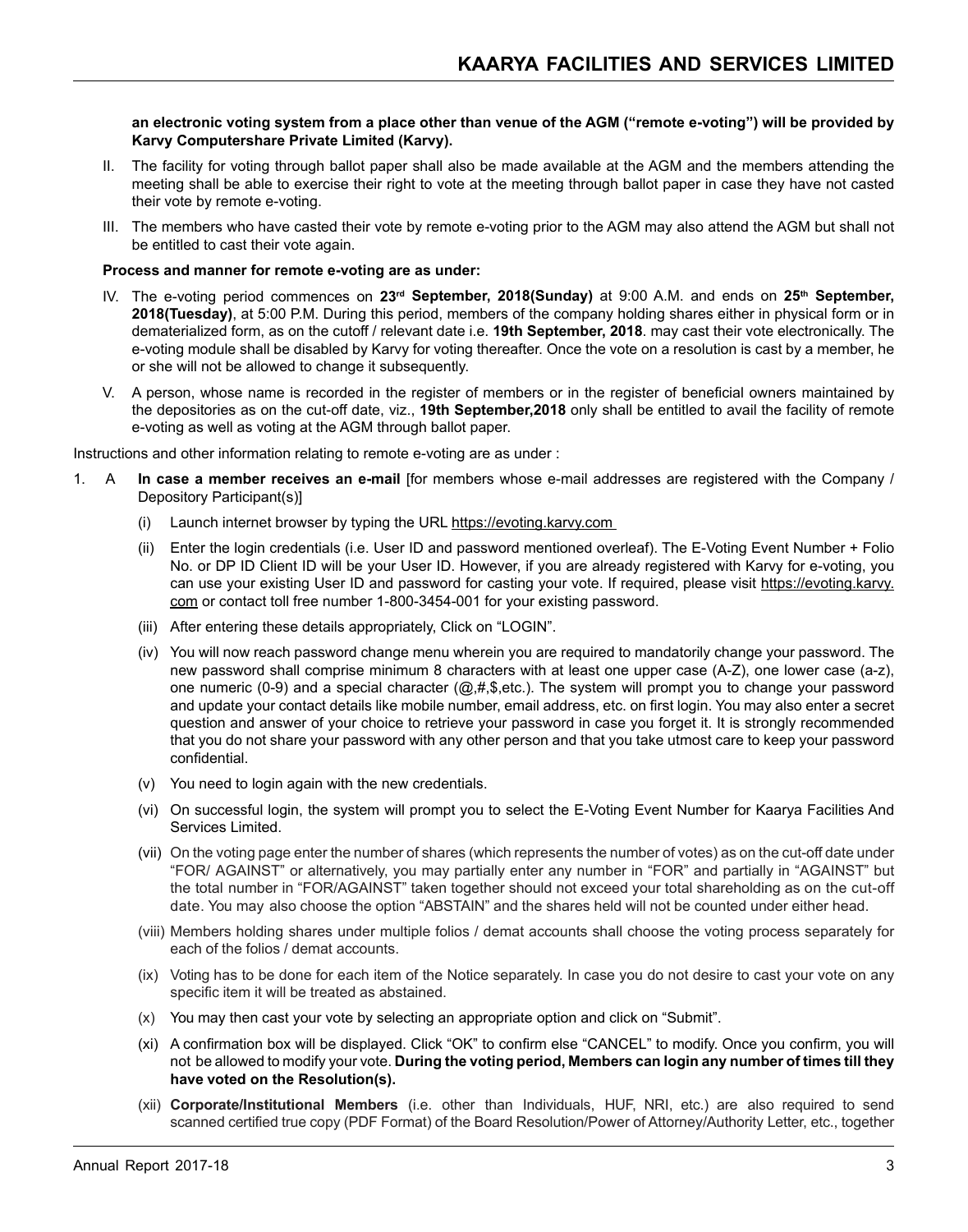**an electronic voting system from a place other than venue of the AGM ("remote e-voting") will be provided by Karvy Computershare Private Limited (Karvy).**

II. The facility for voting through ballot paper shall also be made available at the AGM and the members attending the meeting shall be able to exercise their right to vote at the meeting through ballot paper in case they have not casted their vote by remote e-voting.

III. The members who have casted their vote by remote e-voting prior to the AGM may also attend the AGM but shall not be entitled to cast their vote again.

**Process and manner for remote e-voting are as under:**

IV. The e-voting period commences on **23rd September, 2018(Sunday)** at 9:00 A.M. and ends on **25th September, 2018(Tuesday)**, at 5:00 P.M. During this period, members of the company holding shares either in physical form or in dematerialized form, as on the cutoff / relevant date i.e. **19th September, 2018**. may cast their vote electronically. The e-voting module shall be disabled by Karvy for voting thereafter. Once the vote on a resolution is cast by a member, he or she will not be allowed to change it subsequently.

V. A person, whose name is recorded in the register of members or in the register of beneficial owners maintained by the depositories as on the cut-off date, viz., **19th September,2018** only shall be entitled to avail the facility of remote e-voting as well as voting at the AGM through ballot paper.

Instructions and other information relating to remote e-voting are as under :

1. A **In case a member receives an e-mail** [for members whose e-mail addresses are registered with the Company / Depository Participant(s)]

   (i) Launch internet browser by typing the URL https://evoting.karvy.com

   (ii) Enter the login credentials (i.e. User ID and password mentioned overleaf). The E-Voting Event Number + Folio No. or DP ID Client ID will be your User ID. However, if you are already registered with Karvy for e-voting, you can use your existing User ID and password for casting your vote. If required, please visit https://evoting.karvy.com or contact toll free number 1-800-3454-001 for your existing password.

   (iii) After entering these details appropriately, Click on "LOGIN".

   (iv) You will now reach password change menu wherein you are required to mandatorily change your password. The new password shall comprise minimum 8 characters with at least one upper case (A-Z), one lower case (a-z), one numeric (0-9) and a special character (@,#,$,etc.). The system will prompt you to change your password and update your contact details like mobile number, email address, etc. on first login. You may also enter a secret question and answer of your choice to retrieve your password in case you forget it. It is strongly recommended that you do not share your password with any other person and that you take utmost care to keep your password confidential.

   (v) You need to login again with the new credentials.

   (vi) On successful login, the system will prompt you to select the E-Voting Event Number for Kaarya Facilities And Services Limited.

   (vii) On the voting page enter the number of shares (which represents the number of votes) as on the cut-off date under "FOR/ AGAINST" or alternatively, you may partially enter any number in "FOR" and partially in "AGAINST" but the total number in "FOR/AGAINST" taken together should not exceed your total shareholding as on the cut-off date. You may also choose the option "ABSTAIN" and the shares held will not be counted under either head.

   (viii) Members holding shares under multiple folios / demat accounts shall choose the voting process separately for each of the folios / demat accounts.

   (ix) Voting has to be done for each item of the Notice separately. In case you do not desire to cast your vote on any specific item it will be treated as abstained.

   (x) You may then cast your vote by selecting an appropriate option and click on "Submit".

   (xi) A confirmation box will be displayed. Click "OK" to confirm else "CANCEL" to modify. Once you confirm, you will not be allowed to modify your vote. **During the voting period, Members can login any number of times till they have voted on the Resolution(s).**

   (xii) **Corporate/Institutional Members** (i.e. other than Individuals, HUF, NRI, etc.) are also required to send scanned certified true copy (PDF Format) of the Board Resolution/Power of Attorney/Authority Letter, etc., together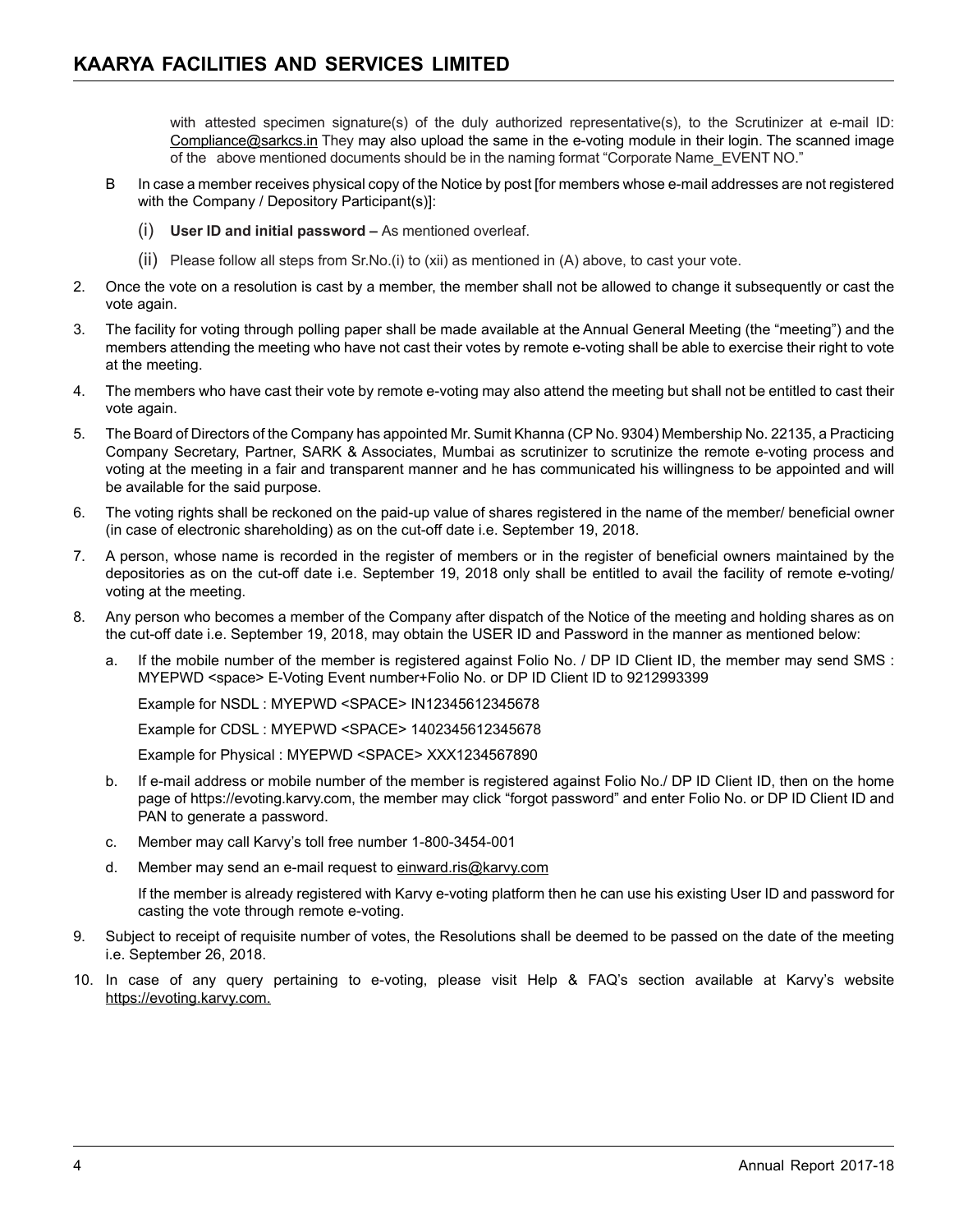with attested specimen signature(s) of the duly authorized representative(s), to the Scrutinizer at e-mail ID: Compliance@sarkcs.in They may also upload the same in the e-voting module in their login. The scanned image of the above mentioned documents should be in the naming format "Corporate Name_EVENT NO."

B In case a member receives physical copy of the Notice by post [for members whose e-mail addresses are not registered with the Company / Depository Participant(s)]:

(i) **User ID and initial password –** As mentioned overleaf.

(ii) Please follow all steps from Sr.No.(i) to (xii) as mentioned in (A) above, to cast your vote.

2. Once the vote on a resolution is cast by a member, the member shall not be allowed to change it subsequently or cast the vote again.

3. The facility for voting through polling paper shall be made available at the Annual General Meeting (the "meeting") and the members attending the meeting who have not cast their votes by remote e-voting shall be able to exercise their right to vote at the meeting.

4. The members who have cast their vote by remote e-voting may also attend the meeting but shall not be entitled to cast their vote again.

5. The Board of Directors of the Company has appointed Mr. Sumit Khanna (CP No. 9304) Membership No. 22135, a Practicing Company Secretary, Partner, SARK & Associates, Mumbai as scrutinizer to scrutinize the remote e-voting process and voting at the meeting in a fair and transparent manner and he has communicated his willingness to be appointed and will be available for the said purpose.

6. The voting rights shall be reckoned on the paid-up value of shares registered in the name of the member/ beneficial owner (in case of electronic shareholding) as on the cut-off date i.e. September 19, 2018.

7. A person, whose name is recorded in the register of members or in the register of beneficial owners maintained by the depositories as on the cut-off date i.e. September 19, 2018 only shall be entitled to avail the facility of remote e-voting/ voting at the meeting.

8. Any person who becomes a member of the Company after dispatch of the Notice of the meeting and holding shares as on the cut-off date i.e. September 19, 2018, may obtain the USER ID and Password in the manner as mentioned below:

   a. If the mobile number of the member is registered against Folio No. / DP ID Client ID, the member may send SMS : MYEPWD <space> E-Voting Event number+Folio No. or DP ID Client ID to 9212993399

      Example for NSDL : MYEPWD <SPACE> IN12345612345678

      Example for CDSL : MYEPWD <SPACE> 1402345612345678

      Example for Physical : MYEPWD <SPACE> XXX1234567890

   b. If e-mail address or mobile number of the member is registered against Folio No./ DP ID Client ID, then on the home page of https://evoting.karvy.com, the member may click "forgot password" and enter Folio No. or DP ID Client ID and PAN to generate a password.

   c. Member may call Karvy's toll free number 1-800-3454-001

   d. Member may send an e-mail request to einward.ris@karvy.com

      If the member is already registered with Karvy e-voting platform then he can use his existing User ID and password for casting the vote through remote e-voting.

9. Subject to receipt of requisite number of votes, the Resolutions shall be deemed to be passed on the date of the meeting i.e. September 26, 2018.

10. In case of any query pertaining to e-voting, please visit Help & FAQ's section available at Karvy's website https://evoting.karvy.com.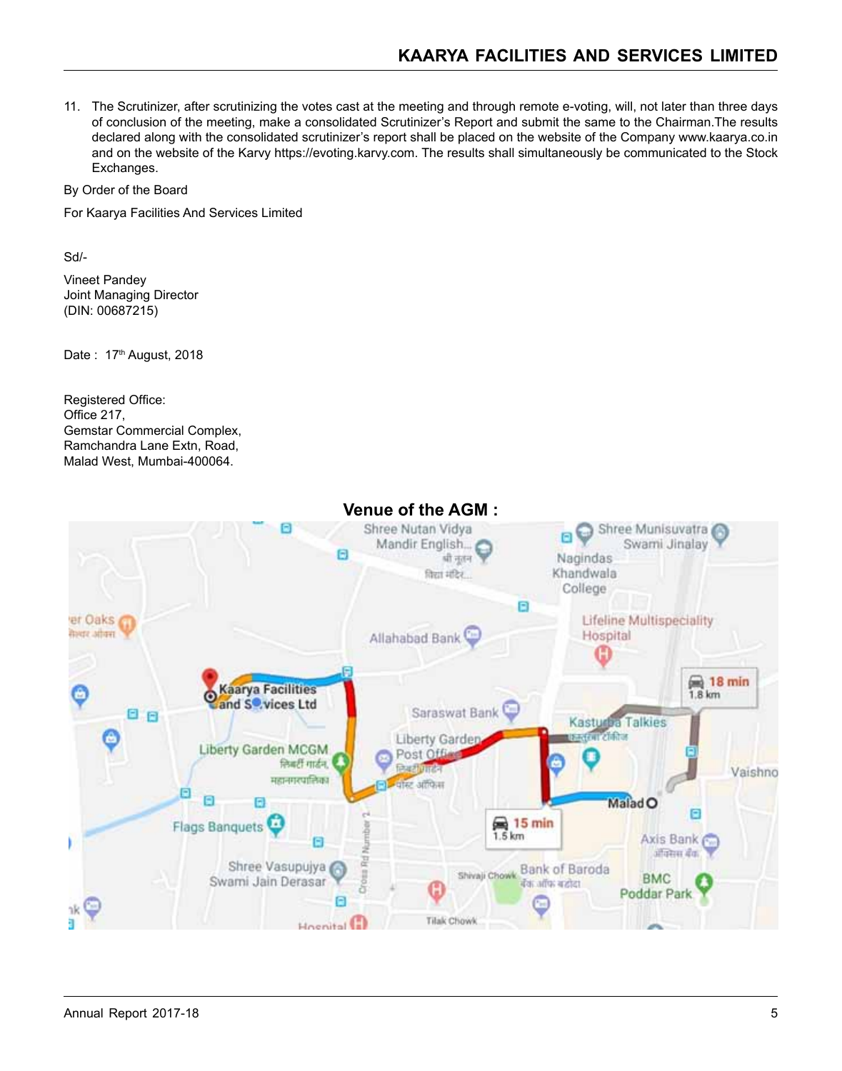11. The Scrutinizer, after scrutinizing the votes cast at the meeting and through remote e-voting, will, not later than three days of conclusion of the meeting, make a consolidated Scrutinizer's Report and submit the same to the Chairman.The results declared along with the consolidated scrutinizer's report shall be placed on the website of the Company www.kaarya.co.in and on the website of the Karvy https://evoting.karvy.com. The results shall simultaneously be communicated to the Stock Exchanges.

By Order of the Board

For Kaarya Facilities And Services Limited

Sd/-

Vineet Pandey
Joint Managing Director
(DIN: 00687215)

Date : 17th August, 2018

Registered Office:
Office 217,
Gemstar Commercial Complex,
Ramchandra Lane Extn, Road,
Malad West, Mumbai-400064.

## Venue of the AGM :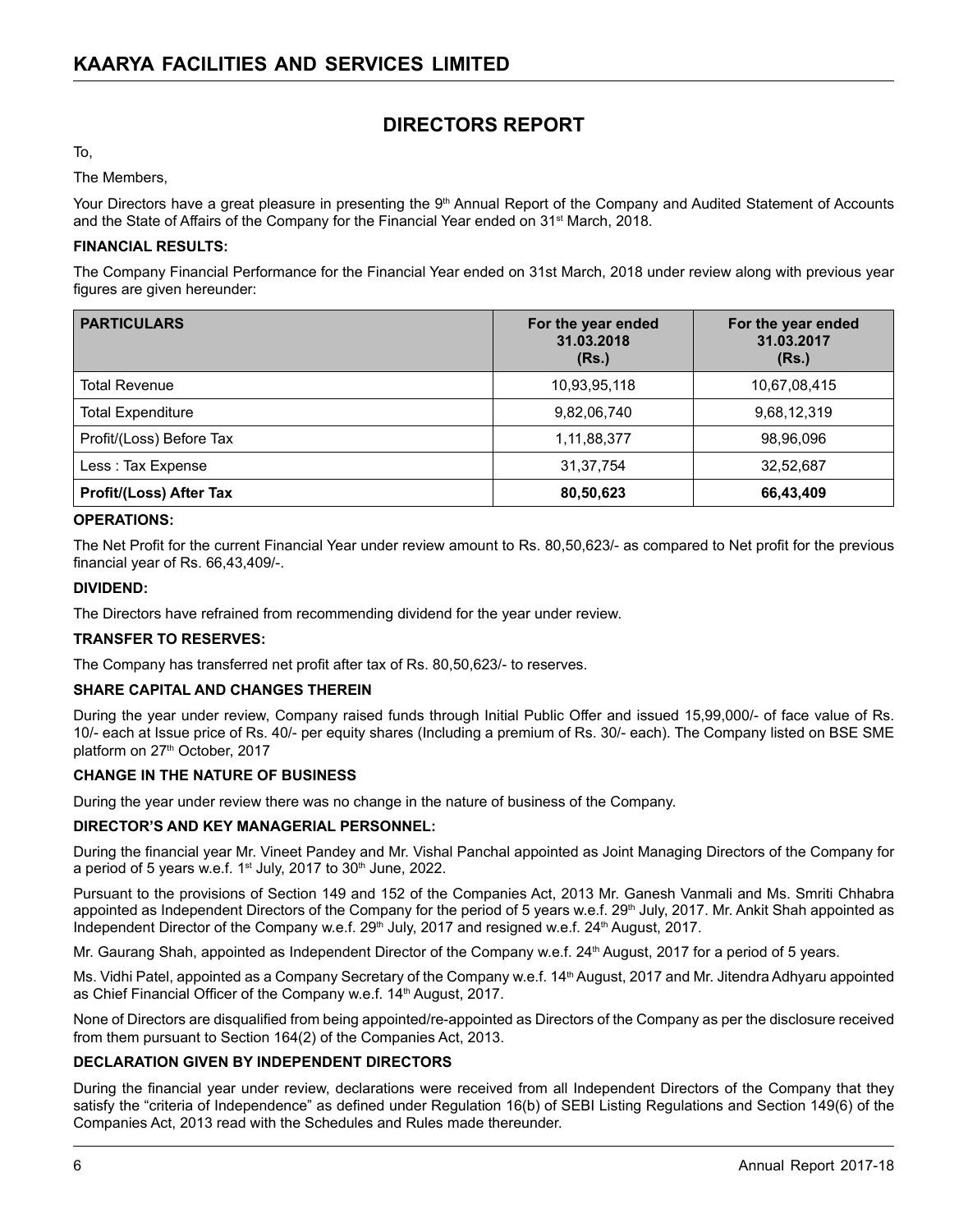# DIRECTORS REPORT

To,

The Members,

Your Directors have a great pleasure in presenting the 9th Annual Report of the Company and Audited Statement of Accounts and the State of Affairs of the Company for the Financial Year ended on 31st March, 2018.

**FINANCIAL RESULTS:**

The Company Financial Performance for the Financial Year ended on 31st March, 2018 under review along with previous year figures are given hereunder:

| PARTICULARS | For the year ended 31.03.2018 (Rs.) | For the year ended 31.03.2017 (Rs.) |
|---|---|---|
| Total Revenue | 10,93,95,118 | 10,67,08,415 |
| Total Expenditure | 9,82,06,740 | 9,68,12,319 |
| Profit/(Loss) Before Tax | 1,11,88,377 | 98,96,096 |
| Less : Tax Expense | 31,37,754 | 32,52,687 |
| **Profit/(Loss) After Tax** | **80,50,623** | **66,43,409** |

**OPERATIONS:**

The Net Profit for the current Financial Year under review amount to Rs. 80,50,623/- as compared to Net profit for the previous financial year of Rs. 66,43,409/-.

**DIVIDEND:**

The Directors have refrained from recommending dividend for the year under review.

**TRANSFER TO RESERVES:**

The Company has transferred net profit after tax of Rs. 80,50,623/- to reserves.

**SHARE CAPITAL AND CHANGES THEREIN**

During the year under review, Company raised funds through Initial Public Offer and issued 15,99,000/- of face value of Rs. 10/- each at Issue price of Rs. 40/- per equity shares (Including a premium of Rs. 30/- each). The Company listed on BSE SME platform on 27th October, 2017

**CHANGE IN THE NATURE OF BUSINESS**

During the year under review there was no change in the nature of business of the Company.

**DIRECTOR'S AND KEY MANAGERIAL PERSONNEL:**

During the financial year Mr. Vineet Pandey and Mr. Vishal Panchal appointed as Joint Managing Directors of the Company for a period of 5 years w.e.f. 1st July, 2017 to 30th June, 2022.

Pursuant to the provisions of Section 149 and 152 of the Companies Act, 2013 Mr. Ganesh Vanmali and Ms. Smriti Chhabra appointed as Independent Directors of the Company for the period of 5 years w.e.f. 29th July, 2017. Mr. Ankit Shah appointed as Independent Director of the Company w.e.f. 29th July, 2017 and resigned w.e.f. 24th August, 2017.

Mr. Gaurang Shah, appointed as Independent Director of the Company w.e.f. 24th August, 2017 for a period of 5 years.

Ms. Vidhi Patel, appointed as a Company Secretary of the Company w.e.f. 14th August, 2017 and Mr. Jitendra Adhyaru appointed as Chief Financial Officer of the Company w.e.f. 14th August, 2017.

None of Directors are disqualified from being appointed/re-appointed as Directors of the Company as per the disclosure received from them pursuant to Section 164(2) of the Companies Act, 2013.

**DECLARATION GIVEN BY INDEPENDENT DIRECTORS**

During the financial year under review, declarations were received from all Independent Directors of the Company that they satisfy the "criteria of Independence" as defined under Regulation 16(b) of SEBI Listing Regulations and Section 149(6) of the Companies Act, 2013 read with the Schedules and Rules made thereunder.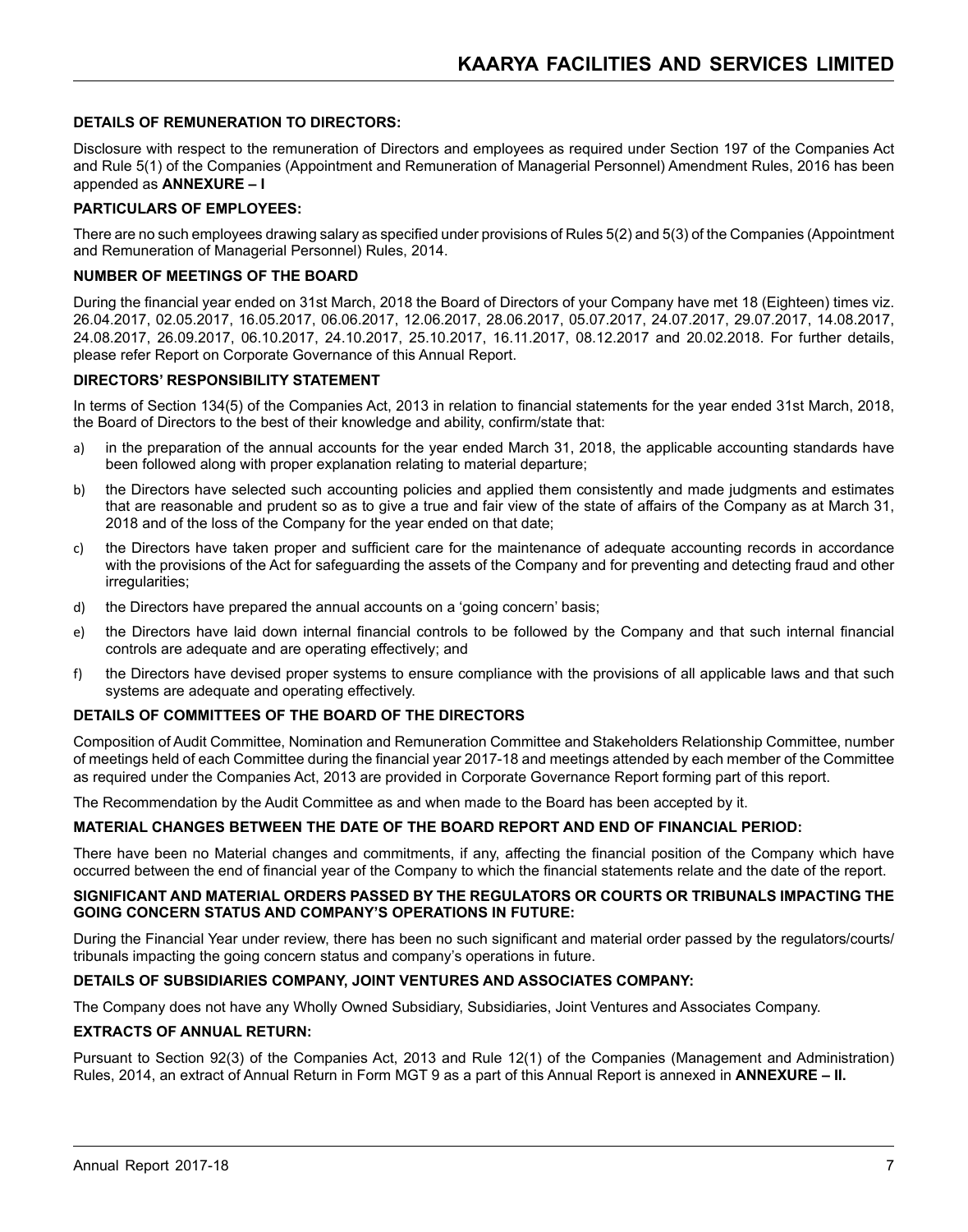**DETAILS OF REMUNERATION TO DIRECTORS:**

Disclosure with respect to the remuneration of Directors and employees as required under Section 197 of the Companies Act and Rule 5(1) of the Companies (Appointment and Remuneration of Managerial Personnel) Amendment Rules, 2016 has been appended as **ANNEXURE – I**

**PARTICULARS OF EMPLOYEES:**

There are no such employees drawing salary as specified under provisions of Rules 5(2) and 5(3) of the Companies (Appointment and Remuneration of Managerial Personnel) Rules, 2014.

**NUMBER OF MEETINGS OF THE BOARD**

During the financial year ended on 31st March, 2018 the Board of Directors of your Company have met 18 (Eighteen) times viz. 26.04.2017, 02.05.2017, 16.05.2017, 06.06.2017, 12.06.2017, 28.06.2017, 05.07.2017, 24.07.2017, 29.07.2017, 14.08.2017, 24.08.2017, 26.09.2017, 06.10.2017, 24.10.2017, 25.10.2017, 16.11.2017, 08.12.2017 and 20.02.2018. For further details, please refer Report on Corporate Governance of this Annual Report.

**DIRECTORS' RESPONSIBILITY STATEMENT**

In terms of Section 134(5) of the Companies Act, 2013 in relation to financial statements for the year ended 31st March, 2018, the Board of Directors to the best of their knowledge and ability, confirm/state that:

a) in the preparation of the annual accounts for the year ended March 31, 2018, the applicable accounting standards have been followed along with proper explanation relating to material departure;

b) the Directors have selected such accounting policies and applied them consistently and made judgments and estimates that are reasonable and prudent so as to give a true and fair view of the state of affairs of the Company as at March 31, 2018 and of the loss of the Company for the year ended on that date;

c) the Directors have taken proper and sufficient care for the maintenance of adequate accounting records in accordance with the provisions of the Act for safeguarding the assets of the Company and for preventing and detecting fraud and other irregularities;

d) the Directors have prepared the annual accounts on a 'going concern' basis;

e) the Directors have laid down internal financial controls to be followed by the Company and that such internal financial controls are adequate and are operating effectively; and

f) the Directors have devised proper systems to ensure compliance with the provisions of all applicable laws and that such systems are adequate and operating effectively.

**DETAILS OF COMMITTEES OF THE BOARD OF THE DIRECTORS**

Composition of Audit Committee, Nomination and Remuneration Committee and Stakeholders Relationship Committee, number of meetings held of each Committee during the financial year 2017-18 and meetings attended by each member of the Committee as required under the Companies Act, 2013 are provided in Corporate Governance Report forming part of this report.

The Recommendation by the Audit Committee as and when made to the Board has been accepted by it.

**MATERIAL CHANGES BETWEEN THE DATE OF THE BOARD REPORT AND END OF FINANCIAL PERIOD:**

There have been no Material changes and commitments, if any, affecting the financial position of the Company which have occurred between the end of financial year of the Company to which the financial statements relate and the date of the report.

**SIGNIFICANT AND MATERIAL ORDERS PASSED BY THE REGULATORS OR COURTS OR TRIBUNALS IMPACTING THE GOING CONCERN STATUS AND COMPANY'S OPERATIONS IN FUTURE:**

During the Financial Year under review, there has been no such significant and material order passed by the regulators/courts/tribunals impacting the going concern status and company's operations in future.

**DETAILS OF SUBSIDIARIES COMPANY, JOINT VENTURES AND ASSOCIATES COMPANY:**

The Company does not have any Wholly Owned Subsidiary, Subsidiaries, Joint Ventures and Associates Company.

**EXTRACTS OF ANNUAL RETURN:**

Pursuant to Section 92(3) of the Companies Act, 2013 and Rule 12(1) of the Companies (Management and Administration) Rules, 2014, an extract of Annual Return in Form MGT 9 as a part of this Annual Report is annexed in **ANNEXURE – II.**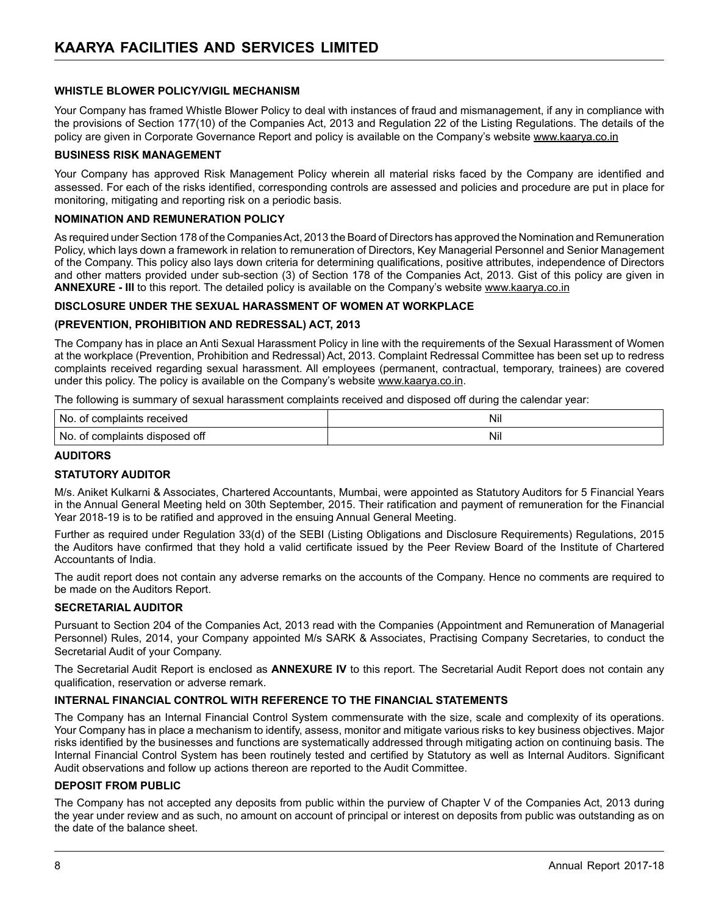## WHISTLE BLOWER POLICY/VIGIL MECHANISM

Your Company has framed Whistle Blower Policy to deal with instances of fraud and mismanagement, if any in compliance with the provisions of Section 177(10) of the Companies Act, 2013 and Regulation 22 of the Listing Regulations. The details of the policy are given in Corporate Governance Report and policy is available on the Company's website www.kaarya.co.in

## BUSINESS RISK MANAGEMENT

Your Company has approved Risk Management Policy wherein all material risks faced by the Company are identified and assessed. For each of the risks identified, corresponding controls are assessed and policies and procedure are put in place for monitoring, mitigating and reporting risk on a periodic basis.

## NOMINATION AND REMUNERATION POLICY

As required under Section 178 of the Companies Act, 2013 the Board of Directors has approved the Nomination and Remuneration Policy, which lays down a framework in relation to remuneration of Directors, Key Managerial Personnel and Senior Management of the Company. This policy also lays down criteria for determining qualifications, positive attributes, independence of Directors and other matters provided under sub-section (3) of Section 178 of the Companies Act, 2013. Gist of this policy are given in **ANNEXURE - III** to this report. The detailed policy is available on the Company's website www.kaarya.co.in

## DISCLOSURE UNDER THE SEXUAL HARASSMENT OF WOMEN AT WORKPLACE

## (PREVENTION, PROHIBITION AND REDRESSAL) ACT, 2013

The Company has in place an Anti Sexual Harassment Policy in line with the requirements of the Sexual Harassment of Women at the workplace (Prevention, Prohibition and Redressal) Act, 2013. Complaint Redressal Committee has been set up to redress complaints received regarding sexual harassment. All employees (permanent, contractual, temporary, trainees) are covered under this policy. The policy is available on the Company's website www.kaarya.co.in.

The following is summary of sexual harassment complaints received and disposed off during the calendar year:

| | |
|---|---|
| No. of complaints received | Nil |
| No. of complaints disposed off | Nil |

## AUDITORS

### STATUTORY AUDITOR

M/s. Aniket Kulkarni & Associates, Chartered Accountants, Mumbai, were appointed as Statutory Auditors for 5 Financial Years in the Annual General Meeting held on 30th September, 2015. Their ratification and payment of remuneration for the Financial Year 2018-19 is to be ratified and approved in the ensuing Annual General Meeting.

Further as required under Regulation 33(d) of the SEBI (Listing Obligations and Disclosure Requirements) Regulations, 2015 the Auditors have confirmed that they hold a valid certificate issued by the Peer Review Board of the Institute of Chartered Accountants of India.

The audit report does not contain any adverse remarks on the accounts of the Company. Hence no comments are required to be made on the Auditors Report.

### SECRETARIAL AUDITOR

Pursuant to Section 204 of the Companies Act, 2013 read with the Companies (Appointment and Remuneration of Managerial Personnel) Rules, 2014, your Company appointed M/s SARK & Associates, Practising Company Secretaries, to conduct the Secretarial Audit of your Company.

The Secretarial Audit Report is enclosed as **ANNEXURE IV** to this report. The Secretarial Audit Report does not contain any qualification, reservation or adverse remark.

## INTERNAL FINANCIAL CONTROL WITH REFERENCE TO THE FINANCIAL STATEMENTS

The Company has an Internal Financial Control System commensurate with the size, scale and complexity of its operations. Your Company has in place a mechanism to identify, assess, monitor and mitigate various risks to key business objectives. Major risks identified by the businesses and functions are systematically addressed through mitigating action on continuing basis. The Internal Financial Control System has been routinely tested and certified by Statutory as well as Internal Auditors. Significant Audit observations and follow up actions thereon are reported to the Audit Committee.

## DEPOSIT FROM PUBLIC

The Company has not accepted any deposits from public within the purview of Chapter V of the Companies Act, 2013 during the year under review and as such, no amount on account of principal or interest on deposits from public was outstanding as on the date of the balance sheet.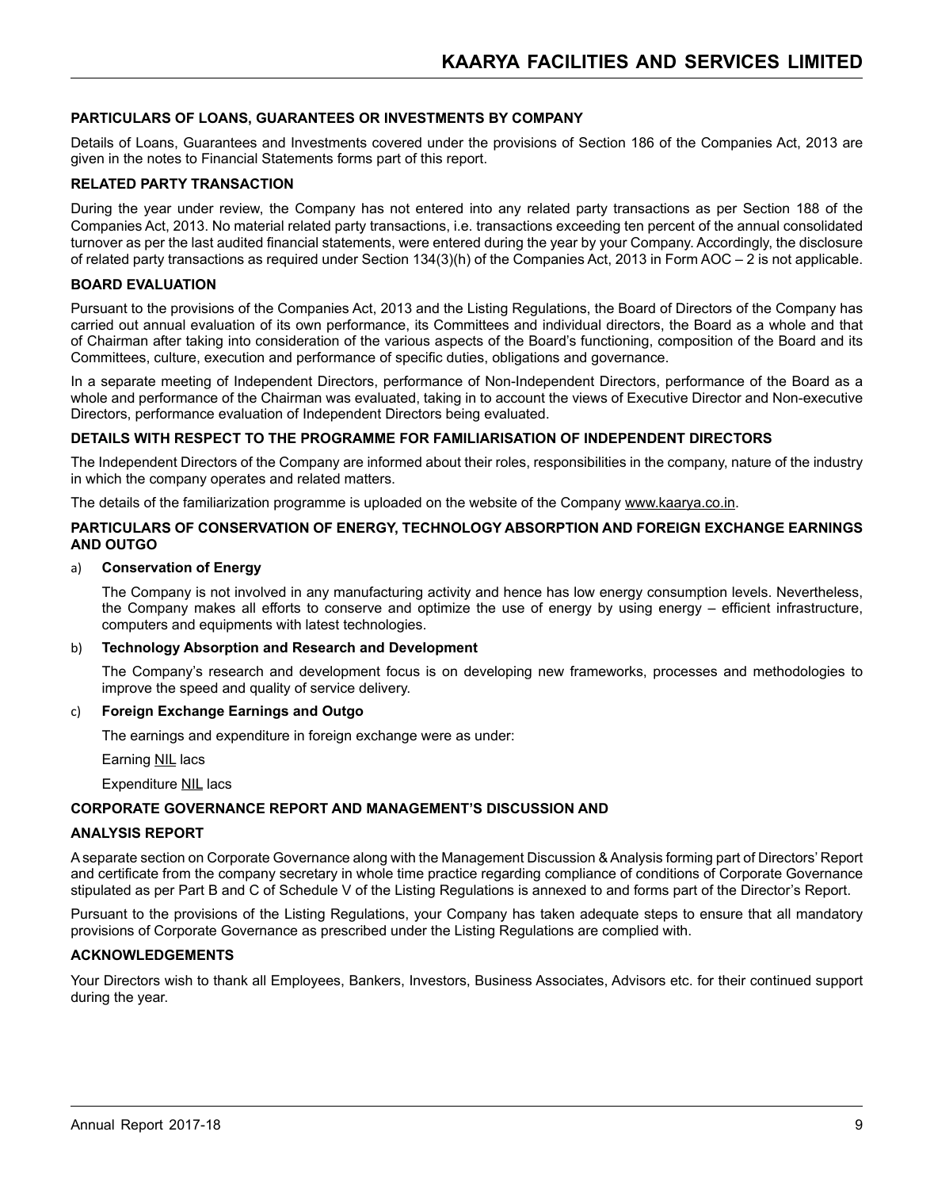## PARTICULARS OF LOANS, GUARANTEES OR INVESTMENTS BY COMPANY

Details of Loans, Guarantees and Investments covered under the provisions of Section 186 of the Companies Act, 2013 are given in the notes to Financial Statements forms part of this report.

## RELATED PARTY TRANSACTION

During the year under review, the Company has not entered into any related party transactions as per Section 188 of the Companies Act, 2013. No material related party transactions, i.e. transactions exceeding ten percent of the annual consolidated turnover as per the last audited financial statements, were entered during the year by your Company. Accordingly, the disclosure of related party transactions as required under Section 134(3)(h) of the Companies Act, 2013 in Form AOC – 2 is not applicable.

## BOARD EVALUATION

Pursuant to the provisions of the Companies Act, 2013 and the Listing Regulations, the Board of Directors of the Company has carried out annual evaluation of its own performance, its Committees and individual directors, the Board as a whole and that of Chairman after taking into consideration of the various aspects of the Board's functioning, composition of the Board and its Committees, culture, execution and performance of specific duties, obligations and governance.

In a separate meeting of Independent Directors, performance of Non-Independent Directors, performance of the Board as a whole and performance of the Chairman was evaluated, taking in to account the views of Executive Director and Non-executive Directors, performance evaluation of Independent Directors being evaluated.

## DETAILS WITH RESPECT TO THE PROGRAMME FOR FAMILIARISATION OF INDEPENDENT DIRECTORS

The Independent Directors of the Company are informed about their roles, responsibilities in the company, nature of the industry in which the company operates and related matters.

The details of the familiarization programme is uploaded on the website of the Company www.kaarya.co.in.

## PARTICULARS OF CONSERVATION OF ENERGY, TECHNOLOGY ABSORPTION AND FOREIGN EXCHANGE EARNINGS AND OUTGO

a) **Conservation of Energy**

The Company is not involved in any manufacturing activity and hence has low energy consumption levels. Nevertheless, the Company makes all efforts to conserve and optimize the use of energy by using energy – efficient infrastructure, computers and equipments with latest technologies.

b) **Technology Absorption and Research and Development**

The Company's research and development focus is on developing new frameworks, processes and methodologies to improve the speed and quality of service delivery.

c) **Foreign Exchange Earnings and Outgo**

The earnings and expenditure in foreign exchange were as under:

Earning NIL lacs

Expenditure NIL lacs

## CORPORATE GOVERNANCE REPORT AND MANAGEMENT'S DISCUSSION AND

## ANALYSIS REPORT

A separate section on Corporate Governance along with the Management Discussion & Analysis forming part of Directors' Report and certificate from the company secretary in whole time practice regarding compliance of conditions of Corporate Governance stipulated as per Part B and C of Schedule V of the Listing Regulations is annexed to and forms part of the Director's Report.

Pursuant to the provisions of the Listing Regulations, your Company has taken adequate steps to ensure that all mandatory provisions of Corporate Governance as prescribed under the Listing Regulations are complied with.

## ACKNOWLEDGEMENTS

Your Directors wish to thank all Employees, Bankers, Investors, Business Associates, Advisors etc. for their continued support during the year.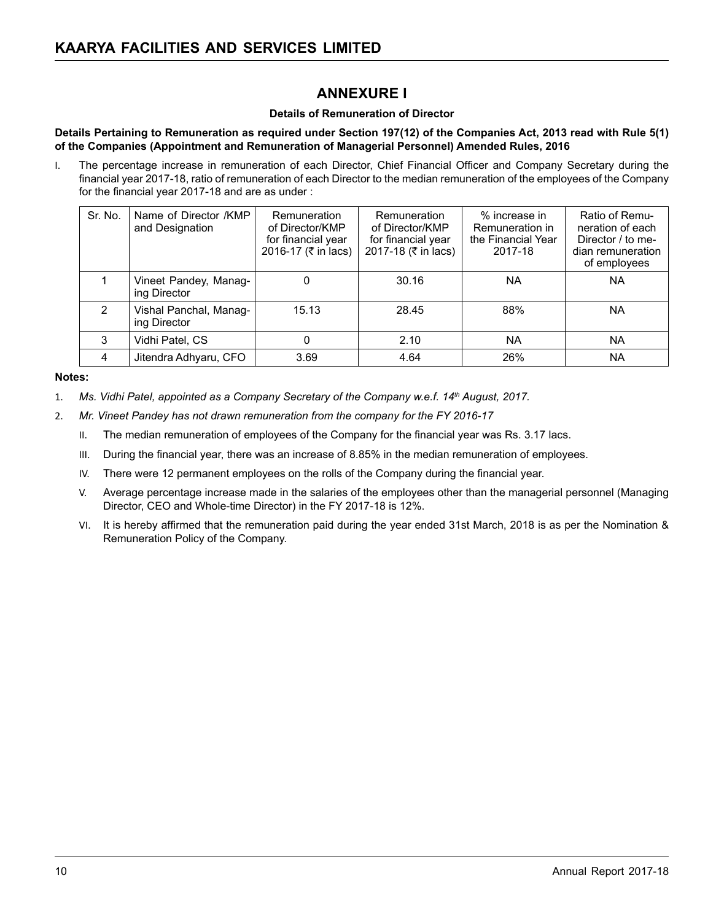# ANNEXURE I

**Details of Remuneration of Director**

**Details Pertaining to Remuneration as required under Section 197(12) of the Companies Act, 2013 read with Rule 5(1) of the Companies (Appointment and Remuneration of Managerial Personnel) Amended Rules, 2016**

I. The percentage increase in remuneration of each Director, Chief Financial Officer and Company Secretary during the financial year 2017-18, ratio of remuneration of each Director to the median remuneration of the employees of the Company for the financial year 2017-18 and are as under :

| Sr. No. | Name of Director /KMP and Designation | Remuneration of Director/KMP for financial year 2016-17 (₹ in lacs) | Remuneration of Director/KMP for financial year 2017-18 (₹ in lacs) | % increase in Remuneration in the Financial Year 2017-18 | Ratio of Remuneration of each Director / to median remuneration of employees |
|---|---|---|---|---|---|
| 1 | Vineet Pandey, Managing Director | 0 | 30.16 | NA | NA |
| 2 | Vishal Panchal, Managing Director | 15.13 | 28.45 | 88% | NA |
| 3 | Vidhi Patel, CS | 0 | 2.10 | NA | NA |
| 4 | Jitendra Adhyaru, CFO | 3.69 | 4.64 | 26% | NA |

**Notes:**

1. *Ms. Vidhi Patel, appointed as a Company Secretary of the Company w.e.f. 14th August, 2017.*
2. *Mr. Vineet Pandey has not drawn remuneration from the company for the FY 2016-17*

II. The median remuneration of employees of the Company for the financial year was Rs. 3.17 lacs.

III. During the financial year, there was an increase of 8.85% in the median remuneration of employees.

IV. There were 12 permanent employees on the rolls of the Company during the financial year.

V. Average percentage increase made in the salaries of the employees other than the managerial personnel (Managing Director, CEO and Whole-time Director) in the FY 2017-18 is 12%.

VI. It is hereby affirmed that the remuneration paid during the year ended 31st March, 2018 is as per the Nomination & Remuneration Policy of the Company.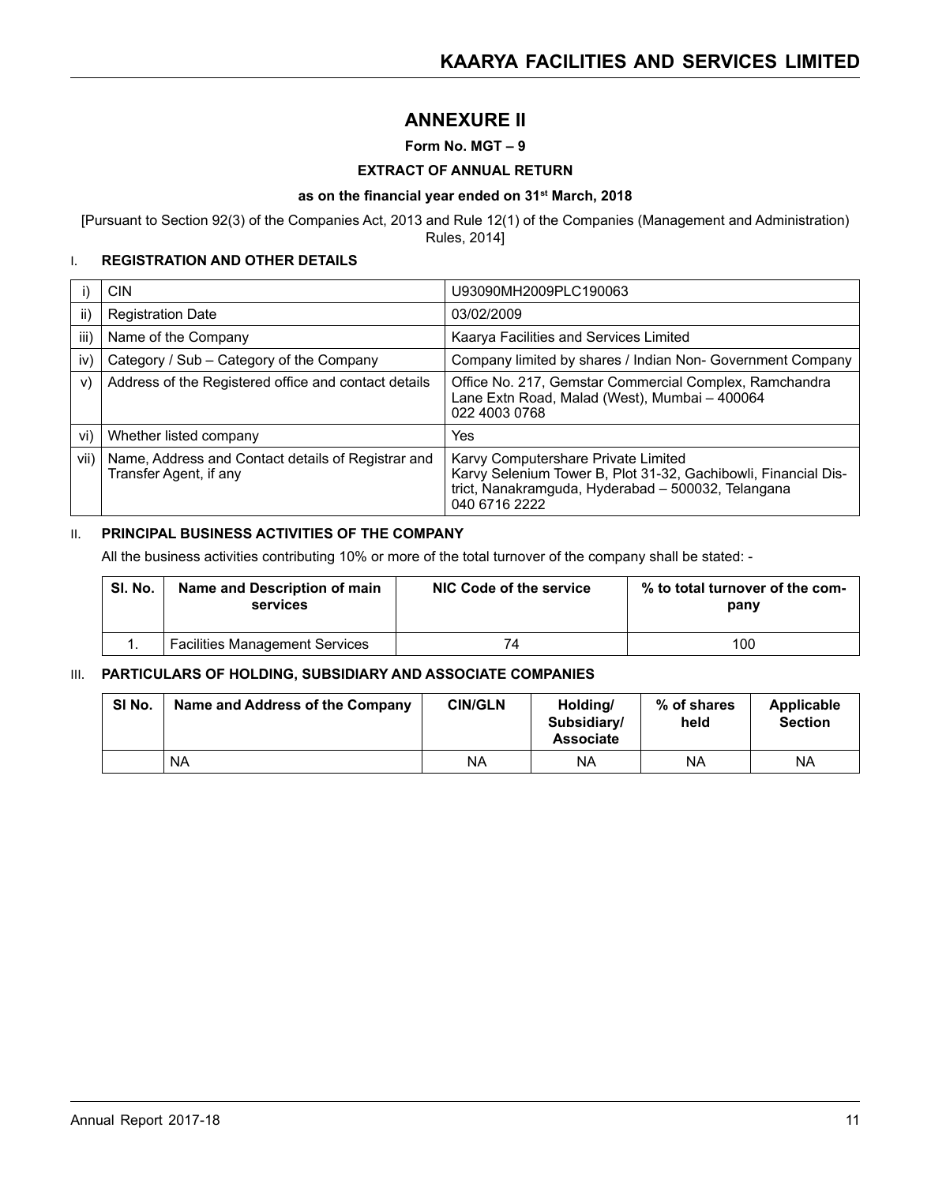# ANNEXURE II

**Form No. MGT – 9**

**EXTRACT OF ANNUAL RETURN**

**as on the financial year ended on 31st March, 2018**

[Pursuant to Section 92(3) of the Companies Act, 2013 and Rule 12(1) of the Companies (Management and Administration) Rules, 2014]

## I. REGISTRATION AND OTHER DETAILS

| | | |
|---|---|---|
| i) | CIN | U93090MH2009PLC190063 |
| ii) | Registration Date | 03/02/2009 |
| iii) | Name of the Company | Kaarya Facilities and Services Limited |
| iv) | Category / Sub – Category of the Company | Company limited by shares / Indian Non- Government Company |
| v) | Address of the Registered office and contact details | Office No. 217, Gemstar Commercial Complex, Ramchandra Lane Extn Road, Malad (West), Mumbai – 400064<br>022 4003 0768 |
| vi) | Whether listed company | Yes |
| vii) | Name, Address and Contact details of Registrar and Transfer Agent, if any | Karvy Computershare Private Limited<br>Karvy Selenium Tower B, Plot 31-32, Gachibowli, Financial District, Nanakramguda, Hyderabad – 500032, Telangana<br>040 6716 2222 |

## II. PRINCIPAL BUSINESS ACTIVITIES OF THE COMPANY

All the business activities contributing 10% or more of the total turnover of the company shall be stated: -

| Sl. No. | Name and Description of main services | NIC Code of the service | % to total turnover of the company |
|---|---|---|---|
| 1. | Facilities Management Services | 74 | 100 |

## III. PARTICULARS OF HOLDING, SUBSIDIARY AND ASSOCIATE COMPANIES

| SI No. | Name and Address of the Company | CIN/GLN | Holding/ Subsidiary/ Associate | % of shares held | Applicable Section |
|---|---|---|---|---|---|
| | NA | NA | NA | NA | NA |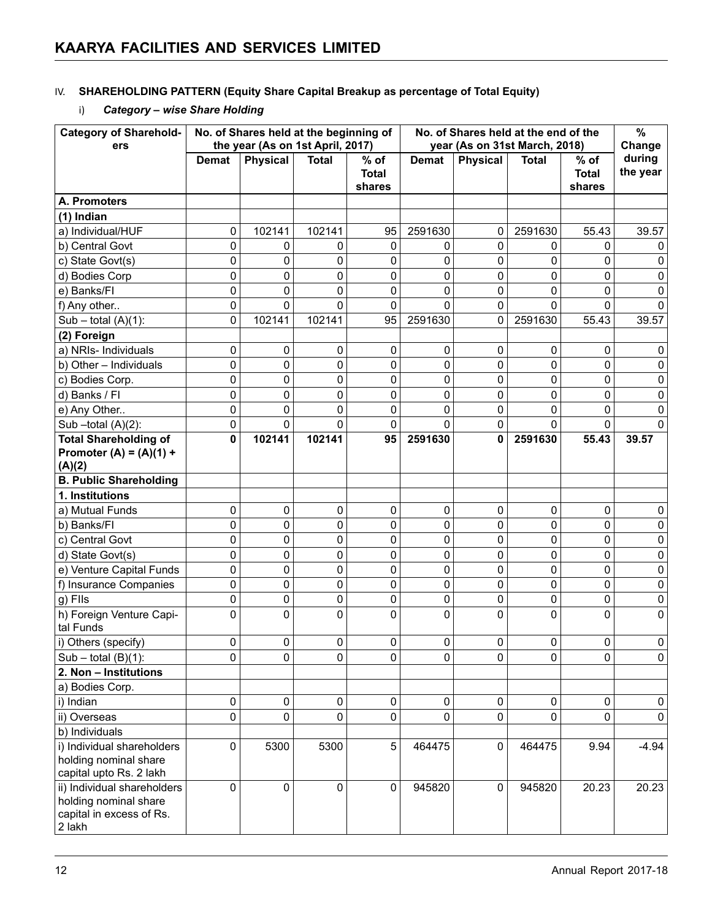IV. **SHAREHOLDING PATTERN (Equity Share Capital Breakup as percentage of Total Equity)**

i) ***Category – wise Share Holding***

| Category of Shareholders | No. of Shares held at the beginning of the year (As on 1st April, 2017) | | | | No. of Shares held at the end of the year (As on 31st March, 2018) | | | | % Change during the year |
|---|---|---|---|---|---|---|---|---|---|
| | Demat | Physical | Total | % of Total shares | Demat | Physical | Total | % of Total shares | |
| **A. Promoters** | | | | | | | | | |
| **(1) Indian** | | | | | | | | | |
| a) Individual/HUF | 0 | 102141 | 102141 | 95 | 2591630 | 0 | 2591630 | 55.43 | 39.57 |
| b) Central Govt | 0 | 0 | 0 | 0 | 0 | 0 | 0 | 0 | 0 |
| c) State Govt(s) | 0 | 0 | 0 | 0 | 0 | 0 | 0 | 0 | 0 |
| d) Bodies Corp | 0 | 0 | 0 | 0 | 0 | 0 | 0 | 0 | 0 |
| e) Banks/FI | 0 | 0 | 0 | 0 | 0 | 0 | 0 | 0 | 0 |
| f) Any other.. | 0 | 0 | 0 | 0 | 0 | 0 | 0 | 0 | 0 |
| Sub – total (A)(1): | 0 | 102141 | 102141 | 95 | 2591630 | 0 | 2591630 | 55.43 | 39.57 |
| **(2) Foreign** | | | | | | | | | |
| a) NRIs- Individuals | 0 | 0 | 0 | 0 | 0 | 0 | 0 | 0 | 0 |
| b) Other – Individuals | 0 | 0 | 0 | 0 | 0 | 0 | 0 | 0 | 0 |
| c) Bodies Corp. | 0 | 0 | 0 | 0 | 0 | 0 | 0 | 0 | 0 |
| d) Banks / FI | 0 | 0 | 0 | 0 | 0 | 0 | 0 | 0 | 0 |
| e) Any Other.. | 0 | 0 | 0 | 0 | 0 | 0 | 0 | 0 | 0 |
| Sub –total (A)(2): | 0 | 0 | 0 | 0 | 0 | 0 | 0 | 0 | 0 |
| **Total Shareholding of Promoter (A) = (A)(1) + (A)(2)** | **0** | **102141** | **102141** | **95** | **2591630** | **0** | **2591630** | **55.43** | **39.57** |
| **B. Public Shareholding** | | | | | | | | | |
| **1. Institutions** | | | | | | | | | |
| a) Mutual Funds | 0 | 0 | 0 | 0 | 0 | 0 | 0 | 0 | 0 |
| b) Banks/FI | 0 | 0 | 0 | 0 | 0 | 0 | 0 | 0 | 0 |
| c) Central Govt | 0 | 0 | 0 | 0 | 0 | 0 | 0 | 0 | 0 |
| d) State Govt(s) | 0 | 0 | 0 | 0 | 0 | 0 | 0 | 0 | 0 |
| e) Venture Capital Funds | 0 | 0 | 0 | 0 | 0 | 0 | 0 | 0 | 0 |
| f) Insurance Companies | 0 | 0 | 0 | 0 | 0 | 0 | 0 | 0 | 0 |
| g) FIIs | 0 | 0 | 0 | 0 | 0 | 0 | 0 | 0 | 0 |
| h) Foreign Venture Capital Funds | 0 | 0 | 0 | 0 | 0 | 0 | 0 | 0 | 0 |
| i) Others (specify) | 0 | 0 | 0 | 0 | 0 | 0 | 0 | 0 | 0 |
| Sub – total (B)(1): | 0 | 0 | 0 | 0 | 0 | 0 | 0 | 0 | 0 |
| **2. Non – Institutions** | | | | | | | | | |
| a) Bodies Corp. | | | | | | | | | |
| i) Indian | 0 | 0 | 0 | 0 | 0 | 0 | 0 | 0 | 0 |
| ii) Overseas | 0 | 0 | 0 | 0 | 0 | 0 | 0 | 0 | 0 |
| b) Individuals | | | | | | | | | |
| i) Individual shareholders holding nominal share capital upto Rs. 2 lakh | 0 | 5300 | 5300 | 5 | 464475 | 0 | 464475 | 9.94 | -4.94 |
| ii) Individual shareholders holding nominal share capital in excess of Rs. 2 lakh | 0 | 0 | 0 | 0 | 945820 | 0 | 945820 | 20.23 | 20.23 |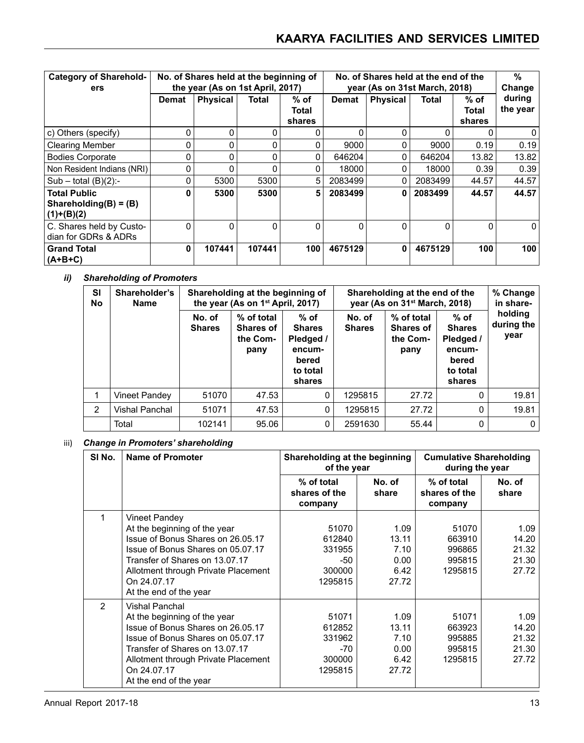| Category of Shareholders | No. of Shares held at the beginning of the year (As on 1st April, 2017) | | | | No. of Shares held at the end of the year (As on 31st March, 2018) | | | | % Change during the year |
|---|---|---|---|---|---|---|---|---|---|
| | Demat | Physical | Total | % of Total shares | Demat | Physical | Total | % of Total shares | |
| c) Others (specify) | 0 | 0 | 0 | 0 | 0 | 0 | 0 | 0 | 0 |
| Clearing Member | 0 | 0 | 0 | 0 | 9000 | 0 | 9000 | 0.19 | 0.19 |
| Bodies Corporate | 0 | 0 | 0 | 0 | 646204 | 0 | 646204 | 13.82 | 13.82 |
| Non Resident Indians (NRI) | 0 | 0 | 0 | 0 | 18000 | 0 | 18000 | 0.39 | 0.39 |
| Sub – total (B)(2):- | 0 | 5300 | 5300 | 5 | 2083499 | 0 | 2083499 | 44.57 | 44.57 |
| **Total Public Shareholding(B) = (B)(1)+(B)(2)** | **0** | **5300** | **5300** | **5** | **2083499** | **0** | **2083499** | **44.57** | **44.57** |
| C. Shares held by Custodian for GDRs & ADRs | 0 | 0 | 0 | 0 | 0 | 0 | 0 | 0 | 0 |
| **Grand Total (A+B+C)** | **0** | **107441** | **107441** | **100** | **4675129** | **0** | **4675129** | **100** | **100** |

### *ii) Shareholding of Promoters*

| Sl No | Shareholder's Name | Shareholding at the beginning of the year (As on 1st April, 2017) | | | Shareholding at the end of the year (As on 31st March, 2018) | | | % Change in shareholding during the year |
|---|---|---|---|---|---|---|---|---|
| | | No. of Shares | % of total Shares of the Company | % of Shares Pledged / encumbered to total shares | No. of Shares | % of total Shares of the Company | % of Shares Pledged / encumbered to total shares | |
| 1 | Vineet Pandey | 51070 | 47.53 | 0 | 1295815 | 27.72 | 0 | 19.81 |
| 2 | Vishal Panchal | 51071 | 47.53 | 0 | 1295815 | 27.72 | 0 | 19.81 |
| | Total | 102141 | 95.06 | 0 | 2591630 | 55.44 | 0 | 0 |

### iii) *Change in Promoters' shareholding*

| Sl No. | Name of Promoter | Shareholding at the beginning of the year | | Cumulative Shareholding during the year | |
|---|---|---|---|---|---|
| | | % of total shares of the company | No. of share | % of total shares of the company | No. of share |
| 1 | Vineet Pandey | | | | |
| | At the beginning of the year | 51070 | 1.09 | 51070 | 1.09 |
| | Issue of Bonus Shares on 26.05.17 | 612840 | 13.11 | 663910 | 14.20 |
| | Issue of Bonus Shares on 05.07.17 | 331955 | 7.10 | 996865 | 21.32 |
| | Transfer of Shares on 13.07.17 | -50 | 0.00 | 995815 | 21.30 |
| | Allotment through Private Placement On 24.07.17 | 300000 | 6.42 | 1295815 | 27.72 |
| | At the end of the year | 1295815 | 27.72 | | |
| 2 | Vishal Panchal | | | | |
| | At the beginning of the year | 51071 | 1.09 | 51071 | 1.09 |
| | Issue of Bonus Shares on 26.05.17 | 612852 | 13.11 | 663923 | 14.20 |
| | Issue of Bonus Shares on 05.07.17 | 331962 | 7.10 | 995885 | 21.32 |
| | Transfer of Shares on 13.07.17 | -70 | 0.00 | 995815 | 21.30 |
| | Allotment through Private Placement On 24.07.17 | 300000 | 6.42 | 1295815 | 27.72 |
| | At the end of the year | 1295815 | 27.72 | | |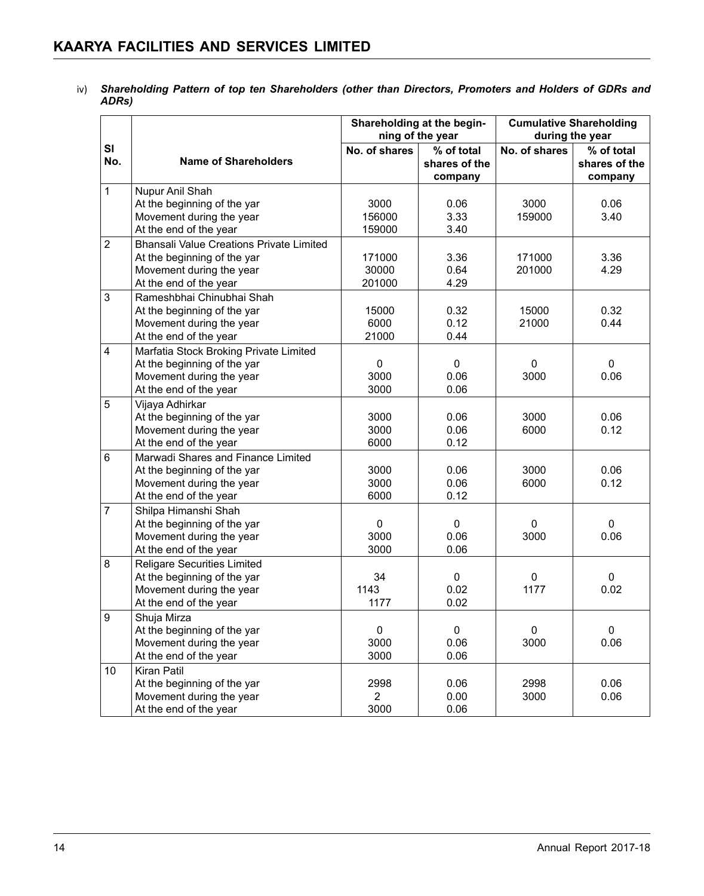iv) ***Shareholding Pattern of top ten Shareholders (other than Directors, Promoters and Holders of GDRs and ADRs)***

| Sl No. | Name of Shareholders | Shareholding at the beginning of the year | | Cumulative Shareholding during the year | |
|---|---|---|---|---|---|
| | | No. of shares | % of total shares of the company | No. of shares | % of total shares of the company |
| 1 | Nupur Anil Shah | | | | |
| | At the beginning of the yar | 3000 | 0.06 | 3000 | 0.06 |
| | Movement during the year | 156000 | 3.33 | 159000 | 3.40 |
| | At the end of the year | 159000 | 3.40 | | |
| 2 | Bhansali Value Creations Private Limited | | | | |
| | At the beginning of the yar | 171000 | 3.36 | 171000 | 3.36 |
| | Movement during the year | 30000 | 0.64 | 201000 | 4.29 |
| | At the end of the year | 201000 | 4.29 | | |
| 3 | Rameshbhai Chinubhai Shah | | | | |
| | At the beginning of the yar | 15000 | 0.32 | 15000 | 0.32 |
| | Movement during the year | 6000 | 0.12 | 21000 | 0.44 |
| | At the end of the year | 21000 | 0.44 | | |
| 4 | Marfatia Stock Broking Private Limited | | | | |
| | At the beginning of the yar | 0 | 0 | 0 | 0 |
| | Movement during the year | 3000 | 0.06 | 3000 | 0.06 |
| | At the end of the year | 3000 | 0.06 | | |
| 5 | Vijaya Adhirkar | | | | |
| | At the beginning of the yar | 3000 | 0.06 | 3000 | 0.06 |
| | Movement during the year | 3000 | 0.06 | 6000 | 0.12 |
| | At the end of the year | 6000 | 0.12 | | |
| 6 | Marwadi Shares and Finance Limited | | | | |
| | At the beginning of the yar | 3000 | 0.06 | 3000 | 0.06 |
| | Movement during the year | 3000 | 0.06 | 6000 | 0.12 |
| | At the end of the year | 6000 | 0.12 | | |
| 7 | Shilpa Himanshi Shah | | | | |
| | At the beginning of the yar | 0 | 0 | 0 | 0 |
| | Movement during the year | 3000 | 0.06 | 3000 | 0.06 |
| | At the end of the year | 3000 | 0.06 | | |
| 8 | Religare Securities Limited | | | | |
| | At the beginning of the yar | 34 | 0 | 0 | 0 |
| | Movement during the year | 1143 | 0.02 | 1177 | 0.02 |
| | At the end of the year | 1177 | 0.02 | | |
| 9 | Shuja Mirza | | | | |
| | At the beginning of the yar | 0 | 0 | 0 | 0 |
| | Movement during the year | 3000 | 0.06 | 3000 | 0.06 |
| | At the end of the year | 3000 | 0.06 | | |
| 10 | Kiran Patil | | | | |
| | At the beginning of the yar | 2998 | 0.06 | 2998 | 0.06 |
| | Movement during the year | 2 | 0.00 | 3000 | 0.06 |
| | At the end of the year | 3000 | 0.06 | | |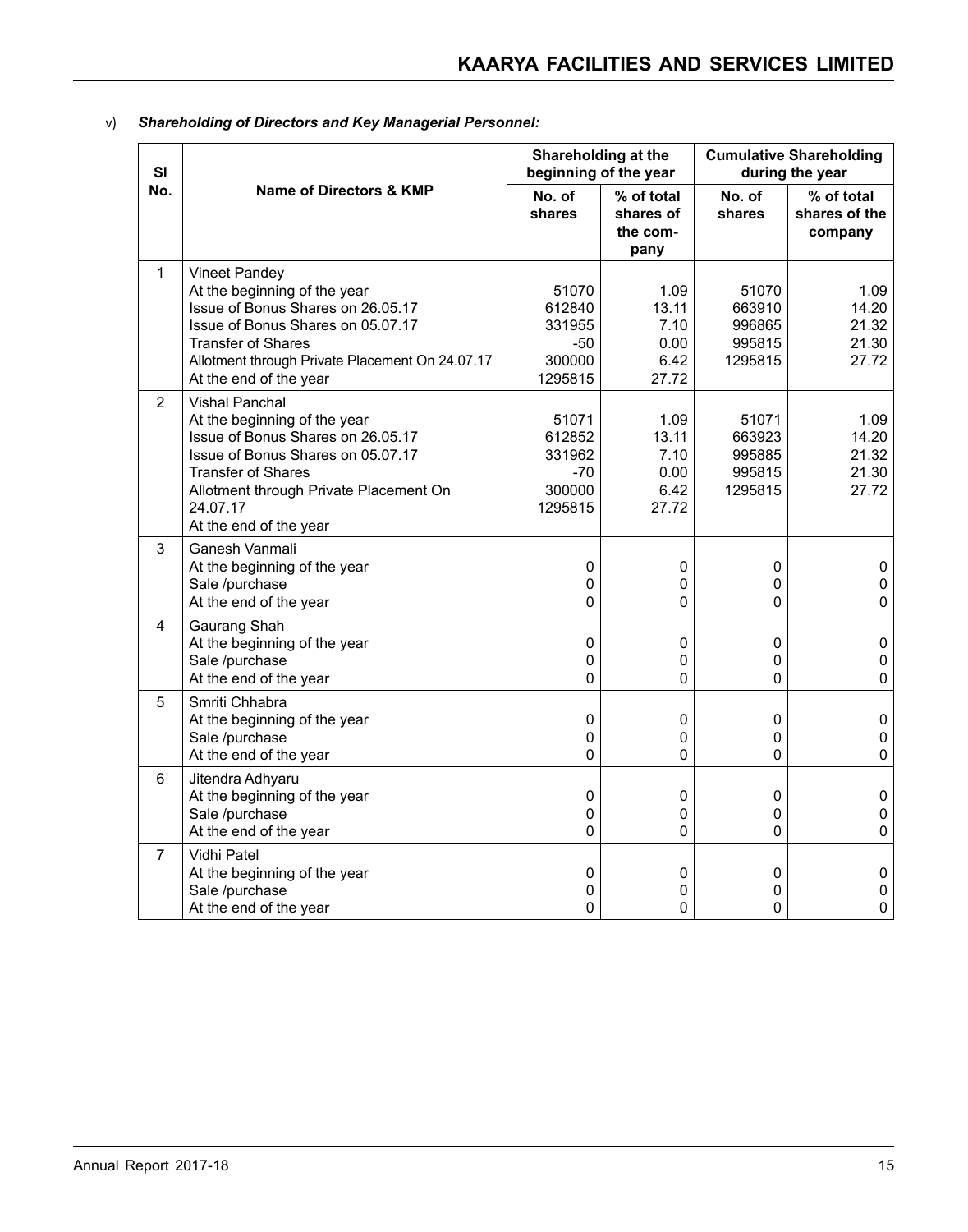v) ***Shareholding of Directors and Key Managerial Personnel:***

| Sl No. | Name of Directors & KMP | Shareholding at the beginning of the year | | Cumulative Shareholding during the year | |
|---|---|---|---|---|---|
| | | No. of shares | % of total shares of the company | No. of shares | % of total shares of the company |
| 1 | Vineet Pandey | | | | |
| | At the beginning of the year | 51070 | 1.09 | 51070 | 1.09 |
| | Issue of Bonus Shares on 26.05.17 | 612840 | 13.11 | 663910 | 14.20 |
| | Issue of Bonus Shares on 05.07.17 | 331955 | 7.10 | 996865 | 21.32 |
| | Transfer of Shares | -50 | 0.00 | 995815 | 21.30 |
| | Allotment through Private Placement On 24.07.17 | 300000 | 6.42 | 1295815 | 27.72 |
| | At the end of the year | 1295815 | 27.72 | | |
| 2 | Vishal Panchal | | | | |
| | At the beginning of the year | 51071 | 1.09 | 51071 | 1.09 |
| | Issue of Bonus Shares on 26.05.17 | 612852 | 13.11 | 663923 | 14.20 |
| | Issue of Bonus Shares on 05.07.17 | 331962 | 7.10 | 995885 | 21.32 |
| | Transfer of Shares | -70 | 0.00 | 995815 | 21.30 |
| | Allotment through Private Placement On 24.07.17 | 300000 | 6.42 | 1295815 | 27.72 |
| | At the end of the year | 1295815 | 27.72 | | |
| 3 | Ganesh Vanmali | | | | |
| | At the beginning of the year | 0 | 0 | 0 | 0 |
| | Sale /purchase | 0 | 0 | 0 | 0 |
| | At the end of the year | 0 | 0 | 0 | 0 |
| 4 | Gaurang Shah | | | | |
| | At the beginning of the year | 0 | 0 | 0 | 0 |
| | Sale /purchase | 0 | 0 | 0 | 0 |
| | At the end of the year | 0 | 0 | 0 | 0 |
| 5 | Smriti Chhabra | | | | |
| | At the beginning of the year | 0 | 0 | 0 | 0 |
| | Sale /purchase | 0 | 0 | 0 | 0 |
| | At the end of the year | 0 | 0 | 0 | 0 |
| 6 | Jitendra Adhyaru | | | | |
| | At the beginning of the year | 0 | 0 | 0 | 0 |
| | Sale /purchase | 0 | 0 | 0 | 0 |
| | At the end of the year | 0 | 0 | 0 | 0 |
| 7 | Vidhi Patel | | | | |
| | At the beginning of the year | 0 | 0 | 0 | 0 |
| | Sale /purchase | 0 | 0 | 0 | 0 |
| | At the end of the year | 0 | 0 | 0 | 0 |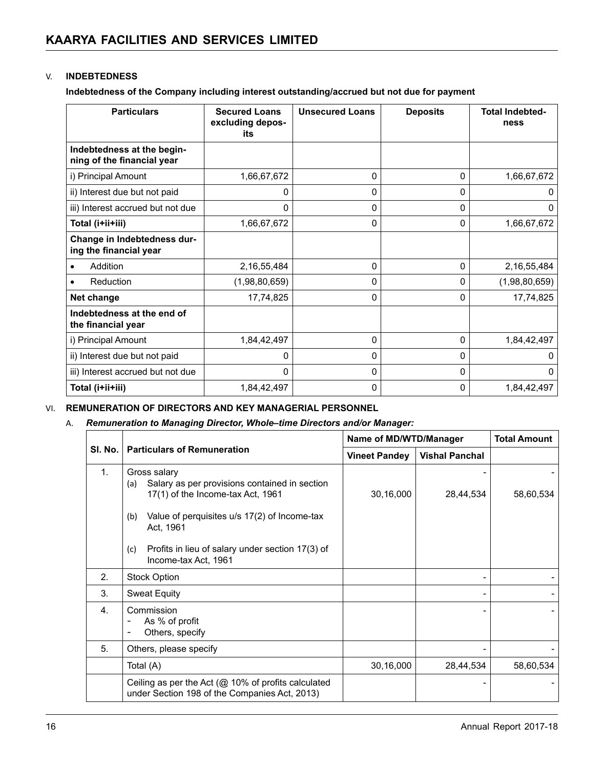## V. INDEBTEDNESS

**Indebtedness of the Company including interest outstanding/accrued but not due for payment**

| Particulars | Secured Loans excluding deposits | Unsecured Loans | Deposits | Total Indebtedness |
|---|---|---|---|---|
| **Indebtedness at the beginning of the financial year** | | | | |
| i) Principal Amount | 1,66,67,672 | 0 | 0 | 1,66,67,672 |
| ii) Interest due but not paid | 0 | 0 | 0 | 0 |
| iii) Interest accrued but not due | 0 | 0 | 0 | 0 |
| **Total (i+ii+iii)** | 1,66,67,672 | 0 | 0 | 1,66,67,672 |
| **Change in Indebtedness during the financial year** | | | | |
| • Addition | 2,16,55,484 | 0 | 0 | 2,16,55,484 |
| • Reduction | (1,98,80,659) | 0 | 0 | (1,98,80,659) |
| **Net change** | 17,74,825 | 0 | 0 | 17,74,825 |
| **Indebtedness at the end of the financial year** | | | | |
| i) Principal Amount | 1,84,42,497 | 0 | 0 | 1,84,42,497 |
| ii) Interest due but not paid | 0 | 0 | 0 | 0 |
| iii) Interest accrued but not due | 0 | 0 | 0 | 0 |
| **Total (i+ii+iii)** | 1,84,42,497 | 0 | 0 | 1,84,42,497 |

## VI. REMUNERATION OF DIRECTORS AND KEY MANAGERIAL PERSONNEL

### A. *Remuneration to Managing Director, Whole–time Directors and/or Manager:*

| Sl. No. | Particulars of Remuneration | Name of MD/WTD/Manager | | Total Amount |
|---|---|---|---|---|
| | | Vineet Pandey | Vishal Panchal | |
| 1. | Gross salary<br>(a) Salary as per provisions contained in section 17(1) of the Income-tax Act, 1961<br>(b) Value of perquisites u/s 17(2) of Income-tax Act, 1961<br>(c) Profits in lieu of salary under section 17(3) of Income-tax Act, 1961 | 30,16,000 | -<br>28,44,534 | -<br>58,60,534 |
| 2. | Stock Option | | - | - |
| 3. | Sweat Equity | | - | - |
| 4. | Commission<br>- As % of profit<br>- Others, specify | | - | - |
| 5. | Others, please specify | | - | - |
| | Total (A) | 30,16,000 | 28,44,534 | 58,60,534 |
| | Ceiling as per the Act (@ 10% of profits calculated under Section 198 of the Companies Act, 2013) | | - | - |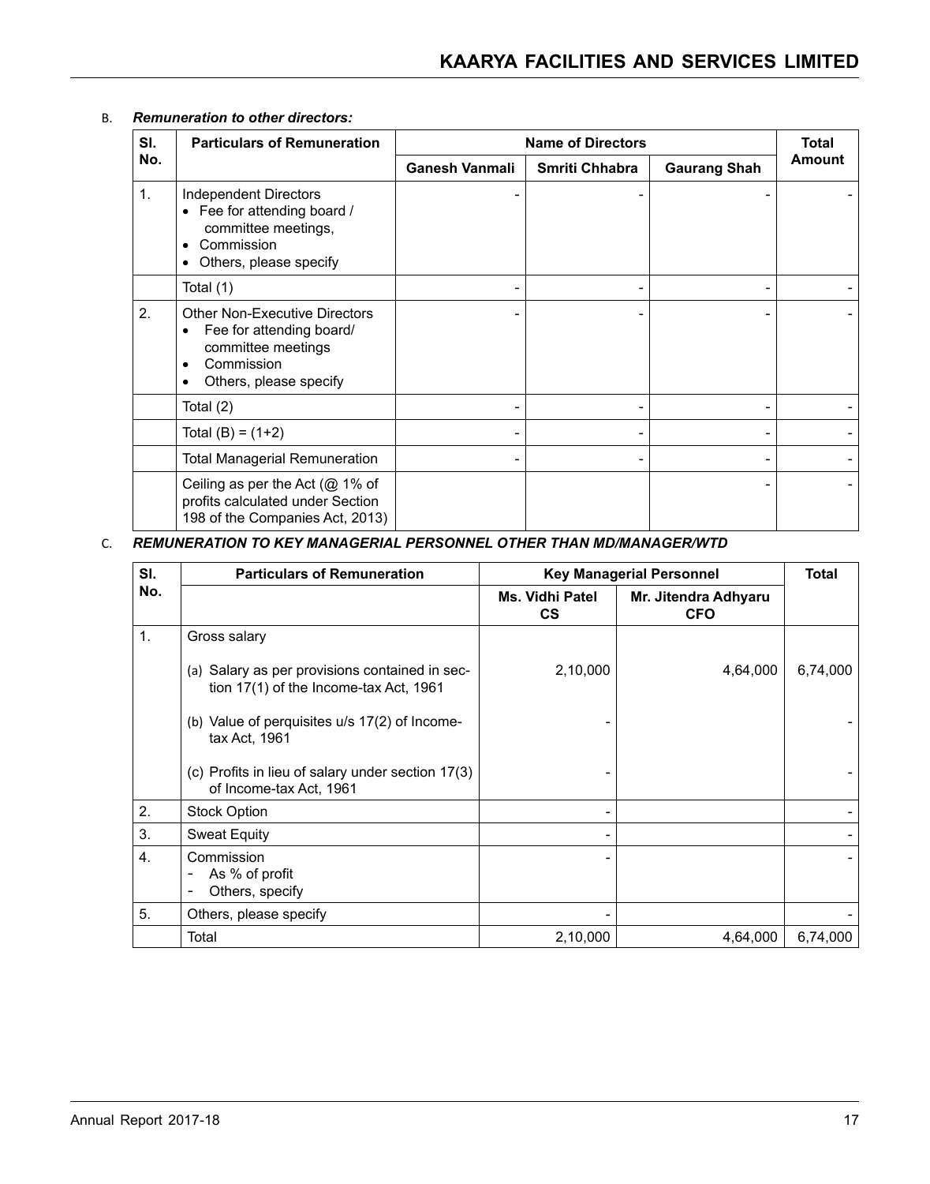B. ***Remuneration to other directors:***

| Sl. No. | Particulars of Remuneration | Name of Directors | | | Total Amount |
|---|---|---|---|---|---|
| | | **Ganesh Vanmali** | **Smriti Chhabra** | **Gaurang Shah** | |
| 1. | Independent Directors<br>• Fee for attending board / committee meetings,<br>• Commission<br>• Others, please specify | - | - | - | - |
| | Total (1) | - | - | - | - |
| 2. | Other Non-Executive Directors<br>• Fee for attending board/ committee meetings<br>• Commission<br>• Others, please specify | - | - | - | - |
| | Total (2) | - | - | - | - |
| | Total (B) = (1+2) | - | - | - | - |
| | Total Managerial Remuneration | - | - | - | - |
| | Ceiling as per the Act (@ 1% of profits calculated under Section 198 of the Companies Act, 2013) | | | - | - |

C. ***REMUNERATION TO KEY MANAGERIAL PERSONNEL OTHER THAN MD/MANAGER/WTD***

| Sl. No. | Particulars of Remuneration | Key Managerial Personnel | | Total |
|---|---|---|---|---|
| | | **Ms. Vidhi Patel CS** | **Mr. Jitendra Adhyaru CFO** | |
| 1. | Gross salary | | | |
| | (a) Salary as per provisions contained in section 17(1) of the Income-tax Act, 1961 | 2,10,000 | 4,64,000 | 6,74,000 |
| | (b) Value of perquisites u/s 17(2) of Income-tax Act, 1961 | - | | - |
| | (c) Profits in lieu of salary under section 17(3) of Income-tax Act, 1961 | - | | - |
| 2. | Stock Option | - | | - |
| 3. | Sweat Equity | - | | - |
| 4. | Commission<br>- As % of profit<br>- Others, specify | - | | - |
| 5. | Others, please specify | - | | - |
| | Total | 2,10,000 | 4,64,000 | 6,74,000 |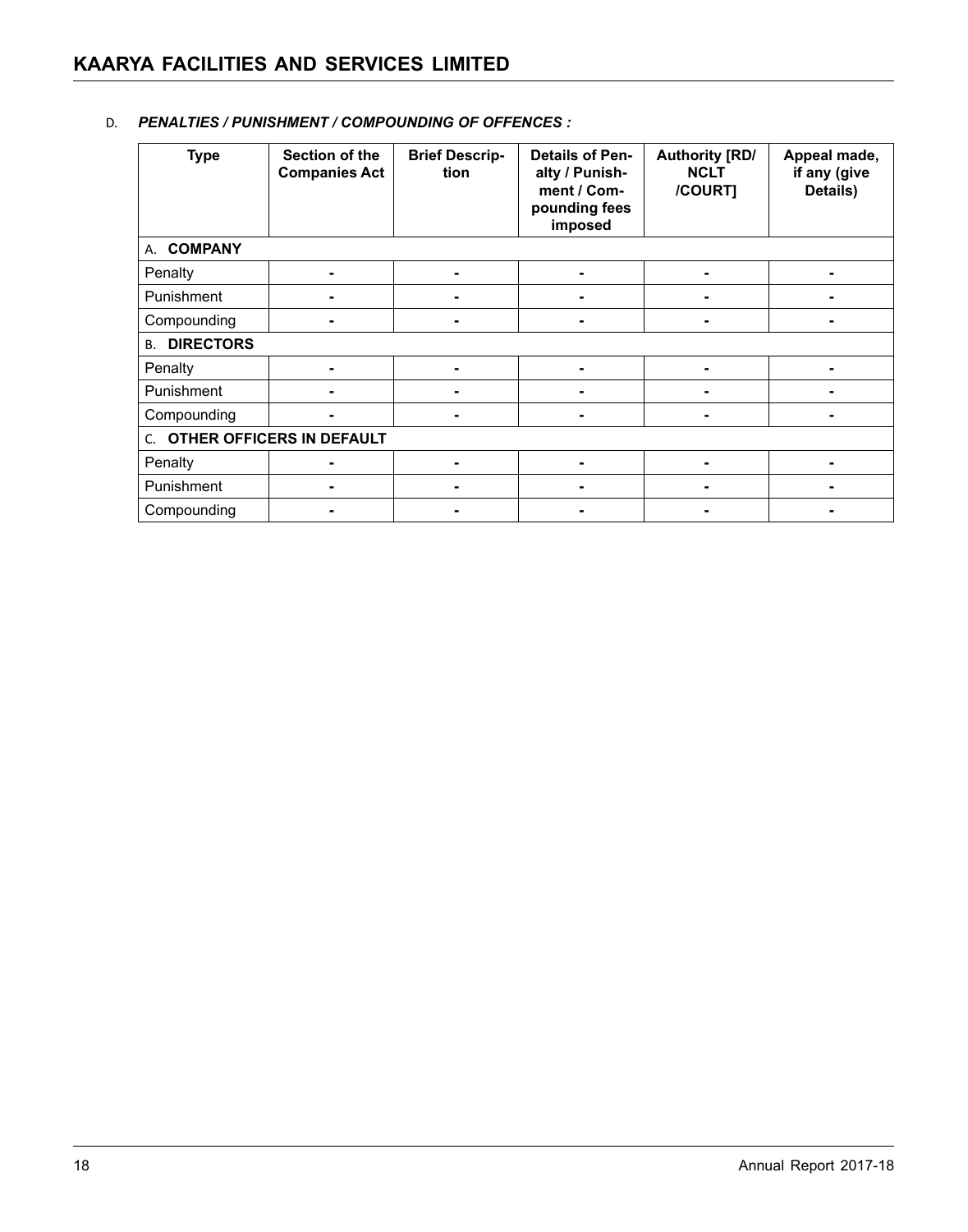D. ***PENALTIES / PUNISHMENT / COMPOUNDING OF OFFENCES :***

| Type | Section of the Companies Act | Brief Description | Details of Penalty / Punishment / Compounding fees imposed | Authority [RD/ NCLT /COURT] | Appeal made, if any (give Details) |
|---|---|---|---|---|---|
| A. **COMPANY** | | | | | |
| Penalty | - | - | - | - | - |
| Punishment | - | - | - | - | - |
| Compounding | - | - | - | - | - |
| B. **DIRECTORS** | | | | | |
| Penalty | - | - | - | - | - |
| Punishment | - | - | - | - | - |
| Compounding | - | - | - | - | - |
| C. **OTHER OFFICERS IN DEFAULT** | | | | | |
| Penalty | - | - | - | - | - |
| Punishment | - | - | - | - | - |
| Compounding | - | - | - | - | - |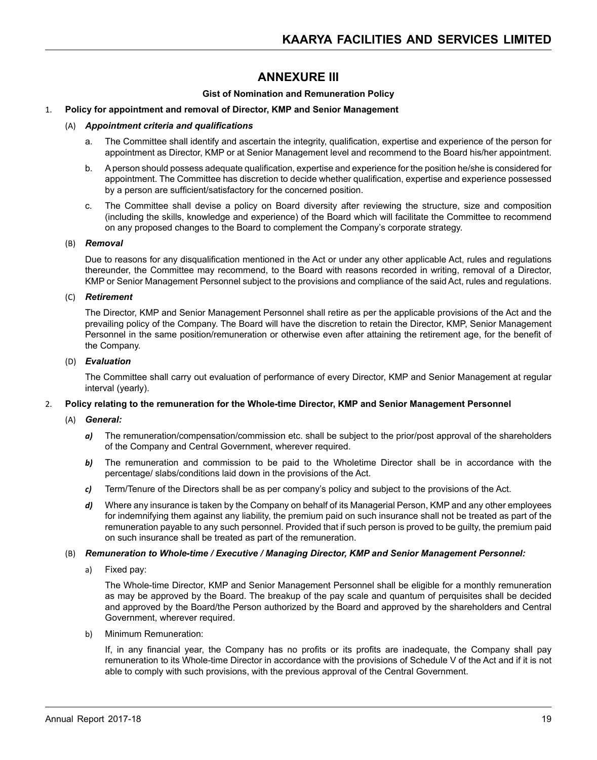# ANNEXURE III

**Gist of Nomination and Remuneration Policy**

1. **Policy for appointment and removal of Director, KMP and Senior Management**

   (A) ***Appointment criteria and qualifications***

   a. The Committee shall identify and ascertain the integrity, qualification, expertise and experience of the person for appointment as Director, KMP or at Senior Management level and recommend to the Board his/her appointment.

   b. A person should possess adequate qualification, expertise and experience for the position he/she is considered for appointment. The Committee has discretion to decide whether qualification, expertise and experience possessed by a person are sufficient/satisfactory for the concerned position.

   c. The Committee shall devise a policy on Board diversity after reviewing the structure, size and composition (including the skills, knowledge and experience) of the Board which will facilitate the Committee to recommend on any proposed changes to the Board to complement the Company's corporate strategy.

   (B) ***Removal***

   Due to reasons for any disqualification mentioned in the Act or under any other applicable Act, rules and regulations thereunder, the Committee may recommend, to the Board with reasons recorded in writing, removal of a Director, KMP or Senior Management Personnel subject to the provisions and compliance of the said Act, rules and regulations.

   (C) ***Retirement***

   The Director, KMP and Senior Management Personnel shall retire as per the applicable provisions of the Act and the prevailing policy of the Company. The Board will have the discretion to retain the Director, KMP, Senior Management Personnel in the same position/remuneration or otherwise even after attaining the retirement age, for the benefit of the Company.

   (D) ***Evaluation***

   The Committee shall carry out evaluation of performance of every Director, KMP and Senior Management at regular interval (yearly).

2. **Policy relating to the remuneration for the Whole-time Director, KMP and Senior Management Personnel**

   (A) ***General:***

   ***a)*** The remuneration/compensation/commission etc. shall be subject to the prior/post approval of the shareholders of the Company and Central Government, wherever required.

   ***b)*** The remuneration and commission to be paid to the Wholetime Director shall be in accordance with the percentage/ slabs/conditions laid down in the provisions of the Act.

   ***c)*** Term/Tenure of the Directors shall be as per company's policy and subject to the provisions of the Act.

   ***d)*** Where any insurance is taken by the Company on behalf of its Managerial Person, KMP and any other employees for indemnifying them against any liability, the premium paid on such insurance shall not be treated as part of the remuneration payable to any such personnel. Provided that if such person is proved to be guilty, the premium paid on such insurance shall be treated as part of the remuneration.

   (B) ***Remuneration to Whole-time / Executive / Managing Director, KMP and Senior Management Personnel:***

   a) Fixed pay:

   The Whole-time Director, KMP and Senior Management Personnel shall be eligible for a monthly remuneration as may be approved by the Board. The breakup of the pay scale and quantum of perquisites shall be decided and approved by the Board/the Person authorized by the Board and approved by the shareholders and Central Government, wherever required.

   b) Minimum Remuneration:

   If, in any financial year, the Company has no profits or its profits are inadequate, the Company shall pay remuneration to its Whole-time Director in accordance with the provisions of Schedule V of the Act and if it is not able to comply with such provisions, with the previous approval of the Central Government.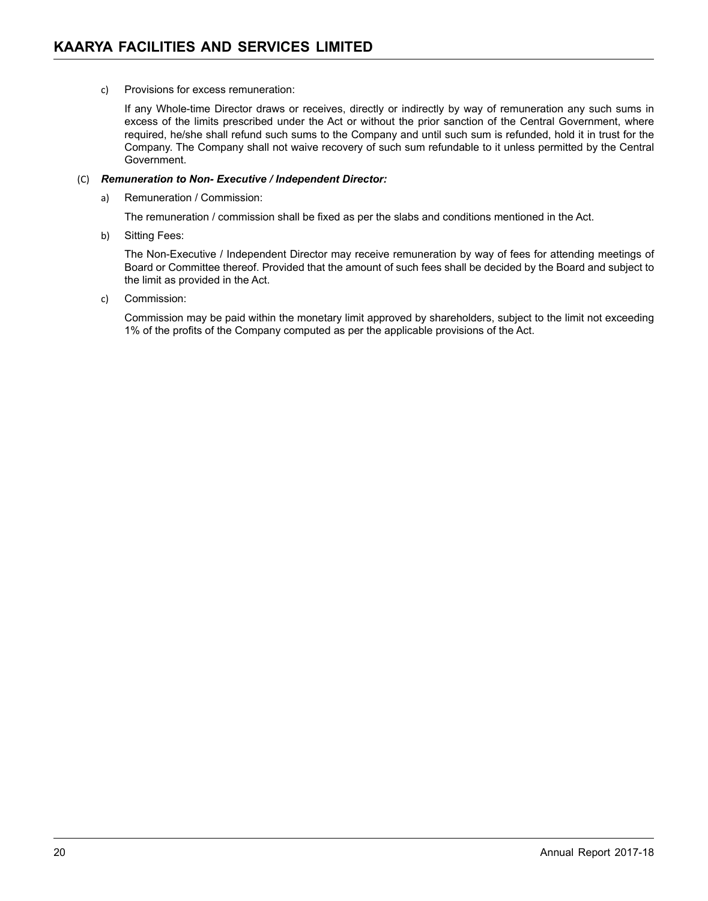c) Provisions for excess remuneration:

If any Whole-time Director draws or receives, directly or indirectly by way of remuneration any such sums in excess of the limits prescribed under the Act or without the prior sanction of the Central Government, where required, he/she shall refund such sums to the Company and until such sum is refunded, hold it in trust for the Company. The Company shall not waive recovery of such sum refundable to it unless permitted by the Central Government.

(C) ***Remuneration to Non- Executive / Independent Director:***

a) Remuneration / Commission:

The remuneration / commission shall be fixed as per the slabs and conditions mentioned in the Act.

b) Sitting Fees:

The Non-Executive / Independent Director may receive remuneration by way of fees for attending meetings of Board or Committee thereof. Provided that the amount of such fees shall be decided by the Board and subject to the limit as provided in the Act.

c) Commission:

Commission may be paid within the monetary limit approved by shareholders, subject to the limit not exceeding 1% of the profits of the Company computed as per the applicable provisions of the Act.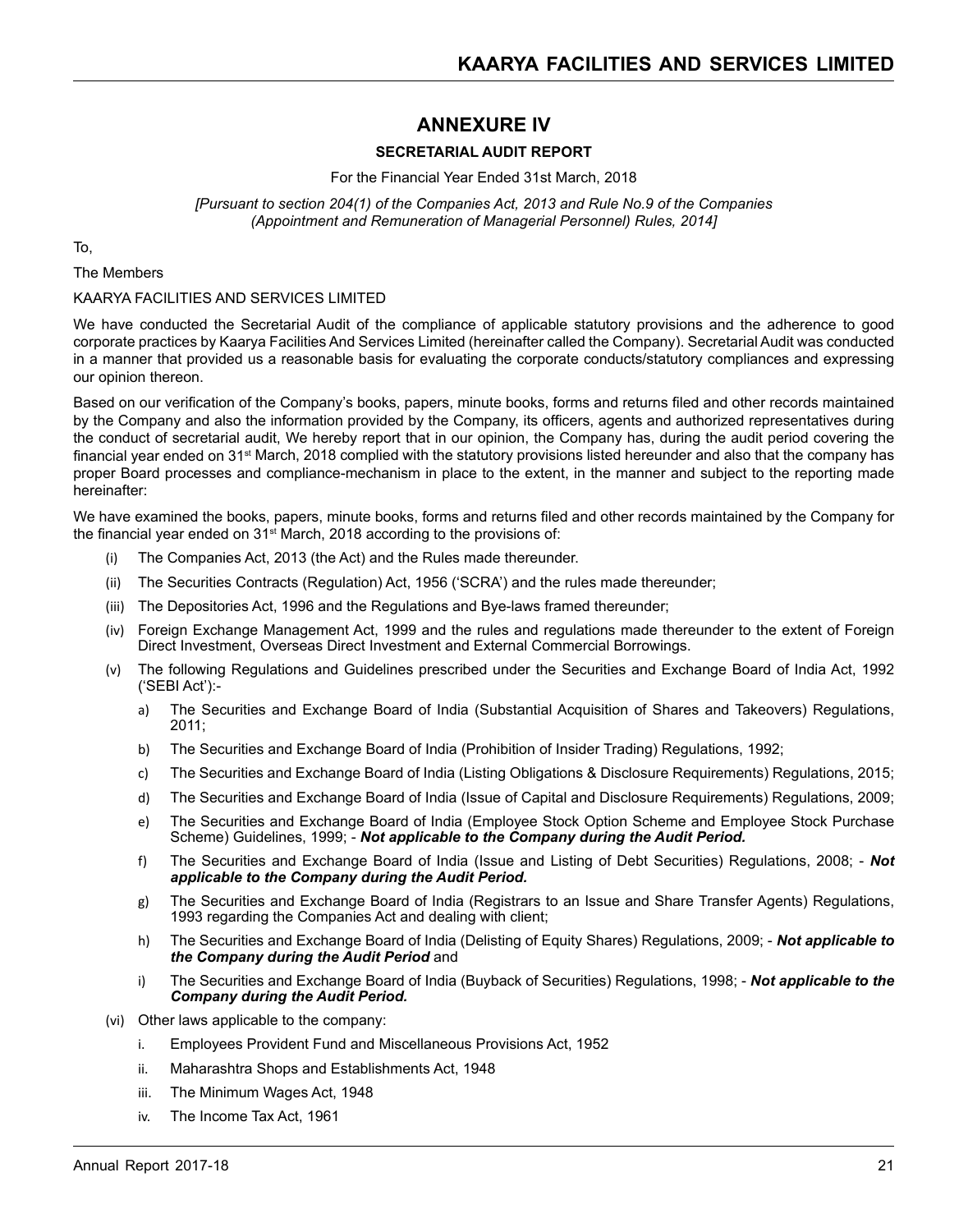# ANNEXURE IV

## SECRETARIAL AUDIT REPORT

For the Financial Year Ended 31st March, 2018

*[Pursuant to section 204(1) of the Companies Act, 2013 and Rule No.9 of the Companies (Appointment and Remuneration of Managerial Personnel) Rules, 2014]*

To,

The Members

KAARYA FACILITIES AND SERVICES LIMITED

We have conducted the Secretarial Audit of the compliance of applicable statutory provisions and the adherence to good corporate practices by Kaarya Facilities And Services Limited (hereinafter called the Company). Secretarial Audit was conducted in a manner that provided us a reasonable basis for evaluating the corporate conducts/statutory compliances and expressing our opinion thereon.

Based on our verification of the Company's books, papers, minute books, forms and returns filed and other records maintained by the Company and also the information provided by the Company, its officers, agents and authorized representatives during the conduct of secretarial audit, We hereby report that in our opinion, the Company has, during the audit period covering the financial year ended on 31st March, 2018 complied with the statutory provisions listed hereunder and also that the company has proper Board processes and compliance-mechanism in place to the extent, in the manner and subject to the reporting made hereinafter:

We have examined the books, papers, minute books, forms and returns filed and other records maintained by the Company for the financial year ended on 31st March, 2018 according to the provisions of:

(i) The Companies Act, 2013 (the Act) and the Rules made thereunder.

(ii) The Securities Contracts (Regulation) Act, 1956 ('SCRA') and the rules made thereunder;

(iii) The Depositories Act, 1996 and the Regulations and Bye-laws framed thereunder;

(iv) Foreign Exchange Management Act, 1999 and the rules and regulations made thereunder to the extent of Foreign Direct Investment, Overseas Direct Investment and External Commercial Borrowings.

(v) The following Regulations and Guidelines prescribed under the Securities and Exchange Board of India Act, 1992 ('SEBI Act'):-

   a) The Securities and Exchange Board of India (Substantial Acquisition of Shares and Takeovers) Regulations, 2011;

   b) The Securities and Exchange Board of India (Prohibition of Insider Trading) Regulations, 1992;

   c) The Securities and Exchange Board of India (Listing Obligations & Disclosure Requirements) Regulations, 2015;

   d) The Securities and Exchange Board of India (Issue of Capital and Disclosure Requirements) Regulations, 2009;

   e) The Securities and Exchange Board of India (Employee Stock Option Scheme and Employee Stock Purchase Scheme) Guidelines, 1999; - ***Not applicable to the Company during the Audit Period.***

   f) The Securities and Exchange Board of India (Issue and Listing of Debt Securities) Regulations, 2008; - ***Not applicable to the Company during the Audit Period.***

   g) The Securities and Exchange Board of India (Registrars to an Issue and Share Transfer Agents) Regulations, 1993 regarding the Companies Act and dealing with client;

   h) The Securities and Exchange Board of India (Delisting of Equity Shares) Regulations, 2009; - ***Not applicable to the Company during the Audit Period*** and

   i) The Securities and Exchange Board of India (Buyback of Securities) Regulations, 1998; - ***Not applicable to the Company during the Audit Period.***

(vi) Other laws applicable to the company:

   i. Employees Provident Fund and Miscellaneous Provisions Act, 1952

   ii. Maharashtra Shops and Establishments Act, 1948

   iii. The Minimum Wages Act, 1948

   iv. The Income Tax Act, 1961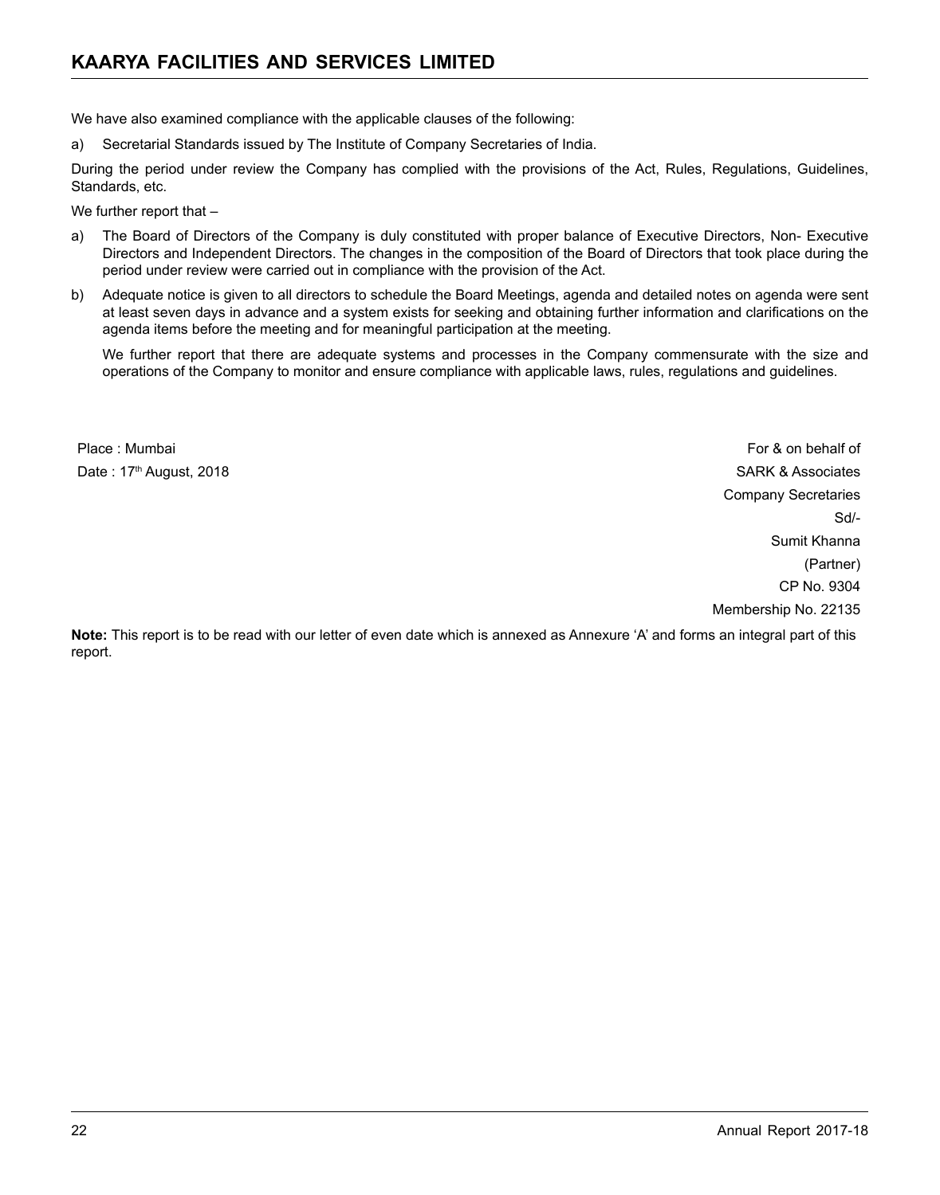We have also examined compliance with the applicable clauses of the following:

a) Secretarial Standards issued by The Institute of Company Secretaries of India.

During the period under review the Company has complied with the provisions of the Act, Rules, Regulations, Guidelines, Standards, etc.

We further report that –

a) The Board of Directors of the Company is duly constituted with proper balance of Executive Directors, Non- Executive Directors and Independent Directors. The changes in the composition of the Board of Directors that took place during the period under review were carried out in compliance with the provision of the Act.

b) Adequate notice is given to all directors to schedule the Board Meetings, agenda and detailed notes on agenda were sent at least seven days in advance and a system exists for seeking and obtaining further information and clarifications on the agenda items before the meeting and for meaningful participation at the meeting.

   We further report that there are adequate systems and processes in the Company commensurate with the size and operations of the Company to monitor and ensure compliance with applicable laws, rules, regulations and guidelines.

Place : Mumbai

Date : 17th August, 2018

For & on behalf of
SARK & Associates
Company Secretaries
Sd/-
Sumit Khanna
(Partner)
CP No. 9304
Membership No. 22135

**Note:** This report is to be read with our letter of even date which is annexed as Annexure 'A' and forms an integral part of this report.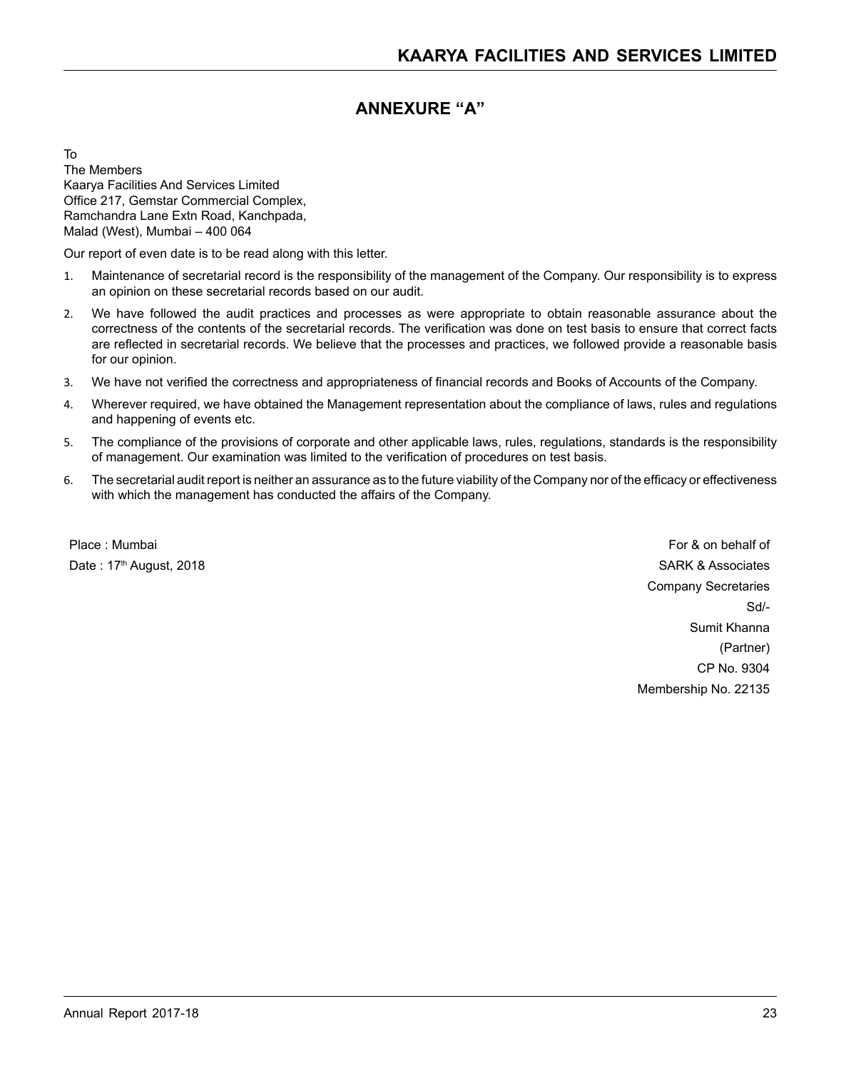# ANNEXURE "A"

To
The Members
Kaarya Facilities And Services Limited
Office 217, Gemstar Commercial Complex,
Ramchandra Lane Extn Road, Kanchpada,
Malad (West), Mumbai – 400 064

Our report of even date is to be read along with this letter.

1. Maintenance of secretarial record is the responsibility of the management of the Company. Our responsibility is to express an opinion on these secretarial records based on our audit.
2. We have followed the audit practices and processes as were appropriate to obtain reasonable assurance about the correctness of the contents of the secretarial records. The verification was done on test basis to ensure that correct facts are reflected in secretarial records. We believe that the processes and practices, we followed provide a reasonable basis for our opinion.
3. We have not verified the correctness and appropriateness of financial records and Books of Accounts of the Company.
4. Wherever required, we have obtained the Management representation about the compliance of laws, rules and regulations and happening of events etc.
5. The compliance of the provisions of corporate and other applicable laws, rules, regulations, standards is the responsibility of management. Our examination was limited to the verification of procedures on test basis.
6. The secretarial audit report is neither an assurance as to the future viability of the Company nor of the efficacy or effectiveness with which the management has conducted the affairs of the Company.

Place : Mumbai
Date : 17th August, 2018

For & on behalf of
SARK & Associates
Company Secretaries
Sd/-
Sumit Khanna
(Partner)
CP No. 9304
Membership No. 22135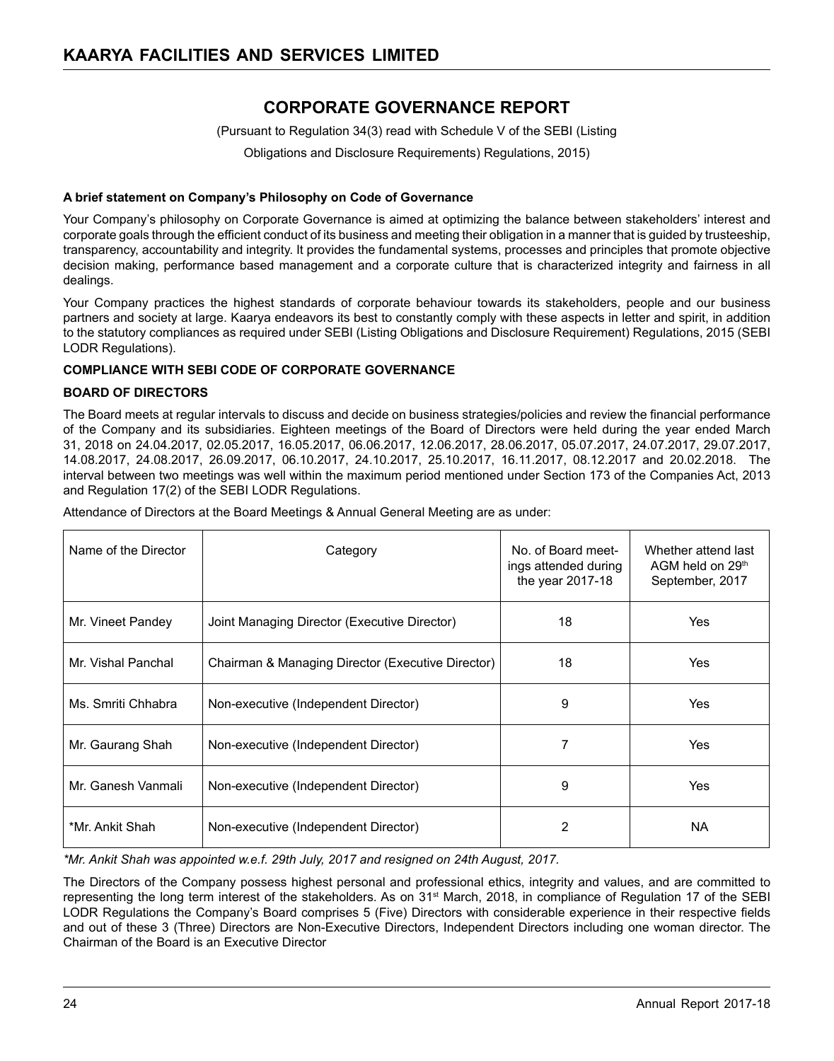# CORPORATE GOVERNANCE REPORT

(Pursuant to Regulation 34(3) read with Schedule V of the SEBI (Listing Obligations and Disclosure Requirements) Regulations, 2015)

**A brief statement on Company's Philosophy on Code of Governance**

Your Company's philosophy on Corporate Governance is aimed at optimizing the balance between stakeholders' interest and corporate goals through the efficient conduct of its business and meeting their obligation in a manner that is guided by trusteeship, transparency, accountability and integrity. It provides the fundamental systems, processes and principles that promote objective decision making, performance based management and a corporate culture that is characterized integrity and fairness in all dealings.

Your Company practices the highest standards of corporate behaviour towards its stakeholders, people and our business partners and society at large. Kaarya endeavors its best to constantly comply with these aspects in letter and spirit, in addition to the statutory compliances as required under SEBI (Listing Obligations and Disclosure Requirement) Regulations, 2015 (SEBI LODR Regulations).

**COMPLIANCE WITH SEBI CODE OF CORPORATE GOVERNANCE**

**BOARD OF DIRECTORS**

The Board meets at regular intervals to discuss and decide on business strategies/policies and review the financial performance of the Company and its subsidiaries. Eighteen meetings of the Board of Directors were held during the year ended March 31, 2018 on 24.04.2017, 02.05.2017, 16.05.2017, 06.06.2017, 12.06.2017, 28.06.2017, 05.07.2017, 24.07.2017, 29.07.2017, 14.08.2017, 24.08.2017, 26.09.2017, 06.10.2017, 24.10.2017, 25.10.2017, 16.11.2017, 08.12.2017 and 20.02.2018. The interval between two meetings was well within the maximum period mentioned under Section 173 of the Companies Act, 2013 and Regulation 17(2) of the SEBI LODR Regulations.

Attendance of Directors at the Board Meetings & Annual General Meeting are as under:

| Name of the Director | Category | No. of Board meetings attended during the year 2017-18 | Whether attend last AGM held on 29th September, 2017 |
|---|---|---|---|
| Mr. Vineet Pandey | Joint Managing Director (Executive Director) | 18 | Yes |
| Mr. Vishal Panchal | Chairman & Managing Director (Executive Director) | 18 | Yes |
| Ms. Smriti Chhabra | Non-executive (Independent Director) | 9 | Yes |
| Mr. Gaurang Shah | Non-executive (Independent Director) | 7 | Yes |
| Mr. Ganesh Vanmali | Non-executive (Independent Director) | 9 | Yes |
| *Mr. Ankit Shah | Non-executive (Independent Director) | 2 | NA |

*\*Mr. Ankit Shah was appointed w.e.f. 29th July, 2017 and resigned on 24th August, 2017.*

The Directors of the Company possess highest personal and professional ethics, integrity and values, and are committed to representing the long term interest of the stakeholders. As on 31st March, 2018, in compliance of Regulation 17 of the SEBI LODR Regulations the Company's Board comprises 5 (Five) Directors with considerable experience in their respective fields and out of these 3 (Three) Directors are Non-Executive Directors, Independent Directors including one woman director. The Chairman of the Board is an Executive Director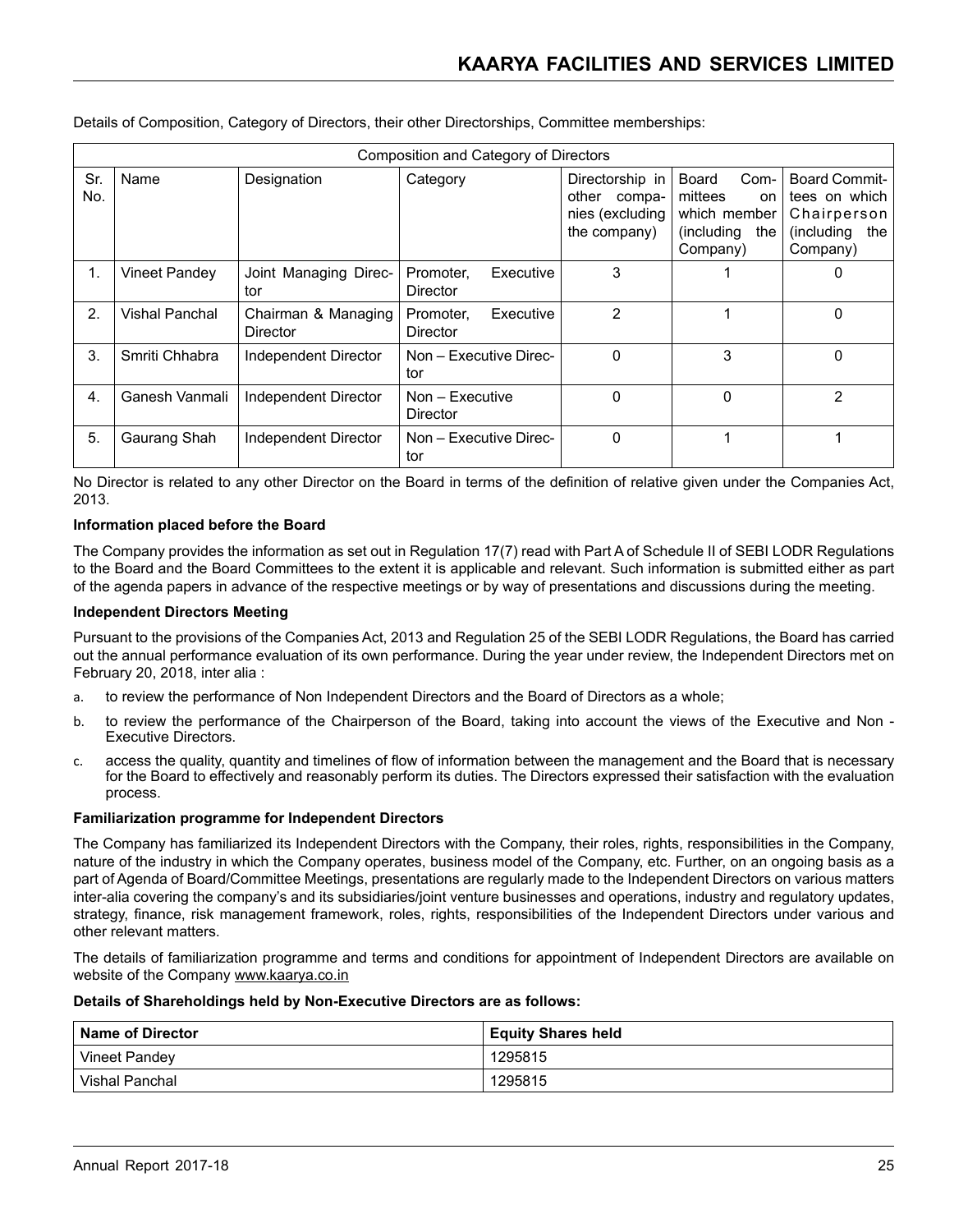Details of Composition, Category of Directors, their other Directorships, Committee memberships:

| Composition and Category of Directors | | | | | | |
|---|---|---|---|---|---|---|
| Sr. No. | Name | Designation | Category | Directorship in other companies (excluding the company) | Board Committees on which member (including the Company) | Board Committees on which Chairperson (including the Company) |
| 1. | Vineet Pandey | Joint Managing Director | Promoter, Executive Director | 3 | 1 | 0 |
| 2. | Vishal Panchal | Chairman & Managing Director | Promoter, Executive Director | 2 | 1 | 0 |
| 3. | Smriti Chhabra | Independent Director | Non – Executive Director | 0 | 3 | 0 |
| 4. | Ganesh Vanmali | Independent Director | Non – Executive Director | 0 | 0 | 2 |
| 5. | Gaurang Shah | Independent Director | Non – Executive Director | 0 | 1 | 1 |

No Director is related to any other Director on the Board in terms of the definition of relative given under the Companies Act, 2013.

**Information placed before the Board**

The Company provides the information as set out in Regulation 17(7) read with Part A of Schedule II of SEBI LODR Regulations to the Board and the Board Committees to the extent it is applicable and relevant. Such information is submitted either as part of the agenda papers in advance of the respective meetings or by way of presentations and discussions during the meeting.

**Independent Directors Meeting**

Pursuant to the provisions of the Companies Act, 2013 and Regulation 25 of the SEBI LODR Regulations, the Board has carried out the annual performance evaluation of its own performance. During the year under review, the Independent Directors met on February 20, 2018, inter alia :

a. to review the performance of Non Independent Directors and the Board of Directors as a whole;

b. to review the performance of the Chairperson of the Board, taking into account the views of the Executive and Non - Executive Directors.

c. access the quality, quantity and timelines of flow of information between the management and the Board that is necessary for the Board to effectively and reasonably perform its duties. The Directors expressed their satisfaction with the evaluation process.

**Familiarization programme for Independent Directors**

The Company has familiarized its Independent Directors with the Company, their roles, rights, responsibilities in the Company, nature of the industry in which the Company operates, business model of the Company, etc. Further, on an ongoing basis as a part of Agenda of Board/Committee Meetings, presentations are regularly made to the Independent Directors on various matters inter-alia covering the company's and its subsidiaries/joint venture businesses and operations, industry and regulatory updates, strategy, finance, risk management framework, roles, rights, responsibilities of the Independent Directors under various and other relevant matters.

The details of familiarization programme and terms and conditions for appointment of Independent Directors are available on website of the Company www.kaarya.co.in

**Details of Shareholdings held by Non-Executive Directors are as follows:**

| Name of Director | Equity Shares held |
|---|---|
| Vineet Pandey | 1295815 |
| Vishal Panchal | 1295815 |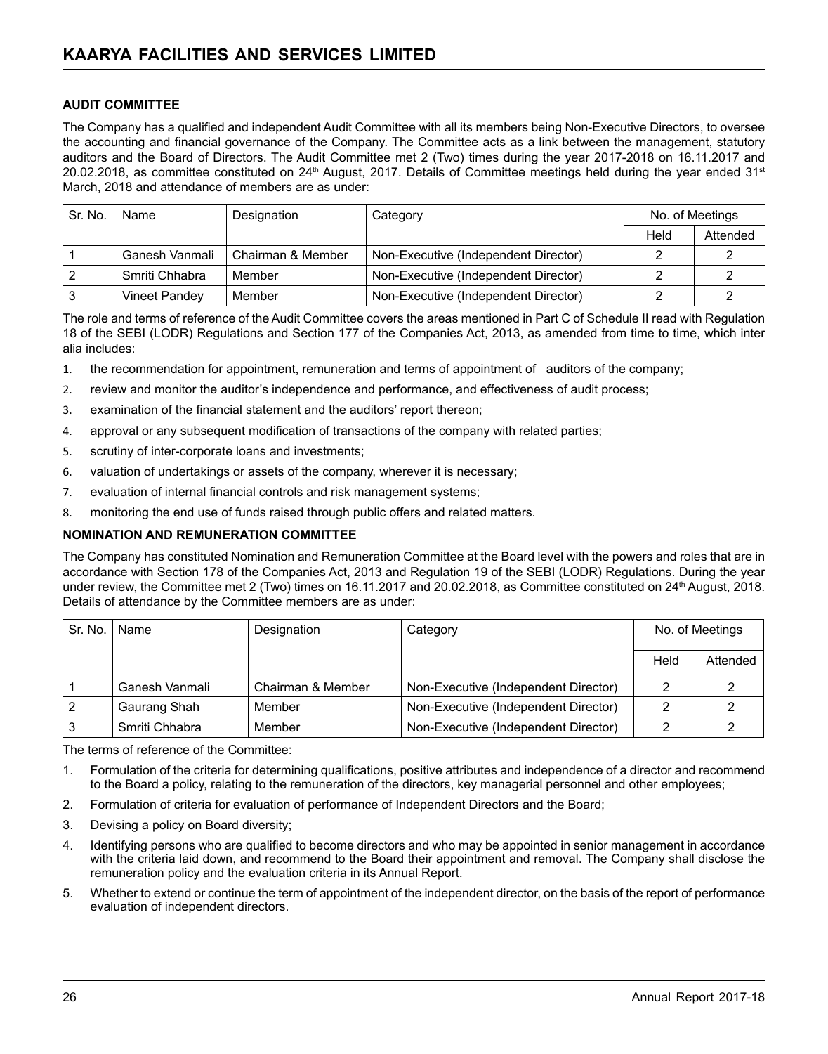## AUDIT COMMITTEE

The Company has a qualified and independent Audit Committee with all its members being Non-Executive Directors, to oversee the accounting and financial governance of the Company. The Committee acts as a link between the management, statutory auditors and the Board of Directors. The Audit Committee met 2 (Two) times during the year 2017-2018 on 16.11.2017 and 20.02.2018, as committee constituted on 24th August, 2017. Details of Committee meetings held during the year ended 31st March, 2018 and attendance of members are as under:

| Sr. No. | Name | Designation | Category | No. of Meetings | |
|---|---|---|---|---|---|
| | | | | Held | Attended |
| 1 | Ganesh Vanmali | Chairman & Member | Non-Executive (Independent Director) | 2 | 2 |
| 2 | Smriti Chhabra | Member | Non-Executive (Independent Director) | 2 | 2 |
| 3 | Vineet Pandey | Member | Non-Executive (Independent Director) | 2 | 2 |

The role and terms of reference of the Audit Committee covers the areas mentioned in Part C of Schedule II read with Regulation 18 of the SEBI (LODR) Regulations and Section 177 of the Companies Act, 2013, as amended from time to time, which inter alia includes:

1. the recommendation for appointment, remuneration and terms of appointment of auditors of the company;
2. review and monitor the auditor's independence and performance, and effectiveness of audit process;
3. examination of the financial statement and the auditors' report thereon;
4. approval or any subsequent modification of transactions of the company with related parties;
5. scrutiny of inter-corporate loans and investments;
6. valuation of undertakings or assets of the company, wherever it is necessary;
7. evaluation of internal financial controls and risk management systems;
8. monitoring the end use of funds raised through public offers and related matters.

## NOMINATION AND REMUNERATION COMMITTEE

The Company has constituted Nomination and Remuneration Committee at the Board level with the powers and roles that are in accordance with Section 178 of the Companies Act, 2013 and Regulation 19 of the SEBI (LODR) Regulations. During the year under review, the Committee met 2 (Two) times on 16.11.2017 and 20.02.2018, as Committee constituted on 24th August, 2018. Details of attendance by the Committee members are as under:

| Sr. No. | Name | Designation | Category | No. of Meetings | |
|---|---|---|---|---|---|
| | | | | Held | Attended |
| 1 | Ganesh Vanmali | Chairman & Member | Non-Executive (Independent Director) | 2 | 2 |
| 2 | Gaurang Shah | Member | Non-Executive (Independent Director) | 2 | 2 |
| 3 | Smriti Chhabra | Member | Non-Executive (Independent Director) | 2 | 2 |

The terms of reference of the Committee:

1. Formulation of the criteria for determining qualifications, positive attributes and independence of a director and recommend to the Board a policy, relating to the remuneration of the directors, key managerial personnel and other employees;
2. Formulation of criteria for evaluation of performance of Independent Directors and the Board;
3. Devising a policy on Board diversity;
4. Identifying persons who are qualified to become directors and who may be appointed in senior management in accordance with the criteria laid down, and recommend to the Board their appointment and removal. The Company shall disclose the remuneration policy and the evaluation criteria in its Annual Report.
5. Whether to extend or continue the term of appointment of the independent director, on the basis of the report of performance evaluation of independent directors.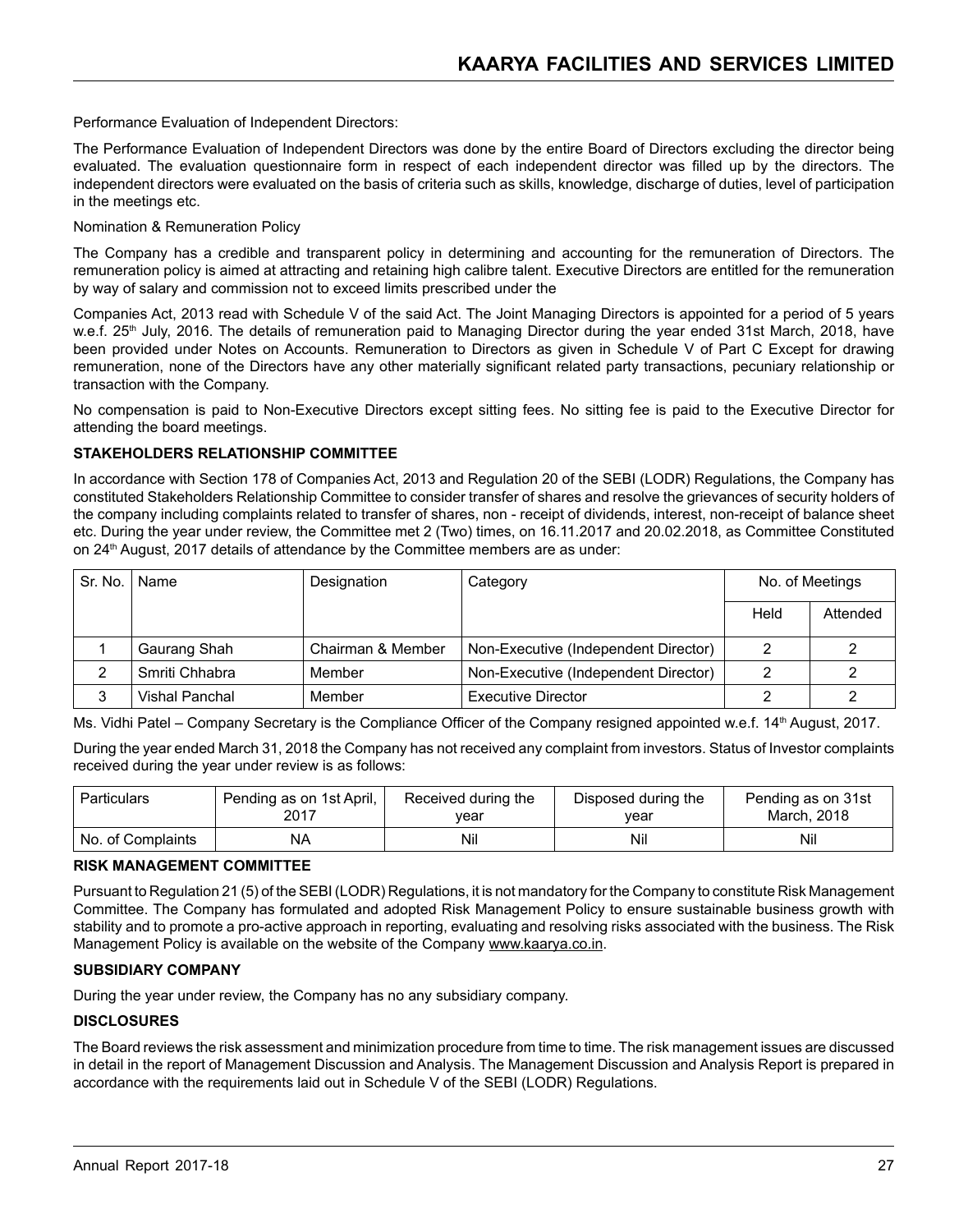Performance Evaluation of Independent Directors:

The Performance Evaluation of Independent Directors was done by the entire Board of Directors excluding the director being evaluated. The evaluation questionnaire form in respect of each independent director was filled up by the directors. The independent directors were evaluated on the basis of criteria such as skills, knowledge, discharge of duties, level of participation in the meetings etc.

Nomination & Remuneration Policy

The Company has a credible and transparent policy in determining and accounting for the remuneration of Directors. The remuneration policy is aimed at attracting and retaining high calibre talent. Executive Directors are entitled for the remuneration by way of salary and commission not to exceed limits prescribed under the

Companies Act, 2013 read with Schedule V of the said Act. The Joint Managing Directors is appointed for a period of 5 years w.e.f. 25th July, 2016. The details of remuneration paid to Managing Director during the year ended 31st March, 2018, have been provided under Notes on Accounts. Remuneration to Directors as given in Schedule V of Part C Except for drawing remuneration, none of the Directors have any other materially significant related party transactions, pecuniary relationship or transaction with the Company.

No compensation is paid to Non-Executive Directors except sitting fees. No sitting fee is paid to the Executive Director for attending the board meetings.

**STAKEHOLDERS RELATIONSHIP COMMITTEE**

In accordance with Section 178 of Companies Act, 2013 and Regulation 20 of the SEBI (LODR) Regulations, the Company has constituted Stakeholders Relationship Committee to consider transfer of shares and resolve the grievances of security holders of the company including complaints related to transfer of shares, non - receipt of dividends, interest, non-receipt of balance sheet etc. During the year under review, the Committee met 2 (Two) times, on 16.11.2017 and 20.02.2018, as Committee Constituted on 24th August, 2017 details of attendance by the Committee members are as under:

| Sr. No. | Name | Designation | Category | No. of Meetings | |
|---|---|---|---|---|---|
| | | | | Held | Attended |
| 1 | Gaurang Shah | Chairman & Member | Non-Executive (Independent Director) | 2 | 2 |
| 2 | Smriti Chhabra | Member | Non-Executive (Independent Director) | 2 | 2 |
| 3 | Vishal Panchal | Member | Executive Director | 2 | 2 |

Ms. Vidhi Patel – Company Secretary is the Compliance Officer of the Company resigned appointed w.e.f. 14th August, 2017.

During the year ended March 31, 2018 the Company has not received any complaint from investors. Status of Investor complaints received during the year under review is as follows:

| Particulars | Pending as on 1st April, 2017 | Received during the year | Disposed during the year | Pending as on 31st March, 2018 |
|---|---|---|---|---|
| No. of Complaints | NA | Nil | Nil | Nil |

**RISK MANAGEMENT COMMITTEE**

Pursuant to Regulation 21 (5) of the SEBI (LODR) Regulations, it is not mandatory for the Company to constitute Risk Management Committee. The Company has formulated and adopted Risk Management Policy to ensure sustainable business growth with stability and to promote a pro-active approach in reporting, evaluating and resolving risks associated with the business. The Risk Management Policy is available on the website of the Company www.kaarya.co.in.

**SUBSIDIARY COMPANY**

During the year under review, the Company has no any subsidiary company.

**DISCLOSURES**

The Board reviews the risk assessment and minimization procedure from time to time. The risk management issues are discussed in detail in the report of Management Discussion and Analysis. The Management Discussion and Analysis Report is prepared in accordance with the requirements laid out in Schedule V of the SEBI (LODR) Regulations.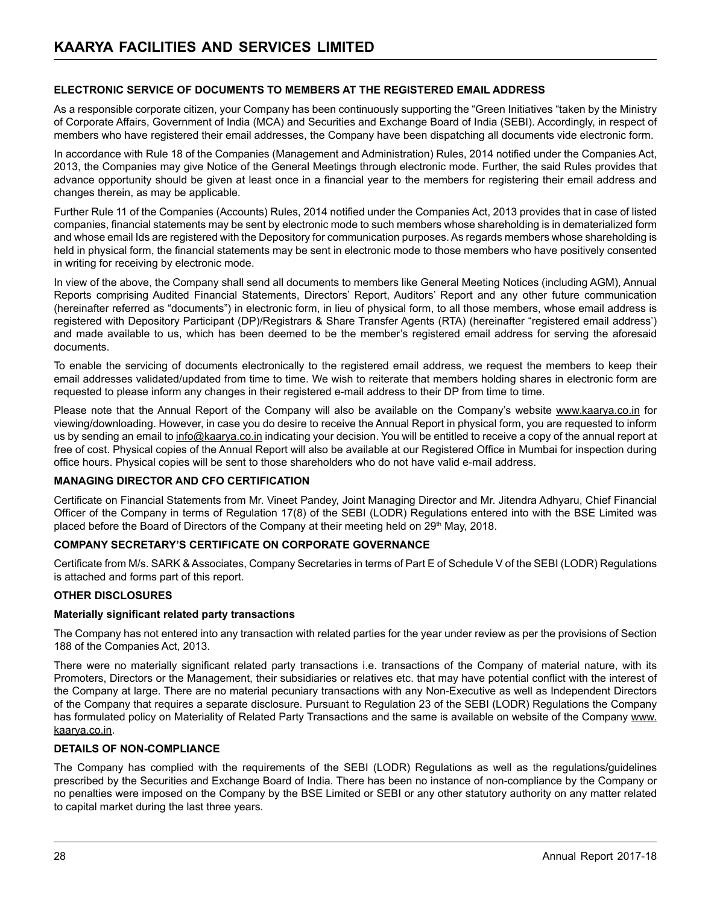## ELECTRONIC SERVICE OF DOCUMENTS TO MEMBERS AT THE REGISTERED EMAIL ADDRESS

As a responsible corporate citizen, your Company has been continuously supporting the "Green Initiatives "taken by the Ministry of Corporate Affairs, Government of India (MCA) and Securities and Exchange Board of India (SEBI). Accordingly, in respect of members who have registered their email addresses, the Company have been dispatching all documents vide electronic form.

In accordance with Rule 18 of the Companies (Management and Administration) Rules, 2014 notified under the Companies Act, 2013, the Companies may give Notice of the General Meetings through electronic mode. Further, the said Rules provides that advance opportunity should be given at least once in a financial year to the members for registering their email address and changes therein, as may be applicable.

Further Rule 11 of the Companies (Accounts) Rules, 2014 notified under the Companies Act, 2013 provides that in case of listed companies, financial statements may be sent by electronic mode to such members whose shareholding is in dematerialized form and whose email Ids are registered with the Depository for communication purposes. As regards members whose shareholding is held in physical form, the financial statements may be sent in electronic mode to those members who have positively consented in writing for receiving by electronic mode.

In view of the above, the Company shall send all documents to members like General Meeting Notices (including AGM), Annual Reports comprising Audited Financial Statements, Directors' Report, Auditors' Report and any other future communication (hereinafter referred as "documents") in electronic form, in lieu of physical form, to all those members, whose email address is registered with Depository Participant (DP)/Registrars & Share Transfer Agents (RTA) (hereinafter "registered email address') and made available to us, which has been deemed to be the member's registered email address for serving the aforesaid documents.

To enable the servicing of documents electronically to the registered email address, we request the members to keep their email addresses validated/updated from time to time. We wish to reiterate that members holding shares in electronic form are requested to please inform any changes in their registered e-mail address to their DP from time to time.

Please note that the Annual Report of the Company will also be available on the Company's website www.kaarya.co.in for viewing/downloading. However, in case you do desire to receive the Annual Report in physical form, you are requested to inform us by sending an email to info@kaarya.co.in indicating your decision. You will be entitled to receive a copy of the annual report at free of cost. Physical copies of the Annual Report will also be available at our Registered Office in Mumbai for inspection during office hours. Physical copies will be sent to those shareholders who do not have valid e-mail address.

## MANAGING DIRECTOR AND CFO CERTIFICATION

Certificate on Financial Statements from Mr. Vineet Pandey, Joint Managing Director and Mr. Jitendra Adhyaru, Chief Financial Officer of the Company in terms of Regulation 17(8) of the SEBI (LODR) Regulations entered into with the BSE Limited was placed before the Board of Directors of the Company at their meeting held on 29th May, 2018.

## COMPANY SECRETARY'S CERTIFICATE ON CORPORATE GOVERNANCE

Certificate from M/s. SARK & Associates, Company Secretaries in terms of Part E of Schedule V of the SEBI (LODR) Regulations is attached and forms part of this report.

## OTHER DISCLOSURES

### Materially significant related party transactions

The Company has not entered into any transaction with related parties for the year under review as per the provisions of Section 188 of the Companies Act, 2013.

There were no materially significant related party transactions i.e. transactions of the Company of material nature, with its Promoters, Directors or the Management, their subsidiaries or relatives etc. that may have potential conflict with the interest of the Company at large. There are no material pecuniary transactions with any Non-Executive as well as Independent Directors of the Company that requires a separate disclosure. Pursuant to Regulation 23 of the SEBI (LODR) Regulations the Company has formulated policy on Materiality of Related Party Transactions and the same is available on website of the Company www.kaarya.co.in.

## DETAILS OF NON-COMPLIANCE

The Company has complied with the requirements of the SEBI (LODR) Regulations as well as the regulations/guidelines prescribed by the Securities and Exchange Board of India. There has been no instance of non-compliance by the Company or no penalties were imposed on the Company by the BSE Limited or SEBI or any other statutory authority on any matter related to capital market during the last three years.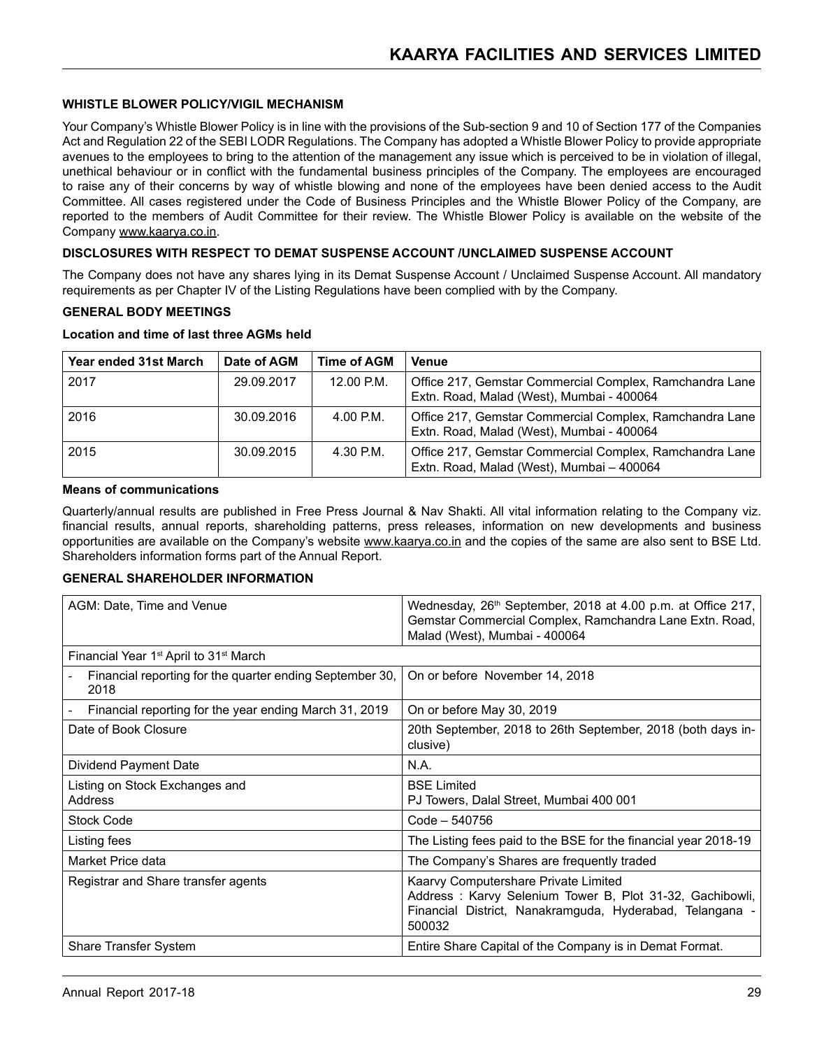## WHISTLE BLOWER POLICY/VIGIL MECHANISM

Your Company's Whistle Blower Policy is in line with the provisions of the Sub-section 9 and 10 of Section 177 of the Companies Act and Regulation 22 of the SEBI LODR Regulations. The Company has adopted a Whistle Blower Policy to provide appropriate avenues to the employees to bring to the attention of the management any issue which is perceived to be in violation of illegal, unethical behaviour or in conflict with the fundamental business principles of the Company. The employees are encouraged to raise any of their concerns by way of whistle blowing and none of the employees have been denied access to the Audit Committee. All cases registered under the Code of Business Principles and the Whistle Blower Policy of the Company, are reported to the members of Audit Committee for their review. The Whistle Blower Policy is available on the website of the Company www.kaarya.co.in.

## DISCLOSURES WITH RESPECT TO DEMAT SUSPENSE ACCOUNT /UNCLAIMED SUSPENSE ACCOUNT

The Company does not have any shares lying in its Demat Suspense Account / Unclaimed Suspense Account. All mandatory requirements as per Chapter IV of the Listing Regulations have been complied with by the Company.

## GENERAL BODY MEETINGS

**Location and time of last three AGMs held**

| Year ended 31st March | Date of AGM | Time of AGM | Venue |
|---|---|---|---|
| 2017 | 29.09.2017 | 12.00 P.M. | Office 217, Gemstar Commercial Complex, Ramchandra Lane Extn. Road, Malad (West), Mumbai - 400064 |
| 2016 | 30.09.2016 | 4.00 P.M. | Office 217, Gemstar Commercial Complex, Ramchandra Lane Extn. Road, Malad (West), Mumbai - 400064 |
| 2015 | 30.09.2015 | 4.30 P.M. | Office 217, Gemstar Commercial Complex, Ramchandra Lane Extn. Road, Malad (West), Mumbai – 400064 |

**Means of communications**

Quarterly/annual results are published in Free Press Journal & Nav Shakti. All vital information relating to the Company viz. financial results, annual reports, shareholding patterns, press releases, information on new developments and business opportunities are available on the Company's website www.kaarya.co.in and the copies of the same are also sent to BSE Ltd. Shareholders information forms part of the Annual Report.

## GENERAL SHAREHOLDER INFORMATION

| AGM: Date, Time and Venue | Wednesday, 26th September, 2018 at 4.00 p.m. at Office 217, Gemstar Commercial Complex, Ramchandra Lane Extn. Road, Malad (West), Mumbai - 400064 |
|---|---|
| Financial Year 1st April to 31st March | |
| - Financial reporting for the quarter ending September 30, 2018 | On or before November 14, 2018 |
| - Financial reporting for the year ending March 31, 2019 | On or before May 30, 2019 |
| Date of Book Closure | 20th September, 2018 to 26th September, 2018 (both days inclusive) |
| Dividend Payment Date | N.A. |
| Listing on Stock Exchanges and Address | BSE Limited<br>PJ Towers, Dalal Street, Mumbai 400 001 |
| Stock Code | Code – 540756 |
| Listing fees | The Listing fees paid to the BSE for the financial year 2018-19 |
| Market Price data | The Company's Shares are frequently traded |
| Registrar and Share transfer agents | Kaarvy Computershare Private Limited<br>Address : Karvy Selenium Tower B, Plot 31-32, Gachibowli, Financial District, Nanakramguda, Hyderabad, Telangana - 500032 |
| Share Transfer System | Entire Share Capital of the Company is in Demat Format. |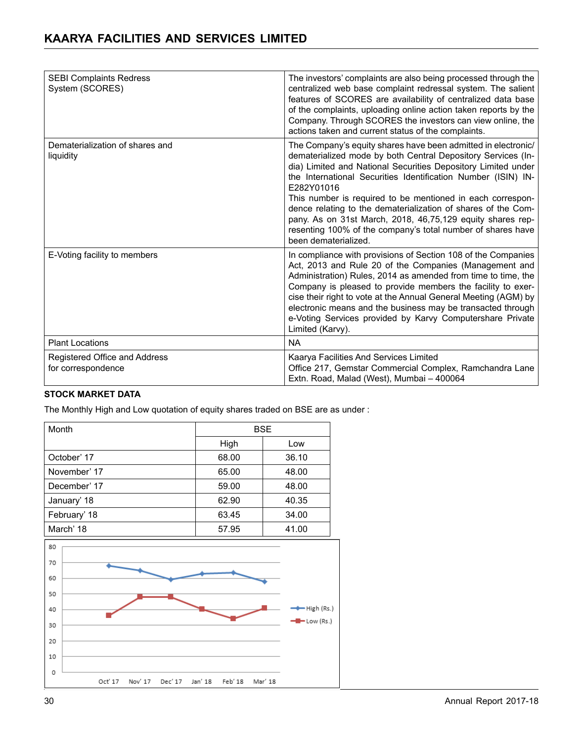| | |
|---|---|
| SEBI Complaints Redress System (SCORES) | The investors' complaints are also being processed through the centralized web base complaint redressal system. The salient features of SCORES are availability of centralized data base of the complaints, uploading online action taken reports by the Company. Through SCORES the investors can view online, the actions taken and current status of the complaints. |
| Dematerialization of shares and liquidity | The Company's equity shares have been admitted in electronic/ dematerialized mode by both Central Depository Services (India) Limited and National Securities Depository Limited under the International Securities Identification Number (ISIN) INE282Y01016<br>This number is required to be mentioned in each correspondence relating to the dematerialization of shares of the Company. As on 31st March, 2018, 46,75,129 equity shares representing 100% of the company's total number of shares have been dematerialized. |
| E-Voting facility to members | In compliance with provisions of Section 108 of the Companies Act, 2013 and Rule 20 of the Companies (Management and Administration) Rules, 2014 as amended from time to time, the Company is pleased to provide members the facility to exercise their right to vote at the Annual General Meeting (AGM) by electronic means and the business may be transacted through e-Voting Services provided by Karvy Computershare Private Limited (Karvy). |
| Plant Locations | NA |
| Registered Office and Address for correspondence | Kaarya Facilities And Services Limited<br>Office 217, Gemstar Commercial Complex, Ramchandra Lane Extn. Road, Malad (West), Mumbai – 400064 |

**STOCK MARKET DATA**

The Monthly High and Low quotation of equity shares traded on BSE are as under :

| Month | BSE | |
|---|---|---|
| | High | Low |
| October' 17 | 68.00 | 36.10 |
| November' 17 | 65.00 | 48.00 |
| December' 17 | 59.00 | 48.00 |
| January' 18 | 62.90 | 40.35 |
| February' 18 | 63.45 | 34.00 |
| March' 18 | 57.95 | 41.00 |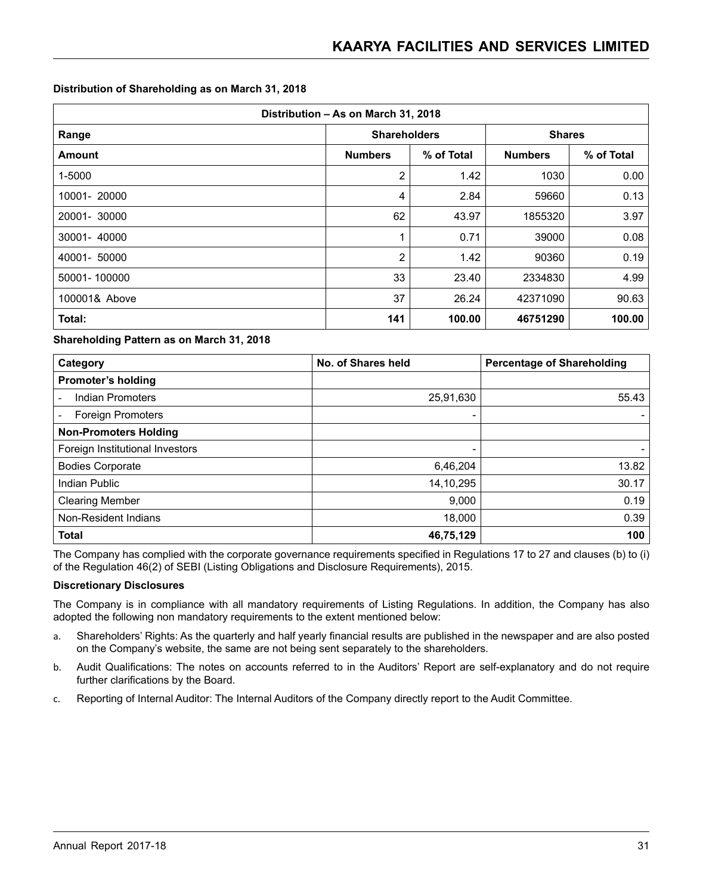**Distribution of Shareholding as on March 31, 2018**

| Distribution – As on March 31, 2018 | | | | |
|---|---|---|---|---|
| Range | Shareholders | | Shares | |
| Amount | Numbers | % of Total | Numbers | % of Total |
| 1-5000 | 2 | 1.42 | 1030 | 0.00 |
| 10001- 20000 | 4 | 2.84 | 59660 | 0.13 |
| 20001- 30000 | 62 | 43.97 | 1855320 | 3.97 |
| 30001- 40000 | 1 | 0.71 | 39000 | 0.08 |
| 40001- 50000 | 2 | 1.42 | 90360 | 0.19 |
| 50001- 100000 | 33 | 23.40 | 2334830 | 4.99 |
| 100001& Above | 37 | 26.24 | 42371090 | 90.63 |
| **Total:** | **141** | **100.00** | **46751290** | **100.00** |

**Shareholding Pattern as on March 31, 2018**

| Category | No. of Shares held | Percentage of Shareholding |
|---|---|---|
| **Promoter's holding** | | |
| - Indian Promoters | 25,91,630 | 55.43 |
| - Foreign Promoters | - | - |
| **Non-Promoters Holding** | | |
| Foreign Institutional Investors | - | - |
| Bodies Corporate | 6,46,204 | 13.82 |
| Indian Public | 14,10,295 | 30.17 |
| Clearing Member | 9,000 | 0.19 |
| Non-Resident Indians | 18,000 | 0.39 |
| **Total** | **46,75,129** | **100** |

The Company has complied with the corporate governance requirements specified in Regulations 17 to 27 and clauses (b) to (i) of the Regulation 46(2) of SEBI (Listing Obligations and Disclosure Requirements), 2015.

**Discretionary Disclosures**

The Company is in compliance with all mandatory requirements of Listing Regulations. In addition, the Company has also adopted the following non mandatory requirements to the extent mentioned below:

a. Shareholders' Rights: As the quarterly and half yearly financial results are published in the newspaper and are also posted on the Company's website, the same are not being sent separately to the shareholders.

b. Audit Qualifications: The notes on accounts referred to in the Auditors' Report are self-explanatory and do not require further clarifications by the Board.

c. Reporting of Internal Auditor: The Internal Auditors of the Company directly report to the Audit Committee.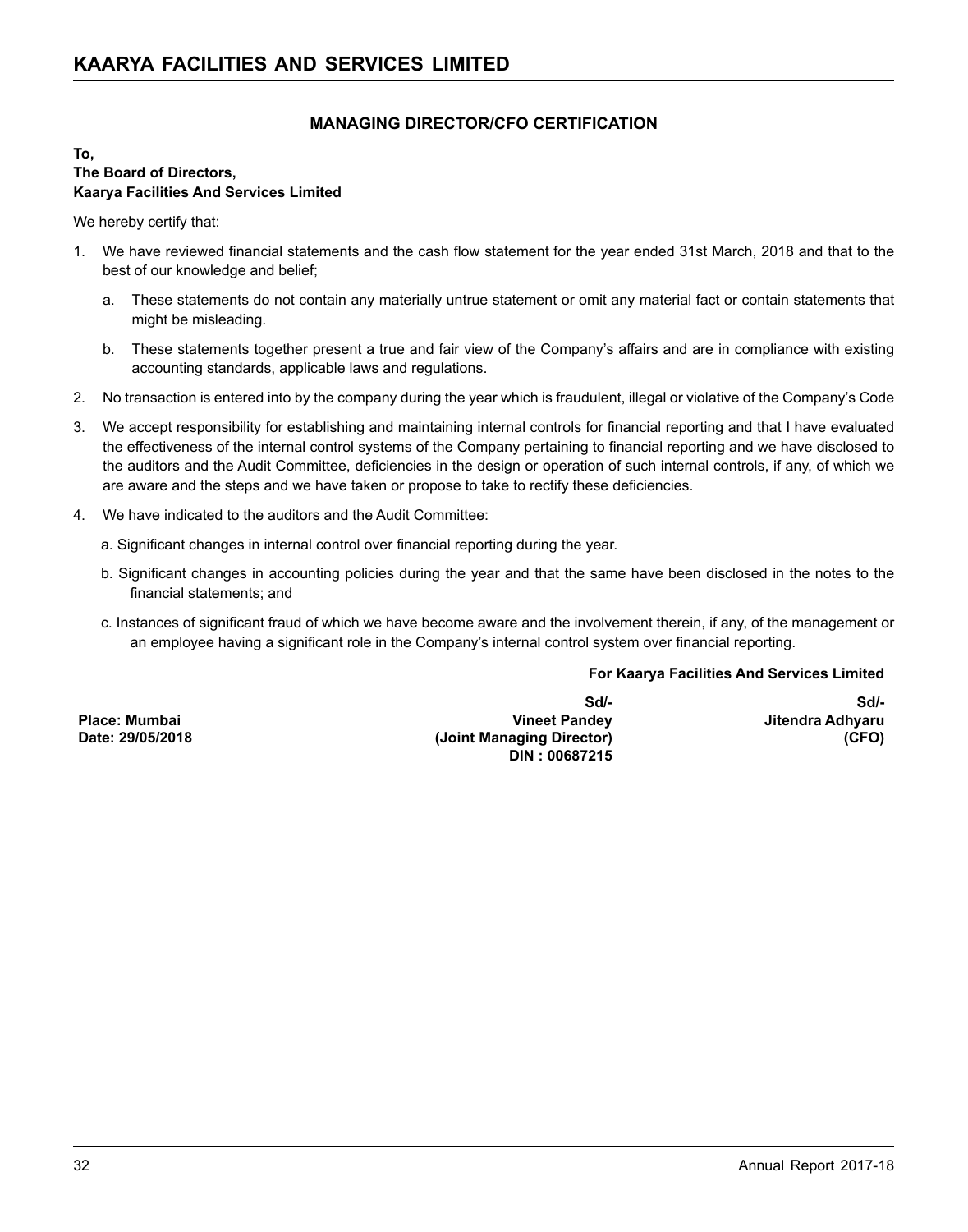## MANAGING DIRECTOR/CFO CERTIFICATION

**To,**
**The Board of Directors,**
**Kaarya Facilities And Services Limited**

We hereby certify that:

1. We have reviewed financial statements and the cash flow statement for the year ended 31st March, 2018 and that to the best of our knowledge and belief;

   a. These statements do not contain any materially untrue statement or omit any material fact or contain statements that might be misleading.

   b. These statements together present a true and fair view of the Company's affairs and are in compliance with existing accounting standards, applicable laws and regulations.

2. No transaction is entered into by the company during the year which is fraudulent, illegal or violative of the Company's Code

3. We accept responsibility for establishing and maintaining internal controls for financial reporting and that I have evaluated the effectiveness of the internal control systems of the Company pertaining to financial reporting and we have disclosed to the auditors and the Audit Committee, deficiencies in the design or operation of such internal controls, if any, of which we are aware and the steps and we have taken or propose to take to rectify these deficiencies.

4. We have indicated to the auditors and the Audit Committee:

   a. Significant changes in internal control over financial reporting during the year.

   b. Significant changes in accounting policies during the year and that the same have been disclosed in the notes to the financial statements; and

   c. Instances of significant fraud of which we have become aware and the involvement therein, if any, of the management or an employee having a significant role in the Company's internal control system over financial reporting.

**For Kaarya Facilities And Services Limited**

| | | |
|---|---|---|
| | **Sd/-** | **Sd/-** |
| **Place: Mumbai** | **Vineet Pandey** | **Jitendra Adhyaru** |
| **Date: 29/05/2018** | **(Joint Managing Director)** | **(CFO)** |
| | **DIN : 00687215** | |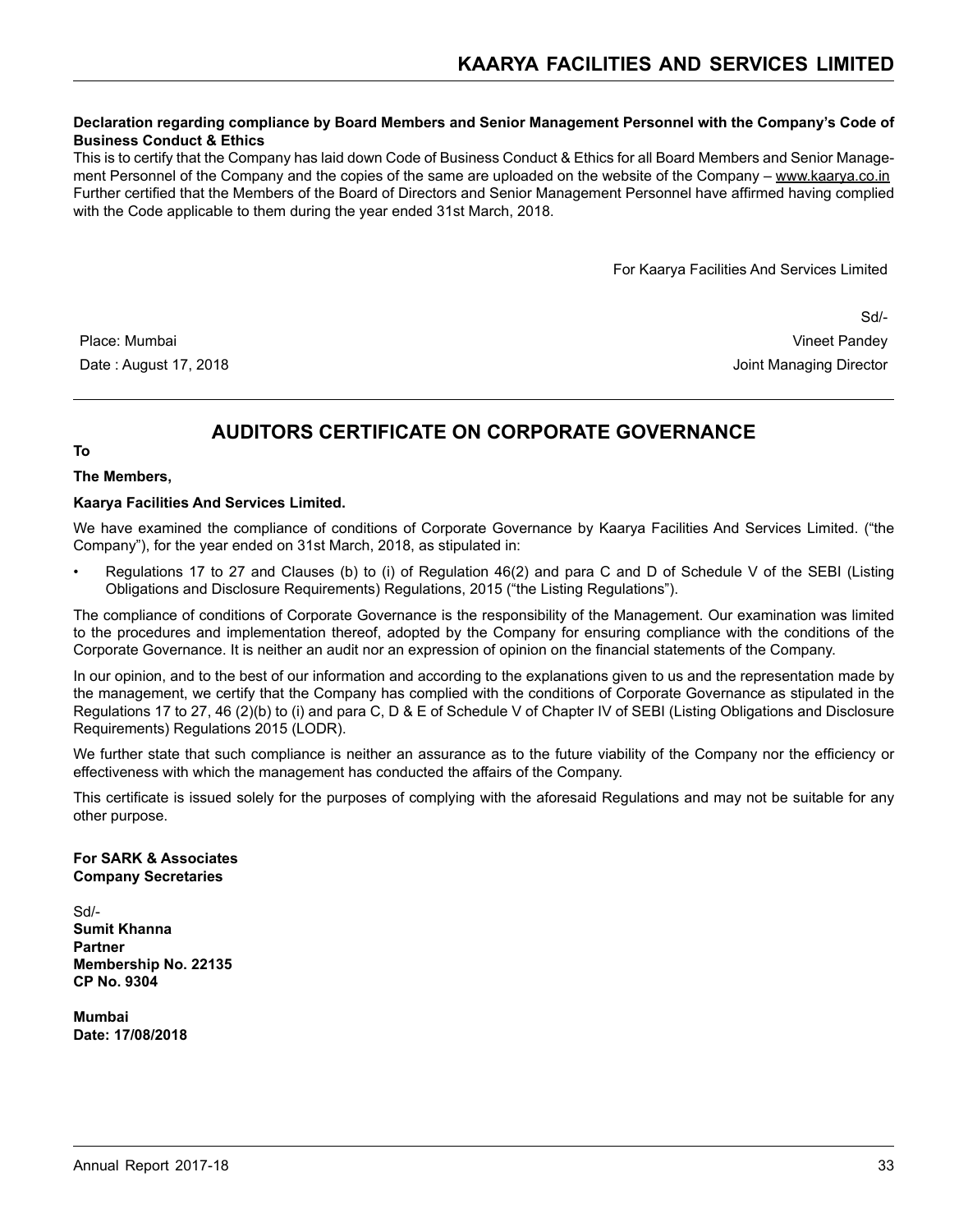**Declaration regarding compliance by Board Members and Senior Management Personnel with the Company's Code of Business Conduct & Ethics**

This is to certify that the Company has laid down Code of Business Conduct & Ethics for all Board Members and Senior Management Personnel of the Company and the copies of the same are uploaded on the website of the Company – www.kaarya.co.in Further certified that the Members of the Board of Directors and Senior Management Personnel have affirmed having complied with the Code applicable to them during the year ended 31st March, 2018.

For Kaarya Facilities And Services Limited

Sd/-
Vineet Pandey
Joint Managing Director

Place: Mumbai
Date : August 17, 2018

# AUDITORS CERTIFICATE ON CORPORATE GOVERNANCE

**To**

**The Members,**

**Kaarya Facilities And Services Limited.**

We have examined the compliance of conditions of Corporate Governance by Kaarya Facilities And Services Limited. ("the Company"), for the year ended on 31st March, 2018, as stipulated in:

- Regulations 17 to 27 and Clauses (b) to (i) of Regulation 46(2) and para C and D of Schedule V of the SEBI (Listing Obligations and Disclosure Requirements) Regulations, 2015 ("the Listing Regulations").

The compliance of conditions of Corporate Governance is the responsibility of the Management. Our examination was limited to the procedures and implementation thereof, adopted by the Company for ensuring compliance with the conditions of the Corporate Governance. It is neither an audit nor an expression of opinion on the financial statements of the Company.

In our opinion, and to the best of our information and according to the explanations given to us and the representation made by the management, we certify that the Company has complied with the conditions of Corporate Governance as stipulated in the Regulations 17 to 27, 46 (2)(b) to (i) and para C, D & E of Schedule V of Chapter IV of SEBI (Listing Obligations and Disclosure Requirements) Regulations 2015 (LODR).

We further state that such compliance is neither an assurance as to the future viability of the Company nor the efficiency or effectiveness with which the management has conducted the affairs of the Company.

This certificate is issued solely for the purposes of complying with the aforesaid Regulations and may not be suitable for any other purpose.

**For SARK & Associates**
**Company Secretaries**

Sd/-
**Sumit Khanna**
**Partner**
**Membership No. 22135**
**CP No. 9304**

**Mumbai**
**Date: 17/08/2018**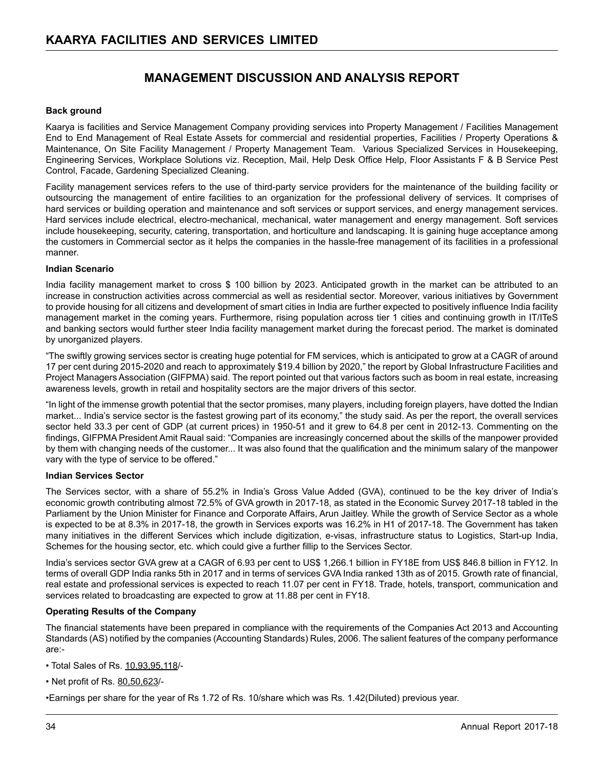## MANAGEMENT DISCUSSION AND ANALYSIS REPORT

**Back ground**

Kaarya is facilities and Service Management Company providing services into Property Management / Facilities Management End to End Management of Real Estate Assets for commercial and residential properties, Facilities / Property Operations & Maintenance, On Site Facility Management / Property Management Team. Various Specialized Services in Housekeeping, Engineering Services, Workplace Solutions viz. Reception, Mail, Help Desk Office Help, Floor Assistants F & B Service Pest Control, Facade, Gardening Specialized Cleaning.

Facility management services refers to the use of third-party service providers for the maintenance of the building facility or outsourcing the management of entire facilities to an organization for the professional delivery of services. It comprises of hard services or building operation and maintenance and soft services or support services, and energy management services. Hard services include electrical, electro-mechanical, mechanical, water management and energy management. Soft services include housekeeping, security, catering, transportation, and horticulture and landscaping. It is gaining huge acceptance among the customers in Commercial sector as it helps the companies in the hassle-free management of its facilities in a professional manner.

**Indian Scenario**

India facility management market to cross $ 100 billion by 2023. Anticipated growth in the market can be attributed to an increase in construction activities across commercial as well as residential sector. Moreover, various initiatives by Government to provide housing for all citizens and development of smart cities in India are further expected to positively influence India facility management market in the coming years. Furthermore, rising population across tier 1 cities and continuing growth in IT/ITeS and banking sectors would further steer India facility management market during the forecast period. The market is dominated by unorganized players.

"The swiftly growing services sector is creating huge potential for FM services, which is anticipated to grow at a CAGR of around 17 per cent during 2015-2020 and reach to approximately $19.4 billion by 2020," the report by Global Infrastructure Facilities and Project Managers Association (GIFPMA) said. The report pointed out that various factors such as boom in real estate, increasing awareness levels, growth in retail and hospitality sectors are the major drivers of this sector.

"In light of the immense growth potential that the sector promises, many players, including foreign players, have dotted the Indian market... India's service sector is the fastest growing part of its economy," the study said. As per the report, the overall services sector held 33.3 per cent of GDP (at current prices) in 1950-51 and it grew to 64.8 per cent in 2012-13. Commenting on the findings, GIFPMA President Amit Raual said: "Companies are increasingly concerned about the skills of the manpower provided by them with changing needs of the customer... It was also found that the qualification and the minimum salary of the manpower vary with the type of service to be offered."

**Indian Services Sector**

The Services sector, with a share of 55.2% in India's Gross Value Added (GVA), continued to be the key driver of India's economic growth contributing almost 72.5% of GVA growth in 2017-18, as stated in the Economic Survey 2017-18 tabled in the Parliament by the Union Minister for Finance and Corporate Affairs, Arun Jaitley. While the growth of Service Sector as a whole is expected to be at 8.3% in 2017-18, the growth in Services exports was 16.2% in H1 of 2017-18. The Government has taken many initiatives in the different Services which include digitization, e-visas, infrastructure status to Logistics, Start-up India, Schemes for the housing sector, etc. which could give a further fillip to the Services Sector.

India's services sector GVA grew at a CAGR of 6.93 per cent to US$ 1,266.1 billion in FY18E from US$ 846.8 billion in FY12. In terms of overall GDP India ranks 5th in 2017 and in terms of services GVA India ranked 13th as of 2015. Growth rate of financial, real estate and professional services is expected to reach 11.07 per cent in FY18. Trade, hotels, transport, communication and services related to broadcasting are expected to grow at 11.88 per cent in FY18.

**Operating Results of the Company**

The financial statements have been prepared in compliance with the requirements of the Companies Act 2013 and Accounting Standards (AS) notified by the companies (Accounting Standards) Rules, 2006. The salient features of the company performance are:-

- Total Sales of Rs. 10,93,95,118/-
- Net profit of Rs. 80,50,623/-
- Earnings per share for the year of Rs 1.72 of Rs. 10/share which was Rs. 1.42(Diluted) previous year.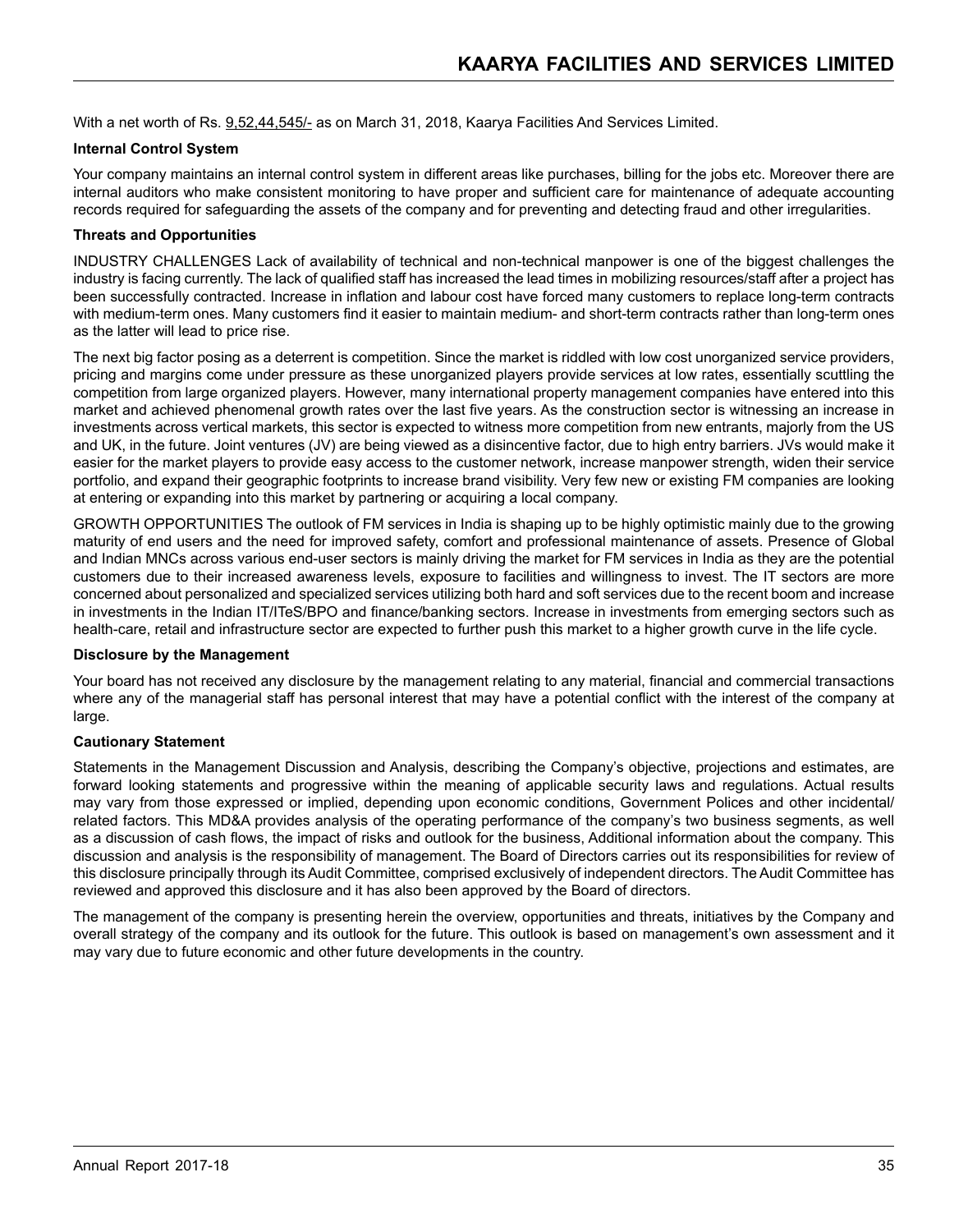With a net worth of Rs. 9,52,44,545/- as on March 31, 2018, Kaarya Facilities And Services Limited.

**Internal Control System**

Your company maintains an internal control system in different areas like purchases, billing for the jobs etc. Moreover there are internal auditors who make consistent monitoring to have proper and sufficient care for maintenance of adequate accounting records required for safeguarding the assets of the company and for preventing and detecting fraud and other irregularities.

**Threats and Opportunities**

INDUSTRY CHALLENGES Lack of availability of technical and non-technical manpower is one of the biggest challenges the industry is facing currently. The lack of qualified staff has increased the lead times in mobilizing resources/staff after a project has been successfully contracted. Increase in inflation and labour cost have forced many customers to replace long-term contracts with medium-term ones. Many customers find it easier to maintain medium- and short-term contracts rather than long-term ones as the latter will lead to price rise.

The next big factor posing as a deterrent is competition. Since the market is riddled with low cost unorganized service providers, pricing and margins come under pressure as these unorganized players provide services at low rates, essentially scuttling the competition from large organized players. However, many international property management companies have entered into this market and achieved phenomenal growth rates over the last five years. As the construction sector is witnessing an increase in investments across vertical markets, this sector is expected to witness more competition from new entrants, majorly from the US and UK, in the future. Joint ventures (JV) are being viewed as a disincentive factor, due to high entry barriers. JVs would make it easier for the market players to provide easy access to the customer network, increase manpower strength, widen their service portfolio, and expand their geographic footprints to increase brand visibility. Very few new or existing FM companies are looking at entering or expanding into this market by partnering or acquiring a local company.

GROWTH OPPORTUNITIES The outlook of FM services in India is shaping up to be highly optimistic mainly due to the growing maturity of end users and the need for improved safety, comfort and professional maintenance of assets. Presence of Global and Indian MNCs across various end-user sectors is mainly driving the market for FM services in India as they are the potential customers due to their increased awareness levels, exposure to facilities and willingness to invest. The IT sectors are more concerned about personalized and specialized services utilizing both hard and soft services due to the recent boom and increase in investments in the Indian IT/ITeS/BPO and finance/banking sectors. Increase in investments from emerging sectors such as health-care, retail and infrastructure sector are expected to further push this market to a higher growth curve in the life cycle.

**Disclosure by the Management**

Your board has not received any disclosure by the management relating to any material, financial and commercial transactions where any of the managerial staff has personal interest that may have a potential conflict with the interest of the company at large.

**Cautionary Statement**

Statements in the Management Discussion and Analysis, describing the Company's objective, projections and estimates, are forward looking statements and progressive within the meaning of applicable security laws and regulations. Actual results may vary from those expressed or implied, depending upon economic conditions, Government Polices and other incidental/ related factors. This MD&A provides analysis of the operating performance of the company's two business segments, as well as a discussion of cash flows, the impact of risks and outlook for the business, Additional information about the company. This discussion and analysis is the responsibility of management. The Board of Directors carries out its responsibilities for review of this disclosure principally through its Audit Committee, comprised exclusively of independent directors. The Audit Committee has reviewed and approved this disclosure and it has also been approved by the Board of directors.

The management of the company is presenting herein the overview, opportunities and threats, initiatives by the Company and overall strategy of the company and its outlook for the future. This outlook is based on management's own assessment and it may vary due to future economic and other future developments in the country.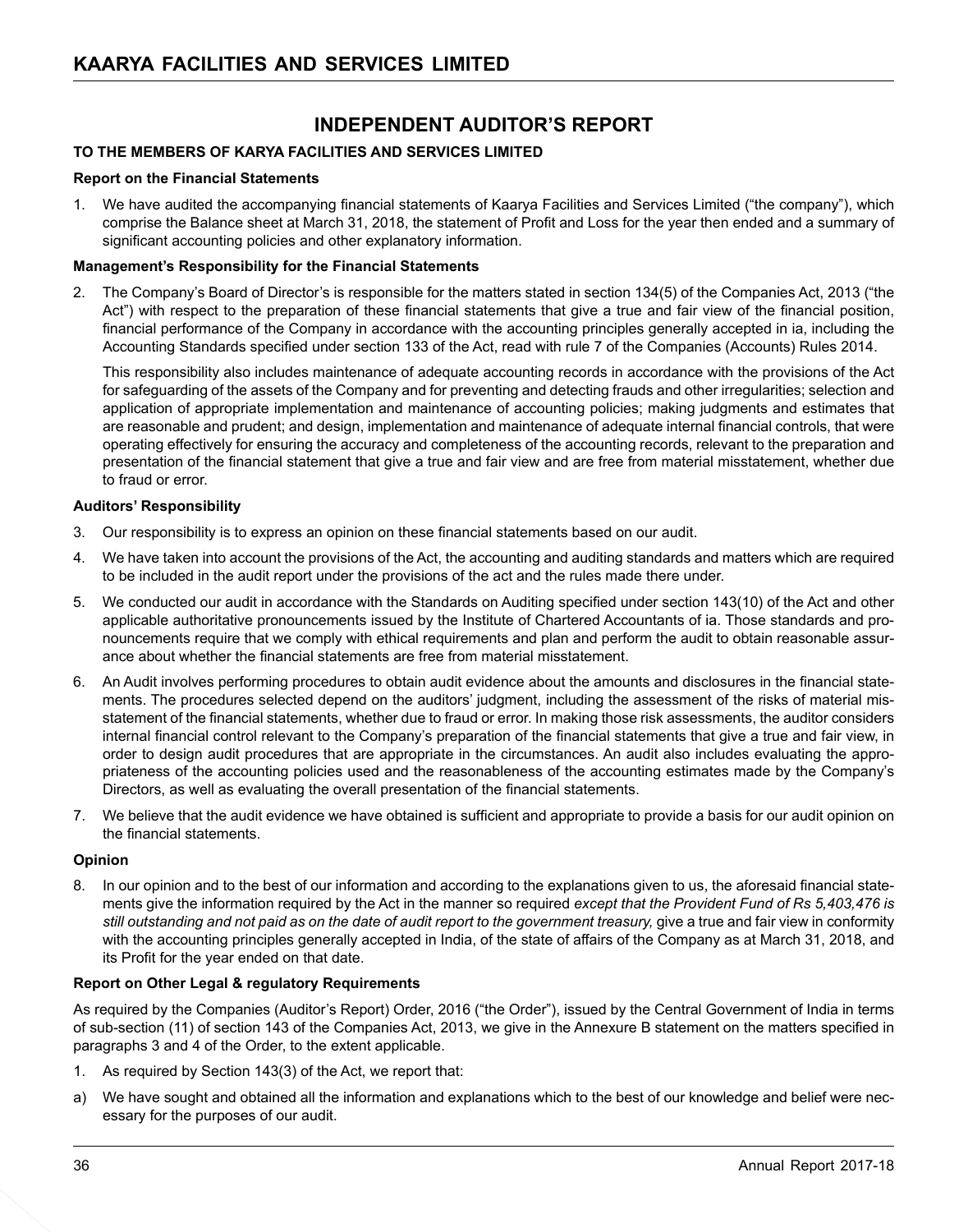# INDEPENDENT AUDITOR'S REPORT

**TO THE MEMBERS OF KARYA FACILITIES AND SERVICES LIMITED**

**Report on the Financial Statements**

1. We have audited the accompanying financial statements of Kaarya Facilities and Services Limited ("the company"), which comprise the Balance sheet at March 31, 2018, the statement of Profit and Loss for the year then ended and a summary of significant accounting policies and other explanatory information.

**Management's Responsibility for the Financial Statements**

2. The Company's Board of Director's is responsible for the matters stated in section 134(5) of the Companies Act, 2013 ("the Act") with respect to the preparation of these financial statements that give a true and fair view of the financial position, financial performance of the Company in accordance with the accounting principles generally accepted in ia, including the Accounting Standards specified under section 133 of the Act, read with rule 7 of the Companies (Accounts) Rules 2014.

   This responsibility also includes maintenance of adequate accounting records in accordance with the provisions of the Act for safeguarding of the assets of the Company and for preventing and detecting frauds and other irregularities; selection and application of appropriate implementation and maintenance of accounting policies; making judgments and estimates that are reasonable and prudent; and design, implementation and maintenance of adequate internal financial controls, that were operating effectively for ensuring the accuracy and completeness of the accounting records, relevant to the preparation and presentation of the financial statement that give a true and fair view and are free from material misstatement, whether due to fraud or error.

**Auditors' Responsibility**

3. Our responsibility is to express an opinion on these financial statements based on our audit.
4. We have taken into account the provisions of the Act, the accounting and auditing standards and matters which are required to be included in the audit report under the provisions of the act and the rules made there under.
5. We conducted our audit in accordance with the Standards on Auditing specified under section 143(10) of the Act and other applicable authoritative pronouncements issued by the Institute of Chartered Accountants of ia. Those standards and pronouncements require that we comply with ethical requirements and plan and perform the audit to obtain reasonable assurance about whether the financial statements are free from material misstatement.
6. An Audit involves performing procedures to obtain audit evidence about the amounts and disclosures in the financial statements. The procedures selected depend on the auditors' judgment, including the assessment of the risks of material misstatement of the financial statements, whether due to fraud or error. In making those risk assessments, the auditor considers internal financial control relevant to the Company's preparation of the financial statements that give a true and fair view, in order to design audit procedures that are appropriate in the circumstances. An audit also includes evaluating the appropriateness of the accounting policies used and the reasonableness of the accounting estimates made by the Company's Directors, as well as evaluating the overall presentation of the financial statements.
7. We believe that the audit evidence we have obtained is sufficient and appropriate to provide a basis for our audit opinion on the financial statements.

**Opinion**

8. In our opinion and to the best of our information and according to the explanations given to us, the aforesaid financial statements give the information required by the Act in the manner so required *except that the Provident Fund of Rs 5,403,476 is still outstanding and not paid as on the date of audit report to the government treasury,* give a true and fair view in conformity with the accounting principles generally accepted in India, of the state of affairs of the Company as at March 31, 2018, and its Profit for the year ended on that date.

**Report on Other Legal & regulatory Requirements**

As required by the Companies (Auditor's Report) Order, 2016 ("the Order"), issued by the Central Government of India in terms of sub-section (11) of section 143 of the Companies Act, 2013, we give in the Annexure B statement on the matters specified in paragraphs 3 and 4 of the Order, to the extent applicable.

1. As required by Section 143(3) of the Act, we report that:

a) We have sought and obtained all the information and explanations which to the best of our knowledge and belief were necessary for the purposes of our audit.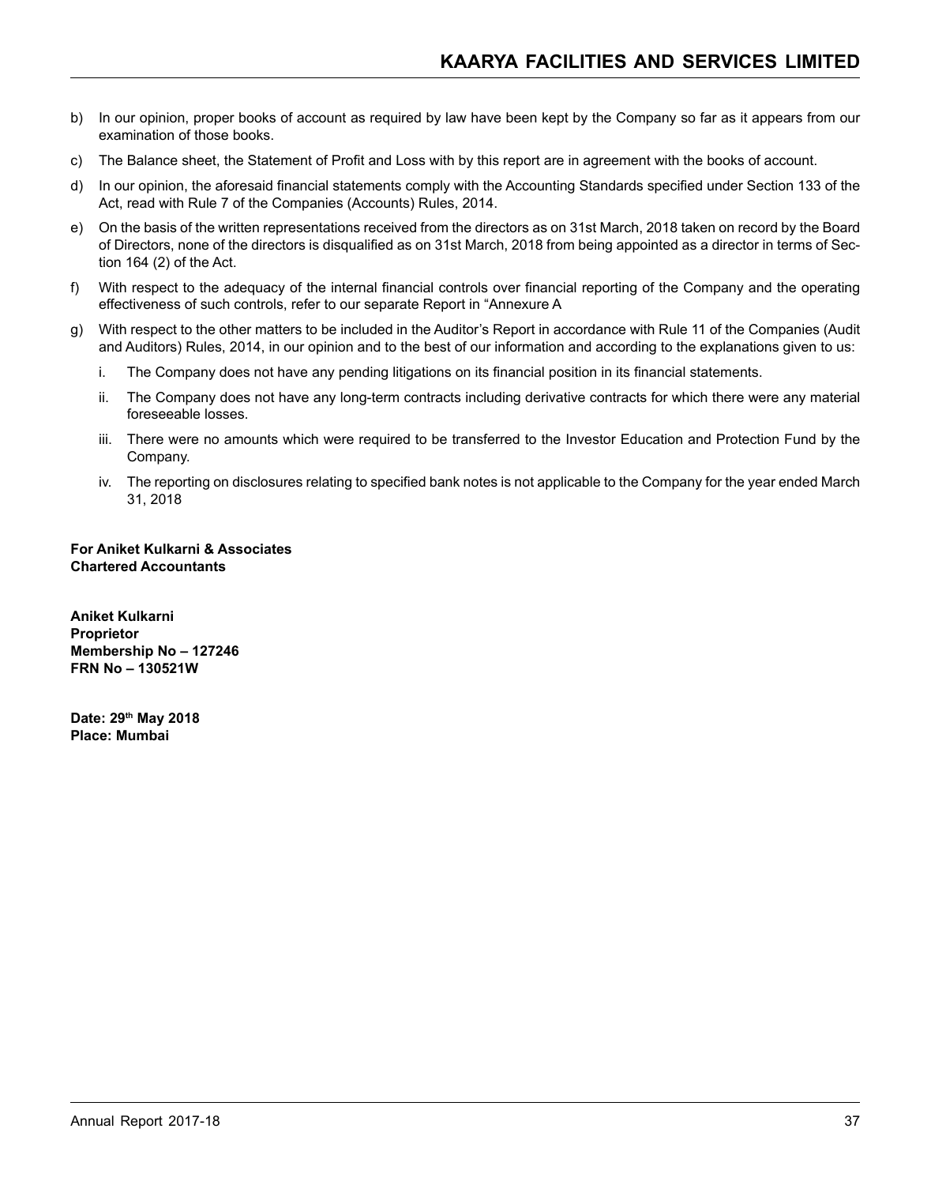b) In our opinion, proper books of account as required by law have been kept by the Company so far as it appears from our examination of those books.

c) The Balance sheet, the Statement of Profit and Loss with by this report are in agreement with the books of account.

d) In our opinion, the aforesaid financial statements comply with the Accounting Standards specified under Section 133 of the Act, read with Rule 7 of the Companies (Accounts) Rules, 2014.

e) On the basis of the written representations received from the directors as on 31st March, 2018 taken on record by the Board of Directors, none of the directors is disqualified as on 31st March, 2018 from being appointed as a director in terms of Section 164 (2) of the Act.

f) With respect to the adequacy of the internal financial controls over financial reporting of the Company and the operating effectiveness of such controls, refer to our separate Report in "Annexure A

g) With respect to the other matters to be included in the Auditor's Report in accordance with Rule 11 of the Companies (Audit and Auditors) Rules, 2014, in our opinion and to the best of our information and according to the explanations given to us:

   i. The Company does not have any pending litigations on its financial position in its financial statements.

   ii. The Company does not have any long-term contracts including derivative contracts for which there were any material foreseeable losses.

   iii. There were no amounts which were required to be transferred to the Investor Education and Protection Fund by the Company.

   iv. The reporting on disclosures relating to specified bank notes is not applicable to the Company for the year ended March 31, 2018

**For Aniket Kulkarni & Associates**
**Chartered Accountants**

**Aniket Kulkarni**
**Proprietor**
**Membership No – 127246**
**FRN No – 130521W**

**Date: 29th May 2018**
**Place: Mumbai**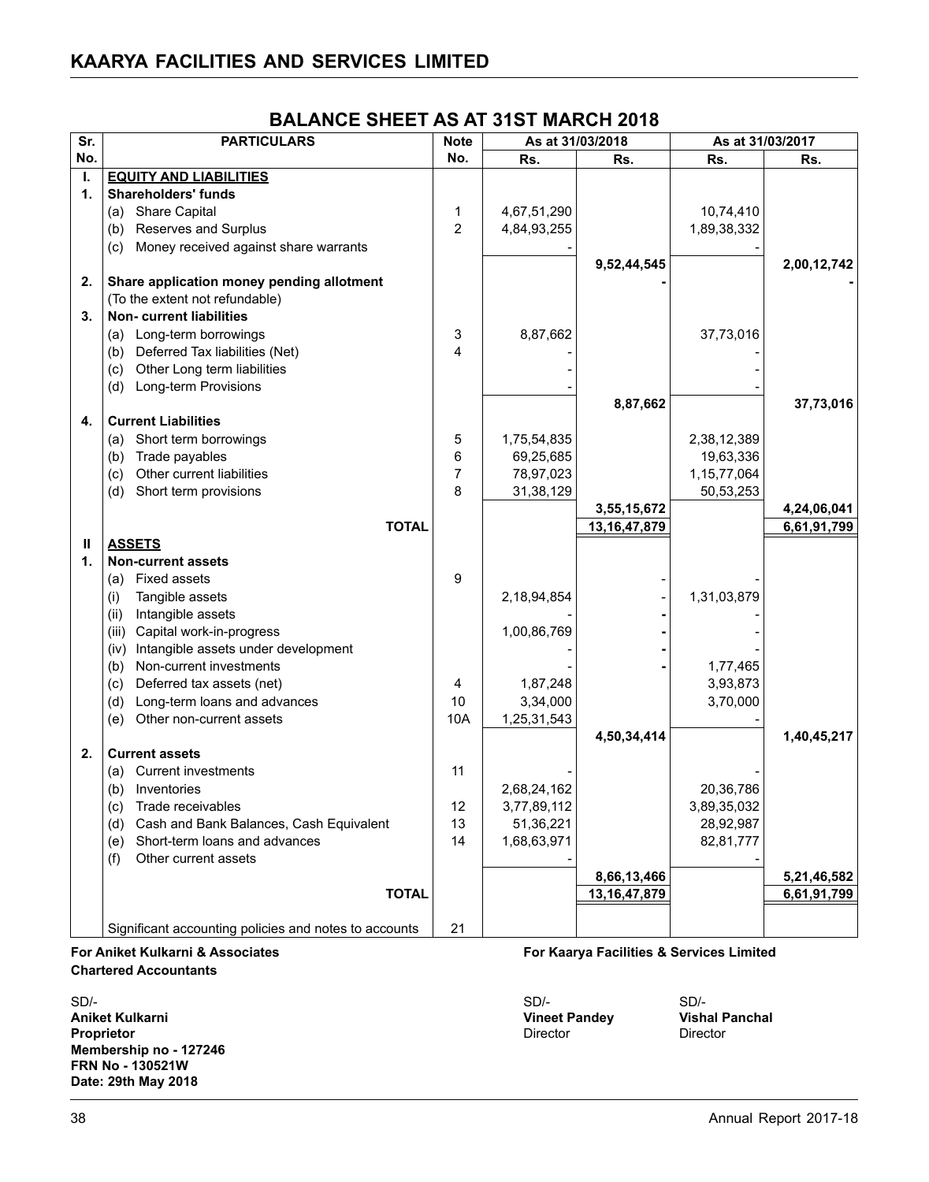## KAARYA FACILITIES AND SERVICES LIMITED

# BALANCE SHEET AS AT 31ST MARCH 2018

| Sr. No. | PARTICULARS | Note No. | As at 31/03/2018 Rs. | As at 31/03/2018 Rs. | As at 31/03/2017 Rs. | As at 31/03/2017 Rs. |
|---|---|---|---|---|---|---|
| I. | **EQUITY AND LIABILITIES** | | | | | |
| 1. | **Shareholders' funds** | | | | | |
| | (a) Share Capital | 1 | 4,67,51,290 | | 10,74,410 | |
| | (b) Reserves and Surplus | 2 | 4,84,93,255 | | 1,89,38,332 | |
| | (c) Money received against share warrants | | - | | - | |
| | | | | **9,52,44,545** | | **2,00,12,742** |
| 2. | **Share application money pending allotment** | | | **-** | | **-** |
| | (To the extent not refundable) | | | | | |
| 3. | **Non- current liabilities** | | | | | |
| | (a) Long-term borrowings | 3 | 8,87,662 | | 37,73,016 | |
| | (b) Deferred Tax liabilities (Net) | 4 | - | | - | |
| | (c) Other Long term liabilities | | - | | - | |
| | (d) Long-term Provisions | | - | | - | |
| | | | | **8,87,662** | | **37,73,016** |
| 4. | **Current Liabilities** | | | | | |
| | (a) Short term borrowings | 5 | 1,75,54,835 | | 2,38,12,389 | |
| | (b) Trade payables | 6 | 69,25,685 | | 19,63,336 | |
| | (c) Other current liabilities | 7 | 78,97,023 | | 1,15,77,064 | |
| | (d) Short term provisions | 8 | 31,38,129 | | 50,53,253 | |
| | | | | **3,55,15,672** | | **4,24,06,041** |
| | **TOTAL** | | | **13,16,47,879** | | **6,61,91,799** |
| II | **ASSETS** | | | | | |
| 1. | **Non-current assets** | | | | | |
| | (a) Fixed assets | 9 | | - | | - |
| | (i) Tangible assets | | 2,18,94,854 | - | 1,31,03,879 | |
| | (ii) Intangible assets | | - | **-** | - | |
| | (iii) Capital work-in-progress | | 1,00,86,769 | **-** | - | |
| | (iv) Intangible assets under development | | - | **-** | - | |
| | (b) Non-current investments | | - | **-** | 1,77,465 | |
| | (c) Deferred tax assets (net) | 4 | 1,87,248 | | 3,93,873 | |
| | (d) Long-term loans and advances | 10 | 3,34,000 | | 3,70,000 | |
| | (e) Other non-current assets | 10A | 1,25,31,543 | | - | |
| | | | | **4,50,34,414** | | **1,40,45,217** |
| 2. | **Current assets** | | | | | |
| | (a) Current investments | 11 | - | | - | |
| | (b) Inventories | | 2,68,24,162 | | 20,36,786 | |
| | (c) Trade receivables | 12 | 3,77,89,112 | | 3,89,35,032 | |
| | (d) Cash and Bank Balances, Cash Equivalent | 13 | 51,36,221 | | 28,92,987 | |
| | (e) Short-term loans and advances | 14 | 1,68,63,971 | | 82,81,777 | |
| | (f) Other current assets | | - | | - | |
| | | | | **8,66,13,466** | | **5,21,46,582** |
| | **TOTAL** | | | **13,16,47,879** | | **6,61,91,799** |
| | Significant accounting policies and notes to accounts | 21 | | | | |

**For Aniket Kulkarni & Associates**
**Chartered Accountants**

SD/-
**Aniket Kulkarni**
**Proprietor**
**Membership no - 127246**
**FRN No - 130521W**
**Date: 29th May 2018**

**For Kaarya Facilities & Services Limited**

SD/-
**Vineet Pandey**
Director

SD/-
**Vishal Panchal**
Director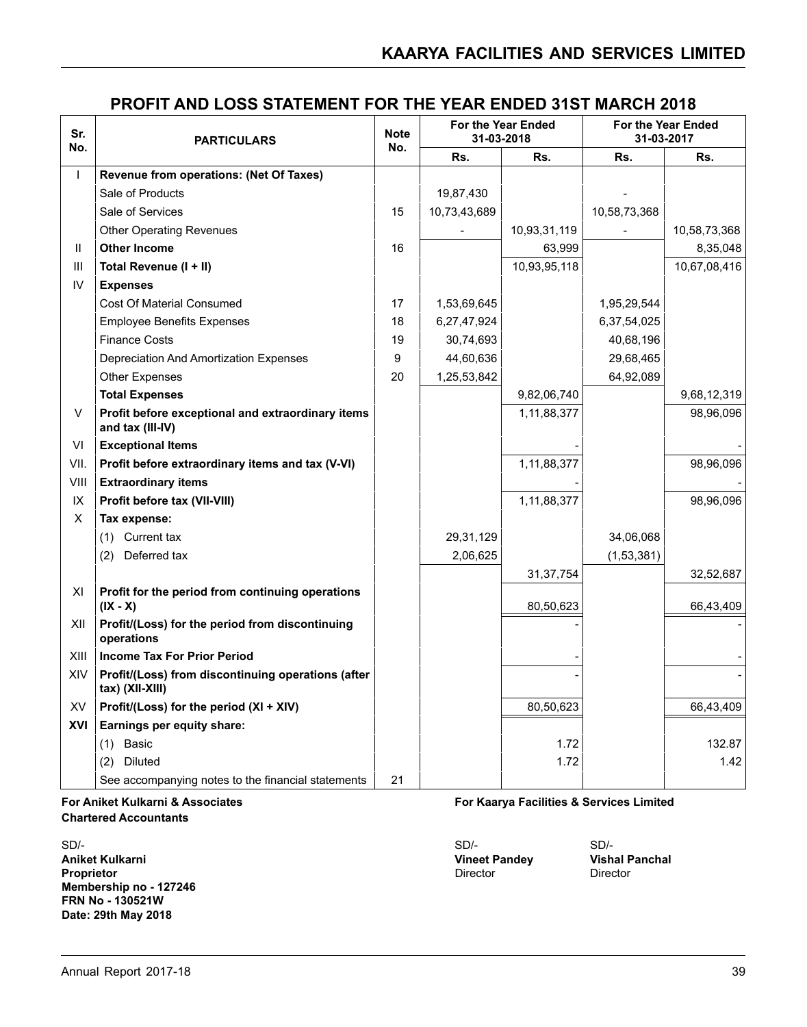## PROFIT AND LOSS STATEMENT FOR THE YEAR ENDED 31ST MARCH 2018

| Sr. No. | PARTICULARS | Note No. | For the Year Ended 31-03-2018 | | For the Year Ended 31-03-2017 | |
|---|---|---|---|---|---|---|
| | | | Rs. | Rs. | Rs. | Rs. |
| I | **Revenue from operations: (Net Of Taxes)** | | | | | |
| | Sale of Products | | 19,87,430 | | - | |
| | Sale of Services | 15 | 10,73,43,689 | | 10,58,73,368 | |
| | Other Operating Revenues | | - | 10,93,31,119 | - | 10,58,73,368 |
| II | **Other Income** | 16 | | 63,999 | | 8,35,048 |
| III | **Total Revenue (I + II)** | | | 10,93,95,118 | | 10,67,08,416 |
| IV | **Expenses** | | | | | |
| | Cost Of Material Consumed | 17 | 1,53,69,645 | | 1,95,29,544 | |
| | Employee Benefits Expenses | 18 | 6,27,47,924 | | 6,37,54,025 | |
| | Finance Costs | 19 | 30,74,693 | | 40,68,196 | |
| | Depreciation And Amortization Expenses | 9 | 44,60,636 | | 29,68,465 | |
| | Other Expenses | 20 | 1,25,53,842 | | 64,92,089 | |
| | **Total Expenses** | | | 9,82,06,740 | | 9,68,12,319 |
| V | **Profit before exceptional and extraordinary items and tax (III-IV)** | | | 1,11,88,377 | | 98,96,096 |
| VI | **Exceptional Items** | | | - | | - |
| VII. | **Profit before extraordinary items and tax (V-VI)** | | | 1,11,88,377 | | 98,96,096 |
| VIII | **Extraordinary items** | | | - | | - |
| IX | **Profit before tax (VII-VIII)** | | | 1,11,88,377 | | 98,96,096 |
| X | **Tax expense:** | | | | | |
| | (1) Current tax | | 29,31,129 | | 34,06,068 | |
| | (2) Deferred tax | | 2,06,625 | | (1,53,381) | |
| | | | | 31,37,754 | | 32,52,687 |
| XI | **Profit for the period from continuing operations (IX - X)** | | | 80,50,623 | | 66,43,409 |
| XII | **Profit/(Loss) for the period from discontinuing operations** | | | - | | - |
| XIII | **Income Tax For Prior Period** | | | - | | - |
| XIV | **Profit/(Loss) from discontinuing operations (after tax) (XII-XIII)** | | | - | | - |
| XV | **Profit/(Loss) for the period (XI + XIV)** | | | 80,50,623 | | 66,43,409 |
| **XVI** | **Earnings per equity share:** | | | | | |
| | (1) Basic | | | 1.72 | | 132.87 |
| | (2) Diluted | | | 1.72 | | 1.42 |
| | See accompanying notes to the financial statements | 21 | | | | |

**For Aniket Kulkarni & Associates**
**Chartered Accountants**

SD/-
**Aniket Kulkarni**
**Proprietor**
**Membership no - 127246**
**FRN No - 130521W**
**Date: 29th May 2018**

**For Kaarya Facilities & Services Limited**

SD/-
**Vineet Pandey**
Director

SD/-
**Vishal Panchal**
Director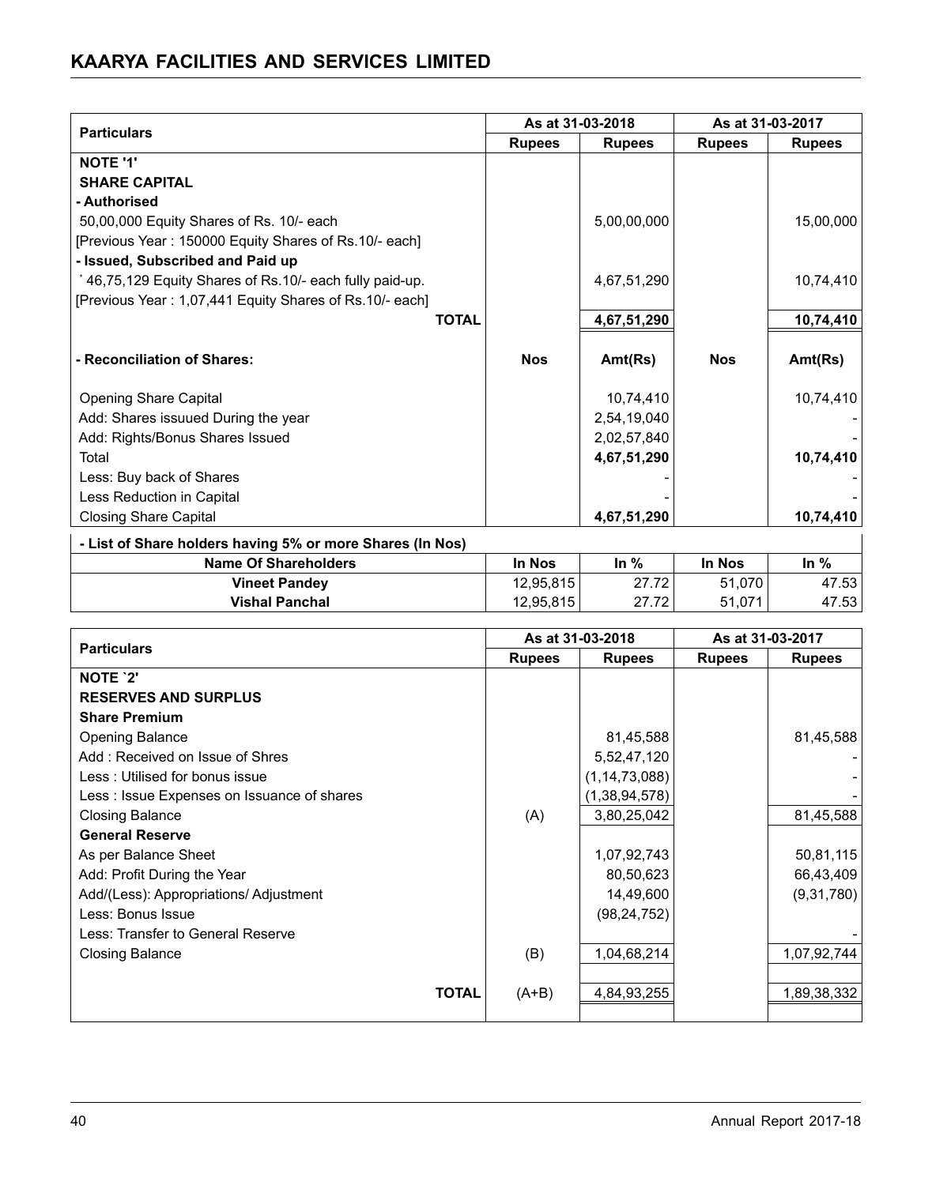| Particulars | As at 31-03-2018 | | As at 31-03-2017 | |
|---|---|---|---|---|
| | Rupees | Rupees | Rupees | Rupees |
| **NOTE '1'** | | | | |
| **SHARE CAPITAL** | | | | |
| **- Authorised** | | | | |
| 50,00,000 Equity Shares of Rs. 10/- each | | 5,00,00,000 | | 15,00,000 |
| [Previous Year : 150000 Equity Shares of Rs.10/- each] | | | | |
| **- Issued, Subscribed and Paid up** | | | | |
| ` 46,75,129 Equity Shares of Rs.10/- each fully paid-up. | | 4,67,51,290 | | 10,74,410 |
| [Previous Year : 1,07,441 Equity Shares of Rs.10/- each] | | | | |
| **TOTAL** | | **4,67,51,290** | | **10,74,410** |
| **- Reconciliation of Shares:** | **Nos** | **Amt(Rs)** | **Nos** | **Amt(Rs)** |
| Opening Share Capital | | 10,74,410 | | 10,74,410 |
| Add: Shares issuued During the year | | 2,54,19,040 | | - |
| Add: Rights/Bonus Shares Issued | | 2,02,57,840 | | - |
| Total | | **4,67,51,290** | | **10,74,410** |
| Less: Buy back of Shares | | - | | - |
| Less Reduction in Capital | | - | | - |
| Closing Share Capital | | **4,67,51,290** | | **10,74,410** |

**- List of Share holders having 5% or more Shares (In Nos)**

| Name Of Shareholders | In Nos | In % | In Nos | In % |
|---|---|---|---|---|
| **Vineet Pandey** | 12,95,815 | 27.72 | 51,070 | 47.53 |
| **Vishal Panchal** | 12,95,815 | 27.72 | 51,071 | 47.53 |

| Particulars | As at 31-03-2018 | | As at 31-03-2017 | |
|---|---|---|---|---|
| | Rupees | Rupees | Rupees | Rupees |
| **NOTE `2'** | | | | |
| **RESERVES AND SURPLUS** | | | | |
| **Share Premium** | | | | |
| Opening Balance | | 81,45,588 | | 81,45,588 |
| Add : Received on Issue of Shres | | 5,52,47,120 | | - |
| Less : Utilised for bonus issue | | (1,14,73,088) | | - |
| Less : Issue Expenses on Issuance of shares | | (1,38,94,578) | | - |
| Closing Balance | (A) | 3,80,25,042 | | 81,45,588 |
| **General Reserve** | | | | |
| As per Balance Sheet | | 1,07,92,743 | | 50,81,115 |
| Add: Profit During the Year | | 80,50,623 | | 66,43,409 |
| Add/(Less): Appropriations/ Adjustment | | 14,49,600 | | (9,31,780) |
| Less: Bonus Issue | | (98,24,752) | | |
| Less: Transfer to General Reserve | | | | - |
| Closing Balance | (B) | 1,04,68,214 | | 1,07,92,744 |
| **TOTAL** | (A+B) | 4,84,93,255 | | 1,89,38,332 |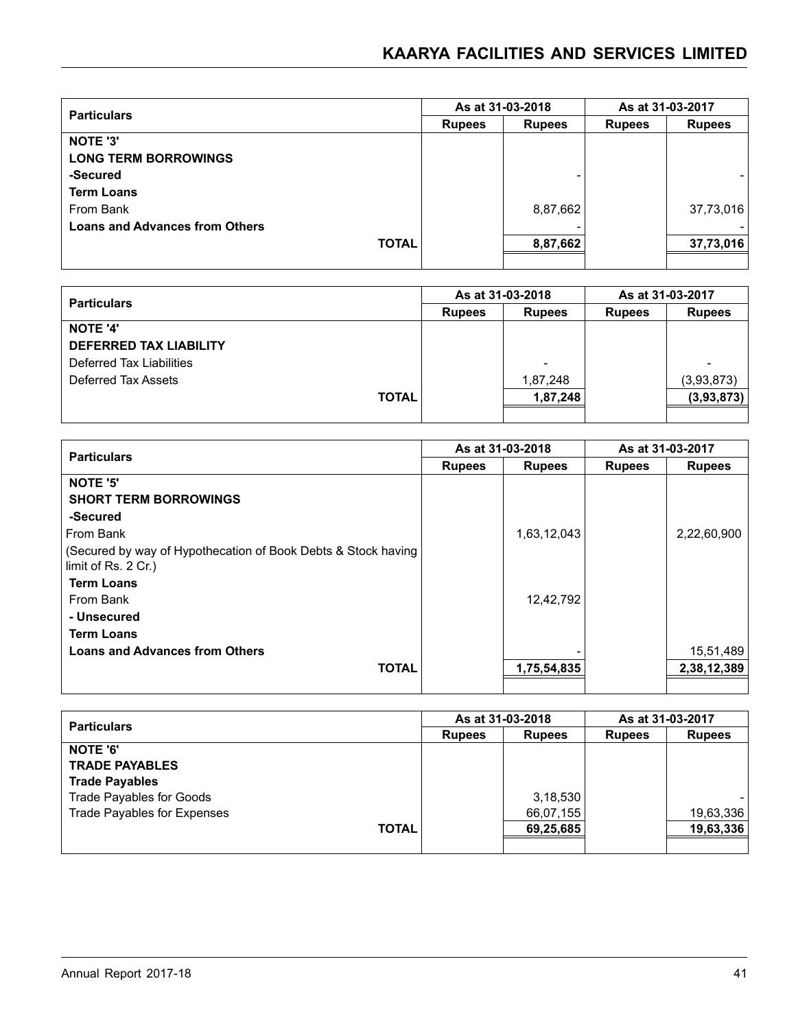| Particulars | As at 31-03-2018 | | As at 31-03-2017 | |
|---|---|---|---|---|
| | Rupees | Rupees | Rupees | Rupees |
| **NOTE '3'** | | | | |
| **LONG TERM BORROWINGS** | | | | |
| **-Secured** | | - | | - |
| **Term Loans** | | | | |
| From Bank | | 8,87,662 | | 37,73,016 |
| **Loans and Advances from Others** | | - | | - |
| **TOTAL** | | **8,87,662** | | **37,73,016** |

| Particulars | As at 31-03-2018 | | As at 31-03-2017 | |
|---|---|---|---|---|
| | Rupees | Rupees | Rupees | Rupees |
| **NOTE '4'** | | | | |
| **DEFERRED TAX LIABILITY** | | | | |
| Deferred Tax Liabilities | | - | | - |
| Deferred Tax Assets | | 1,87,248 | | (3,93,873) |
| **TOTAL** | | **1,87,248** | | **(3,93,873)** |

| Particulars | As at 31-03-2018 | | As at 31-03-2017 | |
|---|---|---|---|---|
| | Rupees | Rupees | Rupees | Rupees |
| **NOTE '5'** | | | | |
| **SHORT TERM BORROWINGS** | | | | |
| **-Secured** | | | | |
| From Bank | | 1,63,12,043 | | 2,22,60,900 |
| (Secured by way of Hypothecation of Book Debts & Stock having limit of Rs. 2 Cr.) | | | | |
| **Term Loans** | | | | |
| From Bank | | 12,42,792 | | |
| **- Unsecured** | | | | |
| **Term Loans** | | | | |
| **Loans and Advances from Others** | | - | | 15,51,489 |
| **TOTAL** | | **1,75,54,835** | | **2,38,12,389** |

| Particulars | As at 31-03-2018 | | As at 31-03-2017 | |
|---|---|---|---|---|
| | Rupees | Rupees | Rupees | Rupees |
| **NOTE '6'** | | | | |
| **TRADE PAYABLES** | | | | |
| **Trade Payables** | | | | |
| Trade Payables for Goods | | 3,18,530 | | - |
| Trade Payables for Expenses | | 66,07,155 | | 19,63,336 |
| **TOTAL** | | **69,25,685** | | **19,63,336** |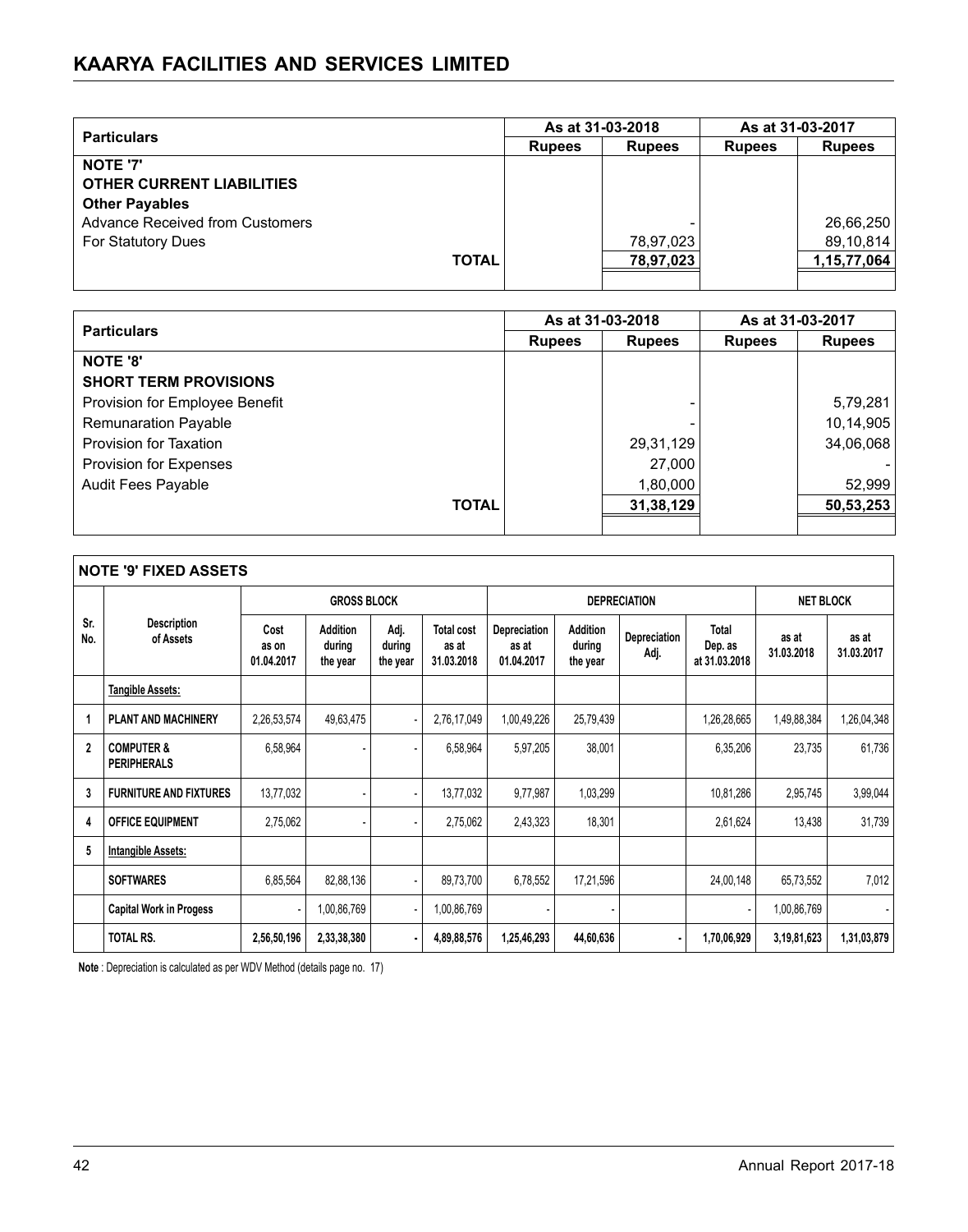## KAARYA FACILITIES AND SERVICES LIMITED

| Particulars | As at 31-03-2018 | | As at 31-03-2017 | |
|---|---|---|---|---|
| | Rupees | Rupees | Rupees | Rupees |
| **NOTE '7'** | | | | |
| **OTHER CURRENT LIABILITIES** | | | | |
| **Other Payables** | | | | |
| Advance Received from Customers | | - | | 26,66,250 |
| For Statutory Dues | | 78,97,023 | | 89,10,814 |
| **TOTAL** | | **78,97,023** | | **1,15,77,064** |

| Particulars | As at 31-03-2018 | | As at 31-03-2017 | |
|---|---|---|---|---|
| | Rupees | Rupees | Rupees | Rupees |
| **NOTE '8'** | | | | |
| **SHORT TERM PROVISIONS** | | | | |
| Provision for Employee Benefit | | - | | 5,79,281 |
| Remunaration Payable | | - | | 10,14,905 |
| Provision for Taxation | | 29,31,129 | | 34,06,068 |
| Provision for Expenses | | 27,000 | | - |
| Audit Fees Payable | | 1,80,000 | | 52,999 |
| **TOTAL** | | **31,38,129** | | **50,53,253** |

**NOTE '9' FIXED ASSETS**

| Sr. No. | Description of Assets | GROSS BLOCK | | | | DEPRECIATION | | | | NET BLOCK | |
|---|---|---|---|---|---|---|---|---|---|---|---|
| | | Cost as on 01.04.2017 | Addition during the year | Adj. during the year | Total cost as at 31.03.2018 | Depreciation as at 01.04.2017 | Addition during the year | Depreciation Adj. | Total Dep. as at 31.03.2018 | as at 31.03.2018 | as at 31.03.2017 |
| | **Tangible Assets:** | | | | | | | | | | |
| 1 | **PLANT AND MACHINERY** | 2,26,53,574 | 49,63,475 | - | 2,76,17,049 | 1,00,49,226 | 25,79,439 | | 1,26,28,665 | 1,49,88,384 | 1,26,04,348 |
| 2 | **COMPUTER & PERIPHERALS** | 6,58,964 | - | - | 6,58,964 | 5,97,205 | 38,001 | | 6,35,206 | 23,735 | 61,736 |
| 3 | **FURNITURE AND FIXTURES** | 13,77,032 | - | - | 13,77,032 | 9,77,987 | 1,03,299 | | 10,81,286 | 2,95,745 | 3,99,044 |
| 4 | **OFFICE EQUIPMENT** | 2,75,062 | - | - | 2,75,062 | 2,43,323 | 18,301 | | 2,61,624 | 13,438 | 31,739 |
| 5 | **Intangible Assets:** | | | | | | | | | | |
| | **SOFTWARES** | 6,85,564 | 82,88,136 | - | 89,73,700 | 6,78,552 | 17,21,596 | | 24,00,148 | 65,73,552 | 7,012 |
| | **Capital Work in Progess** | - | 1,00,86,769 | - | 1,00,86,769 | - | - | | - | 1,00,86,769 | - |
| | **TOTAL RS.** | **2,56,50,196** | **2,33,38,380** | **-** | **4,89,88,576** | **1,25,46,293** | **44,60,636** | **-** | **1,70,06,929** | **3,19,81,623** | **1,31,03,879** |

**Note** : Depreciation is calculated as per WDV Method (details page no. 17)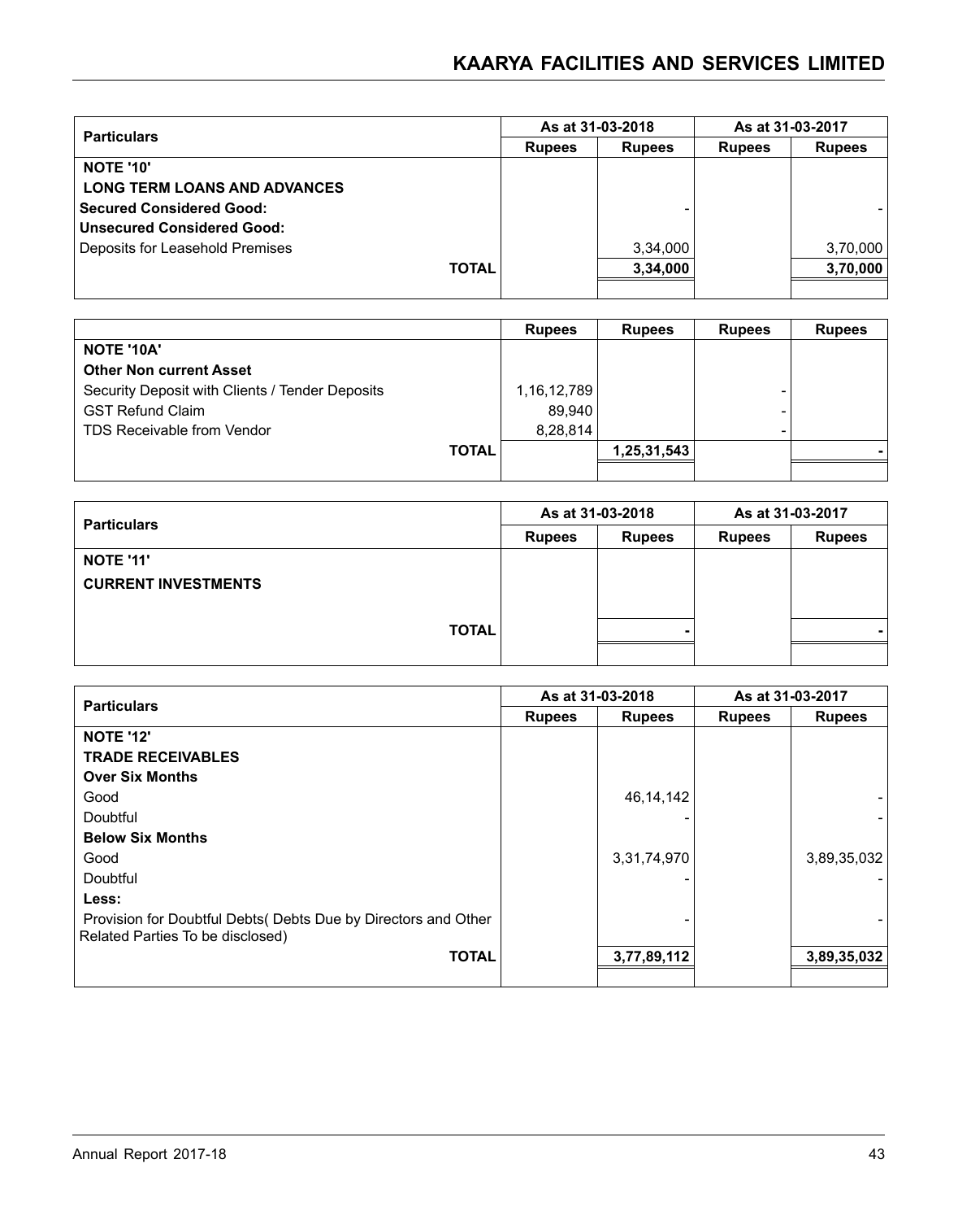| Particulars | As at 31-03-2018 | | As at 31-03-2017 | |
|---|---|---|---|---|
| | Rupees | Rupees | Rupees | Rupees |
| **NOTE '10'** | | | | |
| **LONG TERM LOANS AND ADVANCES** | | | | |
| **Secured Considered Good:** | | - | | - |
| **Unsecured Considered Good:** | | | | |
| Deposits for Leasehold Premises | | 3,34,000 | | 3,70,000 |
| **TOTAL** | | **3,34,000** | | **3,70,000** |

| | Rupees | Rupees | Rupees | Rupees |
|---|---|---|---|---|
| **NOTE '10A'** | | | | |
| **Other Non current Asset** | | | | |
| Security Deposit with Clients / Tender Deposits | 1,16,12,789 | | - | |
| GST Refund Claim | 89,940 | | - | |
| TDS Receivable from Vendor | 8,28,814 | | - | |
| **TOTAL** | | **1,25,31,543** | | **-** |

| Particulars | As at 31-03-2018 | | As at 31-03-2017 | |
|---|---|---|---|---|
| | Rupees | Rupees | Rupees | Rupees |
| **NOTE '11'** | | | | |
| **CURRENT INVESTMENTS** | | | | |
| **TOTAL** | | **-** | | **-** |

| Particulars | As at 31-03-2018 | | As at 31-03-2017 | |
|---|---|---|---|---|
| | Rupees | Rupees | Rupees | Rupees |
| **NOTE '12'** | | | | |
| **TRADE RECEIVABLES** | | | | |
| **Over Six Months** | | | | |
| Good | | 46,14,142 | | - |
| Doubtful | | - | | - |
| **Below Six Months** | | | | |
| Good | | 3,31,74,970 | | 3,89,35,032 |
| Doubtful | | - | | - |
| **Less:** | | | | |
| Provision for Doubtful Debts( Debts Due by Directors and Other Related Parties To be disclosed) | | - | | - |
| **TOTAL** | | **3,77,89,112** | | **3,89,35,032** |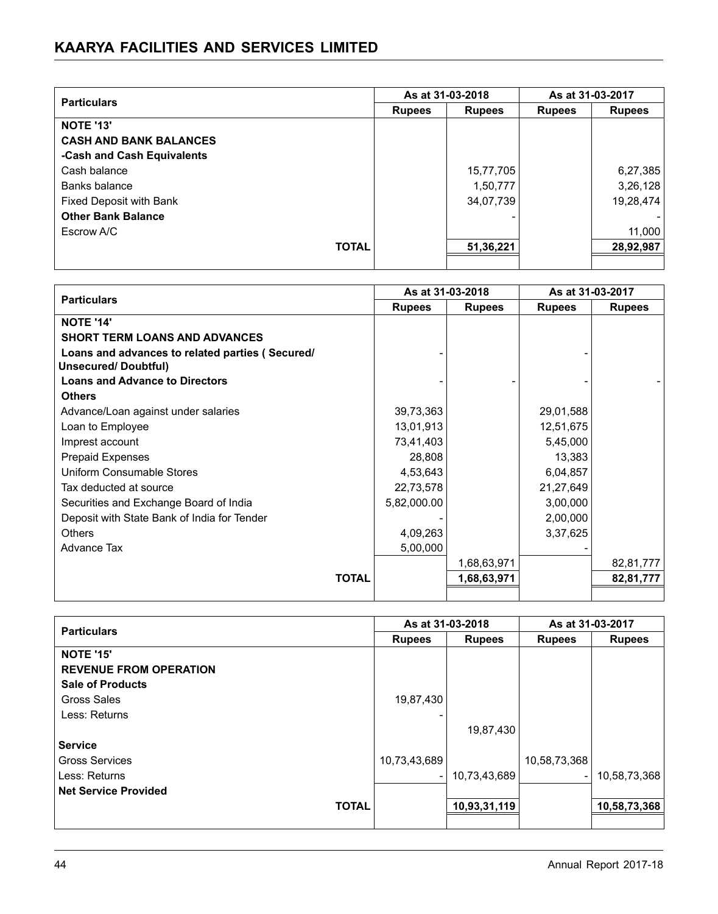| Particulars | As at 31-03-2018 | | As at 31-03-2017 | |
|---|---|---|---|---|
| | Rupees | Rupees | Rupees | Rupees |
| **NOTE '13'** | | | | |
| **CASH AND BANK BALANCES** | | | | |
| **-Cash and Cash Equivalents** | | | | |
| Cash balance | | 15,77,705 | | 6,27,385 |
| Banks balance | | 1,50,777 | | 3,26,128 |
| Fixed Deposit with Bank | | 34,07,739 | | 19,28,474 |
| **Other Bank Balance** | | - | | - |
| Escrow A/C | | | | 11,000 |
| **TOTAL** | | **51,36,221** | | **28,92,987** |

| Particulars | As at 31-03-2018 | | As at 31-03-2017 | |
|---|---|---|---|---|
| | Rupees | Rupees | Rupees | Rupees |
| **NOTE '14'** | | | | |
| **SHORT TERM LOANS AND ADVANCES** | | | | |
| **Loans and advances to related parties ( Secured/ Unsecured/ Doubtful)** | - | | - | |
| **Loans and Advance to Directors** | - | - | - | - |
| **Others** | | | | |
| Advance/Loan against under salaries | 39,73,363 | | 29,01,588 | |
| Loan to Employee | 13,01,913 | | 12,51,675 | |
| Imprest account | 73,41,403 | | 5,45,000 | |
| Prepaid Expenses | 28,808 | | 13,383 | |
| Uniform Consumable Stores | 4,53,643 | | 6,04,857 | |
| Tax deducted at source | 22,73,578 | | 21,27,649 | |
| Securities and Exchange Board of India | 5,82,000.00 | | 3,00,000 | |
| Deposit with State Bank of India for Tender | - | | 2,00,000 | |
| Others | 4,09,263 | | 3,37,625 | |
| Advance Tax | 5,00,000 | | - | |
| | | 1,68,63,971 | | 82,81,777 |
| **TOTAL** | | **1,68,63,971** | | **82,81,777** |

| Particulars | As at 31-03-2018 | | As at 31-03-2017 | |
|---|---|---|---|---|
| | Rupees | Rupees | Rupees | Rupees |
| **NOTE '15'** | | | | |
| **REVENUE FROM OPERATION** | | | | |
| **Sale of Products** | | | | |
| Gross Sales | 19,87,430 | | | |
| Less: Returns | - | | | |
| | | 19,87,430 | | |
| **Service** | | | | |
| Gross Services | 10,73,43,689 | | 10,58,73,368 | |
| Less: Returns | - | 10,73,43,689 | - | 10,58,73,368 |
| **Net Service Provided** | | | | |
| **TOTAL** | | **10,93,31,119** | | **10,58,73,368** |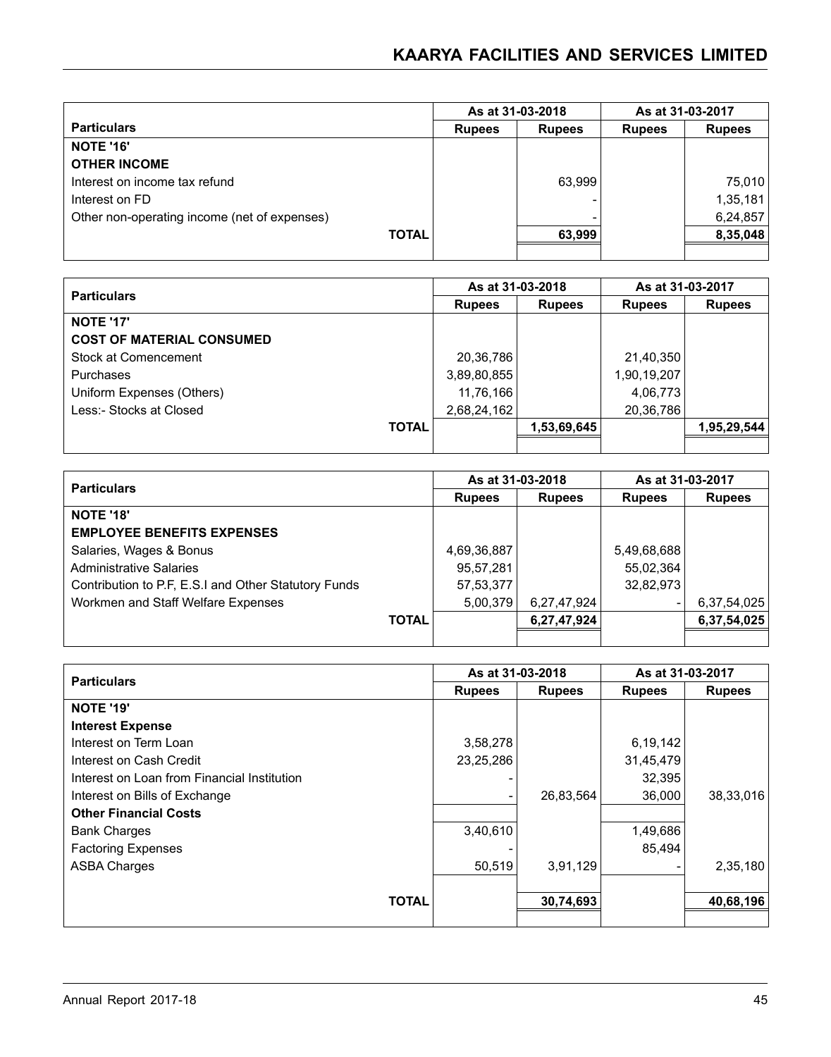| Particulars | As at 31-03-2018 | | As at 31-03-2017 | |
|---|---|---|---|---|
| | Rupees | Rupees | Rupees | Rupees |
| **NOTE '16'** | | | | |
| **OTHER INCOME** | | | | |
| Interest on income tax refund | | 63,999 | | 75,010 |
| Interest on FD | | - | | 1,35,181 |
| Other non-operating income (net of expenses) | | - | | 6,24,857 |
| **TOTAL** | | **63,999** | | **8,35,048** |

| Particulars | As at 31-03-2018 | | As at 31-03-2017 | |
|---|---|---|---|---|
| | Rupees | Rupees | Rupees | Rupees |
| **NOTE '17'** | | | | |
| **COST OF MATERIAL CONSUMED** | | | | |
| Stock at Comencement | 20,36,786 | | 21,40,350 | |
| Purchases | 3,89,80,855 | | 1,90,19,207 | |
| Uniform Expenses (Others) | 11,76,166 | | 4,06,773 | |
| Less:- Stocks at Closed | 2,68,24,162 | | 20,36,786 | |
| **TOTAL** | | **1,53,69,645** | | **1,95,29,544** |

| Particulars | As at 31-03-2018 | | As at 31-03-2017 | |
|---|---|---|---|---|
| | Rupees | Rupees | Rupees | Rupees |
| **NOTE '18'** | | | | |
| **EMPLOYEE BENEFITS EXPENSES** | | | | |
| Salaries, Wages & Bonus | 4,69,36,887 | | 5,49,68,688 | |
| Administrative Salaries | 95,57,281 | | 55,02,364 | |
| Contribution to P.F, E.S.I and Other Statutory Funds | 57,53,377 | | 32,82,973 | |
| Workmen and Staff Welfare Expenses | 5,00,379 | 6,27,47,924 | - | 6,37,54,025 |
| **TOTAL** | | **6,27,47,924** | | **6,37,54,025** |

| Particulars | As at 31-03-2018 | | As at 31-03-2017 | |
|---|---|---|---|---|
| | Rupees | Rupees | Rupees | Rupees |
| **NOTE '19'** | | | | |
| **Interest Expense** | | | | |
| Interest on Term Loan | 3,58,278 | | 6,19,142 | |
| Interest on Cash Credit | 23,25,286 | | 31,45,479 | |
| Interest on Loan from Financial Institution | - | | 32,395 | |
| Interest on Bills of Exchange | - | 26,83,564 | 36,000 | 38,33,016 |
| **Other Financial Costs** | | | | |
| Bank Charges | 3,40,610 | | 1,49,686 | |
| Factoring Expenses | - | | 85,494 | |
| ASBA Charges | 50,519 | 3,91,129 | - | 2,35,180 |
| **TOTAL** | | **30,74,693** | | **40,68,196** |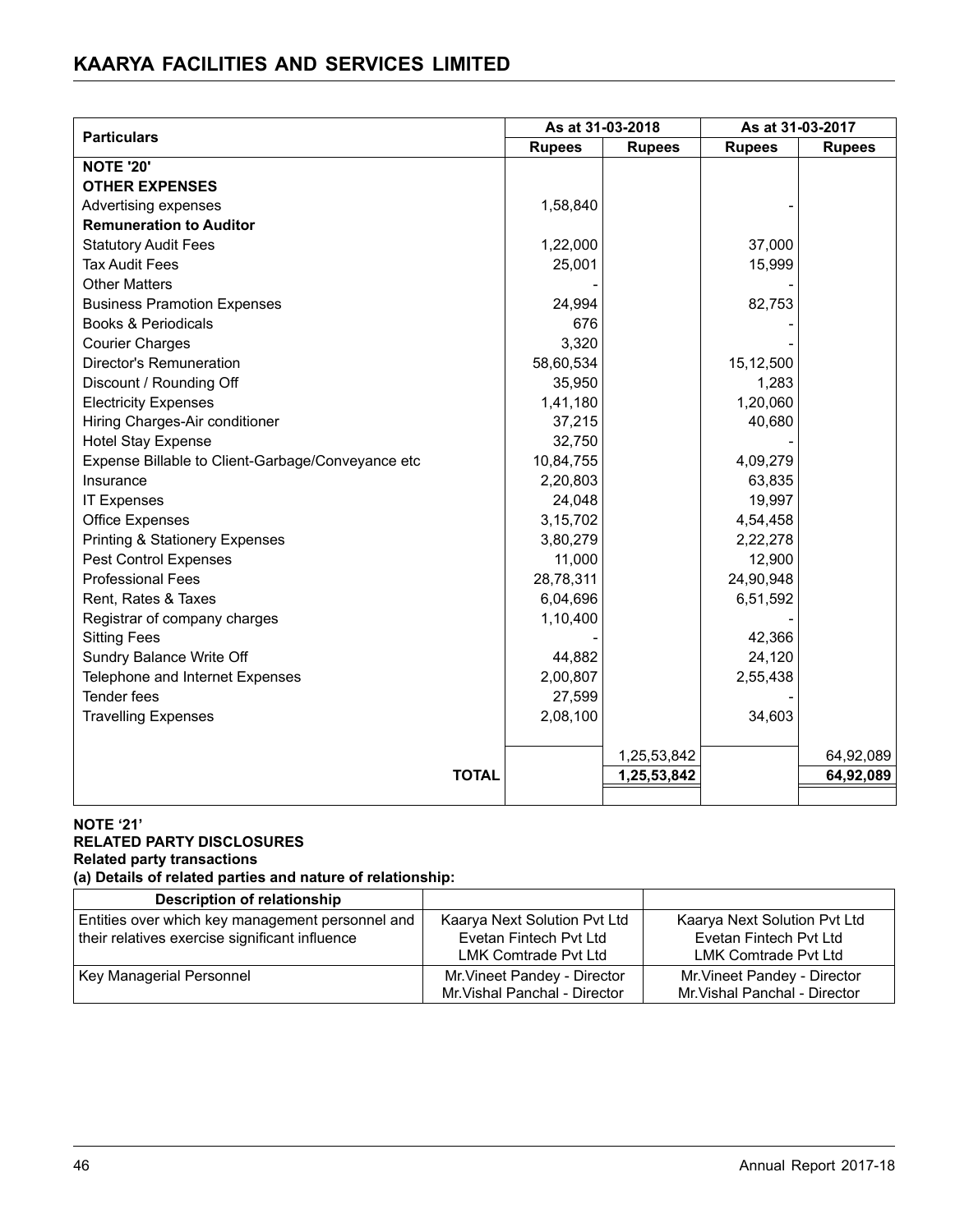| Particulars | As at 31-03-2018 | | As at 31-03-2017 | |
|---|---|---|---|---|
| | Rupees | Rupees | Rupees | Rupees |
| **NOTE '20'** | | | | |
| **OTHER EXPENSES** | | | | |
| Advertising expenses | 1,58,840 | | - | |
| **Remuneration to Auditor** | | | | |
| Statutory Audit Fees | 1,22,000 | | 37,000 | |
| Tax Audit Fees | 25,001 | | 15,999 | |
| Other Matters | - | | - | |
| Business Pramotion Expenses | 24,994 | | 82,753 | |
| Books & Periodicals | 676 | | - | |
| Courier Charges | 3,320 | | - | |
| Director's Remuneration | 58,60,534 | | 15,12,500 | |
| Discount / Rounding Off | 35,950 | | 1,283 | |
| Electricity Expenses | 1,41,180 | | 1,20,060 | |
| Hiring Charges-Air conditioner | 37,215 | | 40,680 | |
| Hotel Stay Expense | 32,750 | | - | |
| Expense Billable to Client-Garbage/Conveyance etc | 10,84,755 | | 4,09,279 | |
| Insurance | 2,20,803 | | 63,835 | |
| IT Expenses | 24,048 | | 19,997 | |
| Office Expenses | 3,15,702 | | 4,54,458 | |
| Printing & Stationery Expenses | 3,80,279 | | 2,22,278 | |
| Pest Control Expenses | 11,000 | | 12,900 | |
| Professional Fees | 28,78,311 | | 24,90,948 | |
| Rent, Rates & Taxes | 6,04,696 | | 6,51,592 | |
| Registrar of company charges | 1,10,400 | | - | |
| Sitting Fees | - | | 42,366 | |
| Sundry Balance Write Off | 44,882 | | 24,120 | |
| Telephone and Internet Expenses | 2,00,807 | | 2,55,438 | |
| Tender fees | 27,599 | | - | |
| Travelling Expenses | 2,08,100 | | 34,603 | |
| | | 1,25,53,842 | | 64,92,089 |
| **TOTAL** | | **1,25,53,842** | | **64,92,089** |

**NOTE '21'**

**RELATED PARTY DISCLOSURES**

**Related party transactions**

**(a) Details of related parties and nature of relationship:**

| Description of relationship | | |
|---|---|---|
| Entities over which key management personnel and their relatives exercise significant influence | Kaarya Next Solution Pvt Ltd<br>Evetan Fintech Pvt Ltd<br>LMK Comtrade Pvt Ltd | Kaarya Next Solution Pvt Ltd<br>Evetan Fintech Pvt Ltd<br>LMK Comtrade Pvt Ltd |
| Key Managerial Personnel | Mr.Vineet Pandey - Director<br>Mr.Vishal Panchal - Director | Mr.Vineet Pandey - Director<br>Mr.Vishal Panchal - Director |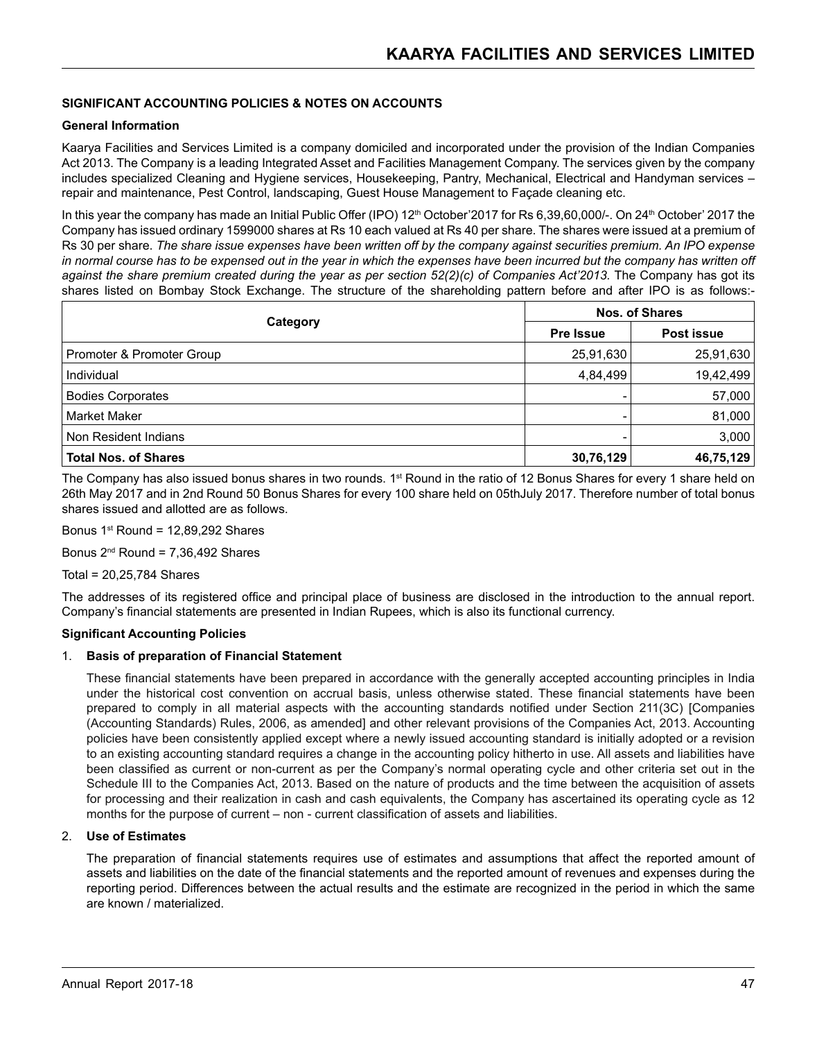## SIGNIFICANT ACCOUNTING POLICIES & NOTES ON ACCOUNTS

### General Information

Kaarya Facilities and Services Limited is a company domiciled and incorporated under the provision of the Indian Companies Act 2013. The Company is a leading Integrated Asset and Facilities Management Company. The services given by the company includes specialized Cleaning and Hygiene services, Housekeeping, Pantry, Mechanical, Electrical and Handyman services – repair and maintenance, Pest Control, landscaping, Guest House Management to Façade cleaning etc.

In this year the company has made an Initial Public Offer (IPO) 12th October'2017 for Rs 6,39,60,000/-. On 24th October' 2017 the Company has issued ordinary 1599000 shares at Rs 10 each valued at Rs 40 per share. The shares were issued at a premium of Rs 30 per share. *The share issue expenses have been written off by the company against securities premium. An IPO expense in normal course has to be expensed out in the year in which the expenses have been incurred but the company has written off against the share premium created during the year as per section 52(2)(c) of Companies Act'2013.* The Company has got its shares listed on Bombay Stock Exchange. The structure of the shareholding pattern before and after IPO is as follows:-

| Category | Nos. of Shares | |
|---|---|---|
| | Pre Issue | Post issue |
| Promoter & Promoter Group | 25,91,630 | 25,91,630 |
| Individual | 4,84,499 | 19,42,499 |
| Bodies Corporates | - | 57,000 |
| Market Maker | - | 81,000 |
| Non Resident Indians | - | 3,000 |
| **Total Nos. of Shares** | **30,76,129** | **46,75,129** |

The Company has also issued bonus shares in two rounds. 1st Round in the ratio of 12 Bonus Shares for every 1 share held on 26th May 2017 and in 2nd Round 50 Bonus Shares for every 100 share held on 05thJuly 2017. Therefore number of total bonus shares issued and allotted are as follows.

Bonus 1st Round = 12,89,292 Shares

Bonus 2nd Round = 7,36,492 Shares

Total = 20,25,784 Shares

The addresses of its registered office and principal place of business are disclosed in the introduction to the annual report. Company's financial statements are presented in Indian Rupees, which is also its functional currency.

### Significant Accounting Policies

1. **Basis of preparation of Financial Statement**

   These financial statements have been prepared in accordance with the generally accepted accounting principles in India under the historical cost convention on accrual basis, unless otherwise stated. These financial statements have been prepared to comply in all material aspects with the accounting standards notified under Section 211(3C) [Companies (Accounting Standards) Rules, 2006, as amended] and other relevant provisions of the Companies Act, 2013. Accounting policies have been consistently applied except where a newly issued accounting standard is initially adopted or a revision to an existing accounting standard requires a change in the accounting policy hitherto in use. All assets and liabilities have been classified as current or non-current as per the Company's normal operating cycle and other criteria set out in the Schedule III to the Companies Act, 2013. Based on the nature of products and the time between the acquisition of assets for processing and their realization in cash and cash equivalents, the Company has ascertained its operating cycle as 12 months for the purpose of current – non - current classification of assets and liabilities.

2. **Use of Estimates**

   The preparation of financial statements requires use of estimates and assumptions that affect the reported amount of assets and liabilities on the date of the financial statements and the reported amount of revenues and expenses during the reporting period. Differences between the actual results and the estimate are recognized in the period in which the same are known / materialized.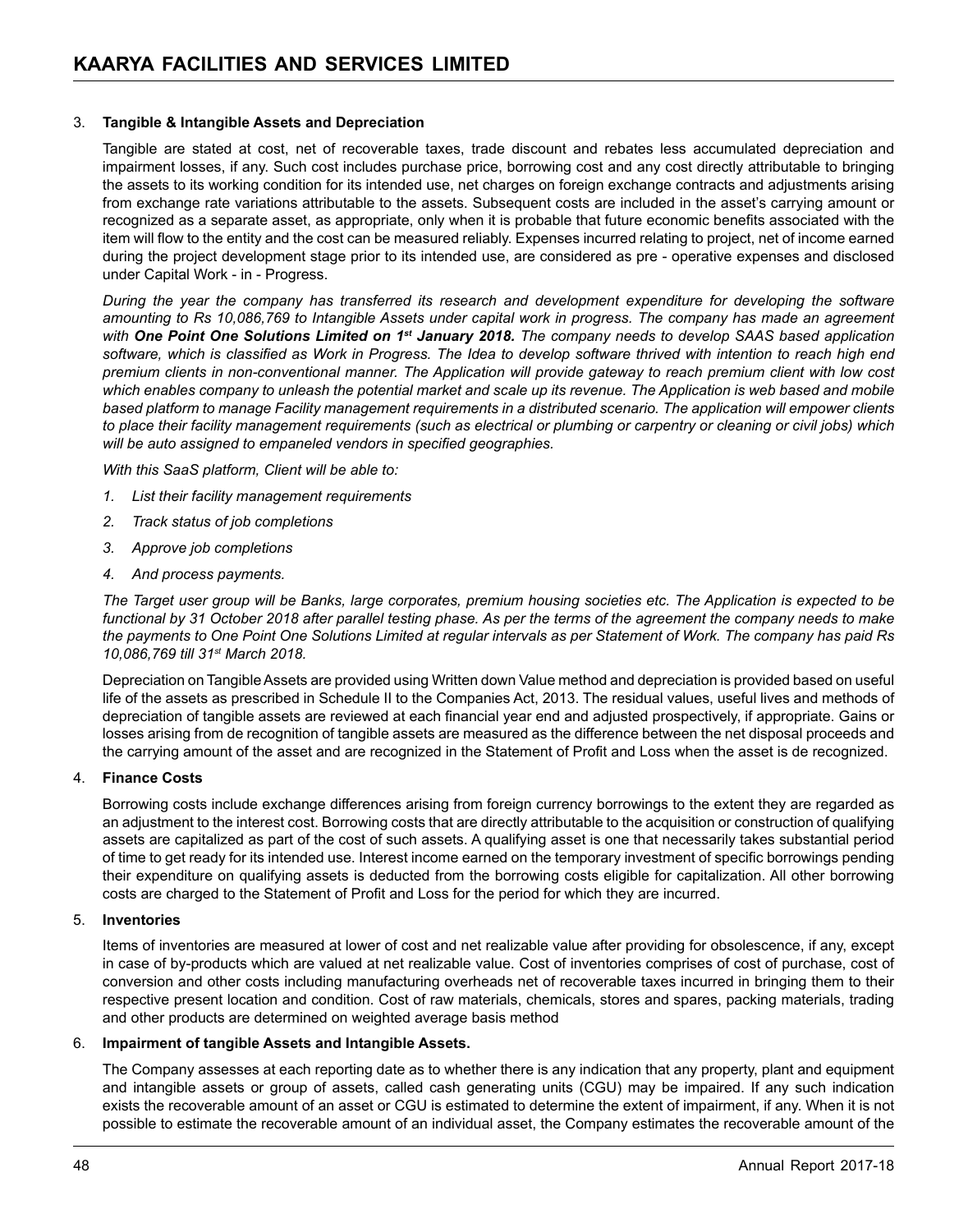3. **Tangible & Intangible Assets and Depreciation**

   Tangible are stated at cost, net of recoverable taxes, trade discount and rebates less accumulated depreciation and impairment losses, if any. Such cost includes purchase price, borrowing cost and any cost directly attributable to bringing the assets to its working condition for its intended use, net charges on foreign exchange contracts and adjustments arising from exchange rate variations attributable to the assets. Subsequent costs are included in the asset's carrying amount or recognized as a separate asset, as appropriate, only when it is probable that future economic benefits associated with the item will flow to the entity and the cost can be measured reliably. Expenses incurred relating to project, net of income earned during the project development stage prior to its intended use, are considered as pre - operative expenses and disclosed under Capital Work - in - Progress.

   *During the year the company has transferred its research and development expenditure for developing the software amounting to Rs 10,086,769 to Intangible Assets under capital work in progress. The company has made an agreement with **One Point One Solutions Limited on 1st January 2018.** The company needs to develop SAAS based application software, which is classified as Work in Progress. The Idea to develop software thrived with intention to reach high end premium clients in non-conventional manner. The Application will provide gateway to reach premium client with low cost which enables company to unleash the potential market and scale up its revenue. The Application is web based and mobile based platform to manage Facility management requirements in a distributed scenario. The application will empower clients to place their facility management requirements (such as electrical or plumbing or carpentry or cleaning or civil jobs) which will be auto assigned to empaneled vendors in specified geographies.*

   *With this SaaS platform, Client will be able to:*

   1. *List their facility management requirements*
   2. *Track status of job completions*
   3. *Approve job completions*
   4. *And process payments.*

   *The Target user group will be Banks, large corporates, premium housing societies etc. The Application is expected to be functional by 31 October 2018 after parallel testing phase. As per the terms of the agreement the company needs to make the payments to One Point One Solutions Limited at regular intervals as per Statement of Work. The company has paid Rs 10,086,769 till 31st March 2018.*

   Depreciation on Tangible Assets are provided using Written down Value method and depreciation is provided based on useful life of the assets as prescribed in Schedule II to the Companies Act, 2013. The residual values, useful lives and methods of depreciation of tangible assets are reviewed at each financial year end and adjusted prospectively, if appropriate. Gains or losses arising from de recognition of tangible assets are measured as the difference between the net disposal proceeds and the carrying amount of the asset and are recognized in the Statement of Profit and Loss when the asset is de recognized.

4. **Finance Costs**

   Borrowing costs include exchange differences arising from foreign currency borrowings to the extent they are regarded as an adjustment to the interest cost. Borrowing costs that are directly attributable to the acquisition or construction of qualifying assets are capitalized as part of the cost of such assets. A qualifying asset is one that necessarily takes substantial period of time to get ready for its intended use. Interest income earned on the temporary investment of specific borrowings pending their expenditure on qualifying assets is deducted from the borrowing costs eligible for capitalization. All other borrowing costs are charged to the Statement of Profit and Loss for the period for which they are incurred.

5. **Inventories**

   Items of inventories are measured at lower of cost and net realizable value after providing for obsolescence, if any, except in case of by-products which are valued at net realizable value. Cost of inventories comprises of cost of purchase, cost of conversion and other costs including manufacturing overheads net of recoverable taxes incurred in bringing them to their respective present location and condition. Cost of raw materials, chemicals, stores and spares, packing materials, trading and other products are determined on weighted average basis method

6. **Impairment of tangible Assets and Intangible Assets.**

   The Company assesses at each reporting date as to whether there is any indication that any property, plant and equipment and intangible assets or group of assets, called cash generating units (CGU) may be impaired. If any such indication exists the recoverable amount of an asset or CGU is estimated to determine the extent of impairment, if any. When it is not possible to estimate the recoverable amount of an individual asset, the Company estimates the recoverable amount of the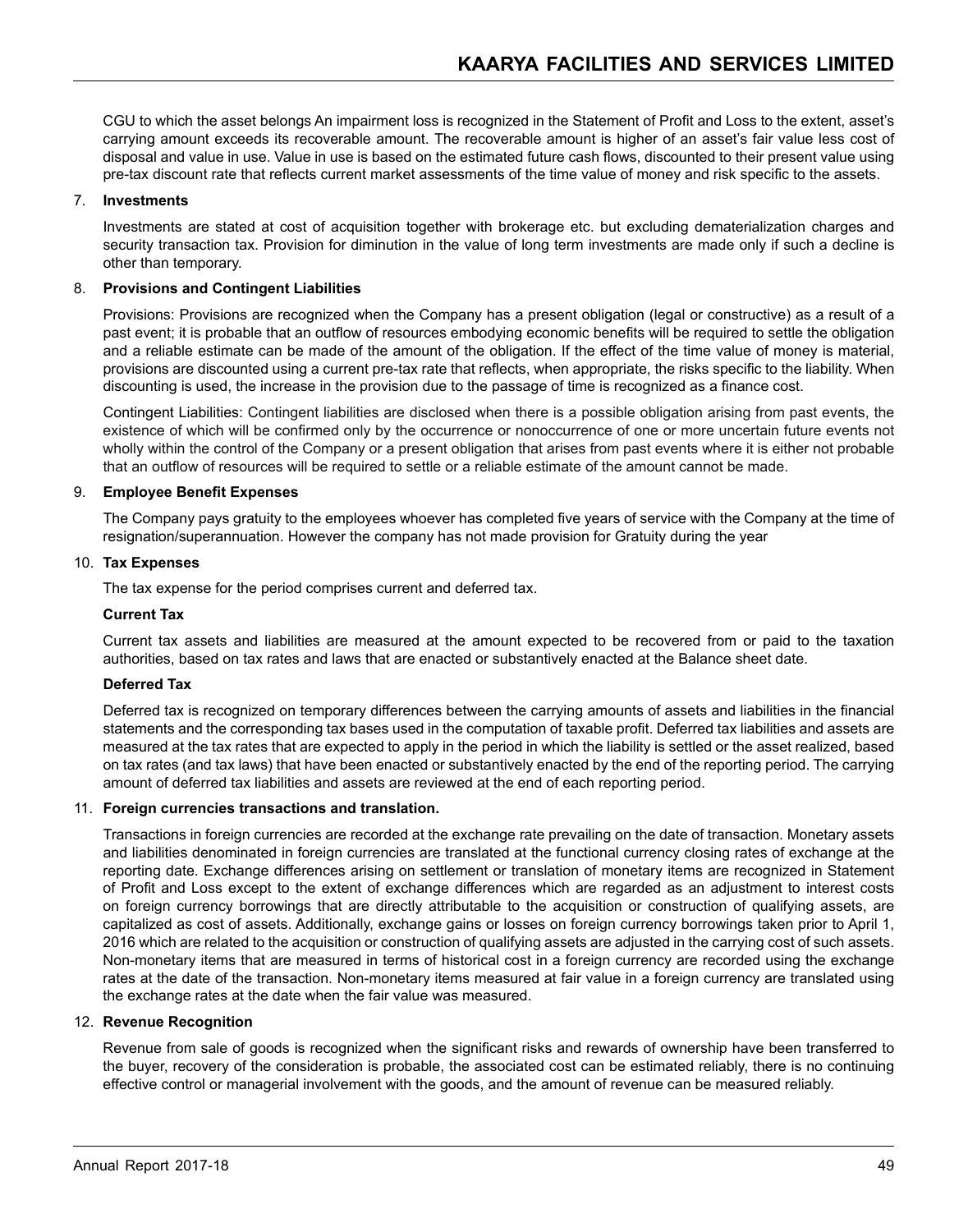CGU to which the asset belongs An impairment loss is recognized in the Statement of Profit and Loss to the extent, asset's carrying amount exceeds its recoverable amount. The recoverable amount is higher of an asset's fair value less cost of disposal and value in use. Value in use is based on the estimated future cash flows, discounted to their present value using pre-tax discount rate that reflects current market assessments of the time value of money and risk specific to the assets.

7. **Investments**

   Investments are stated at cost of acquisition together with brokerage etc. but excluding dematerialization charges and security transaction tax. Provision for diminution in the value of long term investments are made only if such a decline is other than temporary.

8. **Provisions and Contingent Liabilities**

   Provisions: Provisions are recognized when the Company has a present obligation (legal or constructive) as a result of a past event; it is probable that an outflow of resources embodying economic benefits will be required to settle the obligation and a reliable estimate can be made of the amount of the obligation. If the effect of the time value of money is material, provisions are discounted using a current pre-tax rate that reflects, when appropriate, the risks specific to the liability. When discounting is used, the increase in the provision due to the passage of time is recognized as a finance cost.

   Contingent Liabilities: Contingent liabilities are disclosed when there is a possible obligation arising from past events, the existence of which will be confirmed only by the occurrence or nonoccurrence of one or more uncertain future events not wholly within the control of the Company or a present obligation that arises from past events where it is either not probable that an outflow of resources will be required to settle or a reliable estimate of the amount cannot be made.

9. **Employee Benefit Expenses**

   The Company pays gratuity to the employees whoever has completed five years of service with the Company at the time of resignation/superannuation. However the company has not made provision for Gratuity during the year

10. **Tax Expenses**

    The tax expense for the period comprises current and deferred tax.

    **Current Tax**

    Current tax assets and liabilities are measured at the amount expected to be recovered from or paid to the taxation authorities, based on tax rates and laws that are enacted or substantively enacted at the Balance sheet date.

    **Deferred Tax**

    Deferred tax is recognized on temporary differences between the carrying amounts of assets and liabilities in the financial statements and the corresponding tax bases used in the computation of taxable profit. Deferred tax liabilities and assets are measured at the tax rates that are expected to apply in the period in which the liability is settled or the asset realized, based on tax rates (and tax laws) that have been enacted or substantively enacted by the end of the reporting period. The carrying amount of deferred tax liabilities and assets are reviewed at the end of each reporting period.

11. **Foreign currencies transactions and translation.**

    Transactions in foreign currencies are recorded at the exchange rate prevailing on the date of transaction. Monetary assets and liabilities denominated in foreign currencies are translated at the functional currency closing rates of exchange at the reporting date. Exchange differences arising on settlement or translation of monetary items are recognized in Statement of Profit and Loss except to the extent of exchange differences which are regarded as an adjustment to interest costs on foreign currency borrowings that are directly attributable to the acquisition or construction of qualifying assets, are capitalized as cost of assets. Additionally, exchange gains or losses on foreign currency borrowings taken prior to April 1, 2016 which are related to the acquisition or construction of qualifying assets are adjusted in the carrying cost of such assets. Non-monetary items that are measured in terms of historical cost in a foreign currency are recorded using the exchange rates at the date of the transaction. Non-monetary items measured at fair value in a foreign currency are translated using the exchange rates at the date when the fair value was measured.

12. **Revenue Recognition**

    Revenue from sale of goods is recognized when the significant risks and rewards of ownership have been transferred to the buyer, recovery of the consideration is probable, the associated cost can be estimated reliably, there is no continuing effective control or managerial involvement with the goods, and the amount of revenue can be measured reliably.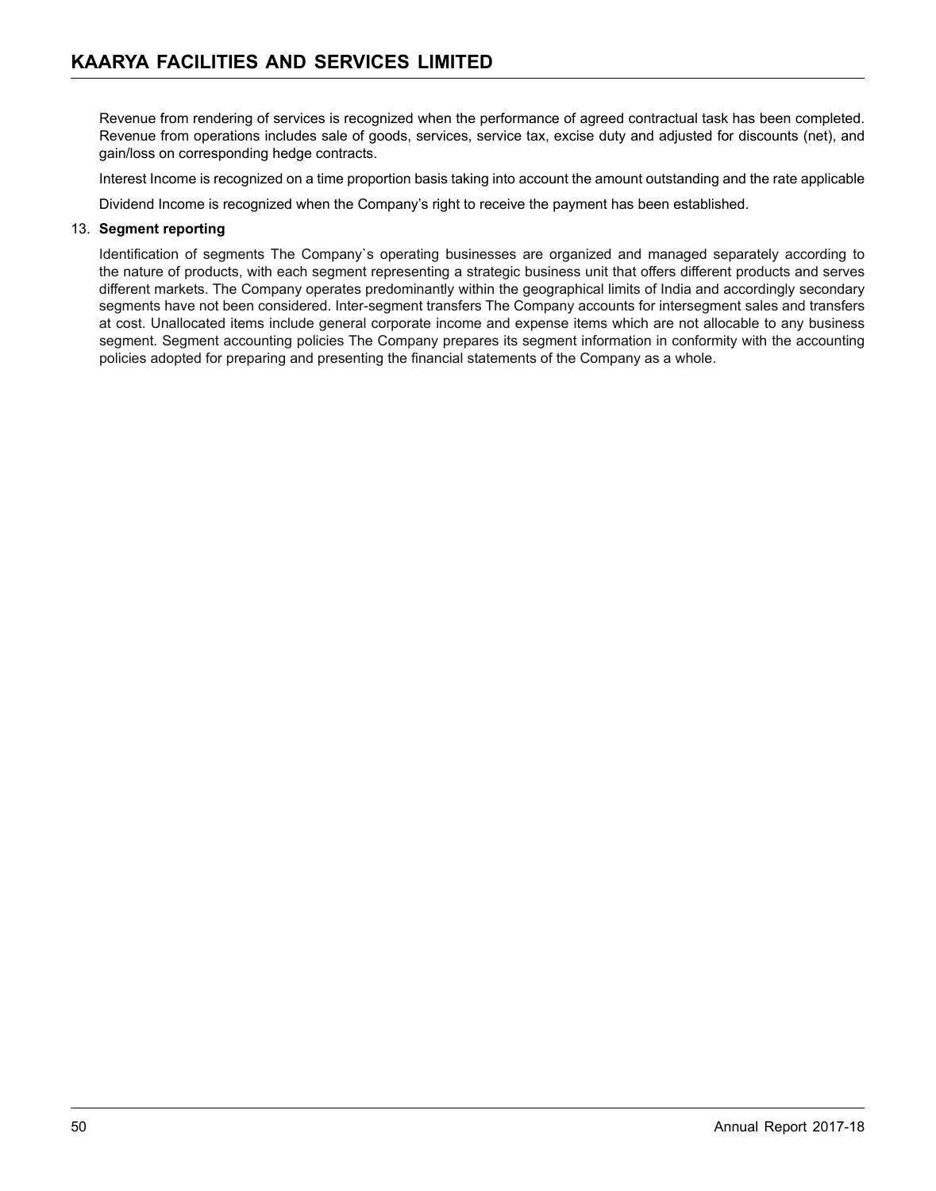Revenue from rendering of services is recognized when the performance of agreed contractual task has been completed. Revenue from operations includes sale of goods, services, service tax, excise duty and adjusted for discounts (net), and gain/loss on corresponding hedge contracts.

Interest Income is recognized on a time proportion basis taking into account the amount outstanding and the rate applicable

Dividend Income is recognized when the Company's right to receive the payment has been established.

13. **Segment reporting**

Identification of segments The Company`s operating businesses are organized and managed separately according to the nature of products, with each segment representing a strategic business unit that offers different products and serves different markets. The Company operates predominantly within the geographical limits of India and accordingly secondary segments have not been considered. Inter-segment transfers The Company accounts for intersegment sales and transfers at cost. Unallocated items include general corporate income and expense items which are not allocable to any business segment. Segment accounting policies The Company prepares its segment information in conformity with the accounting policies adopted for preparing and presenting the financial statements of the Company as a whole.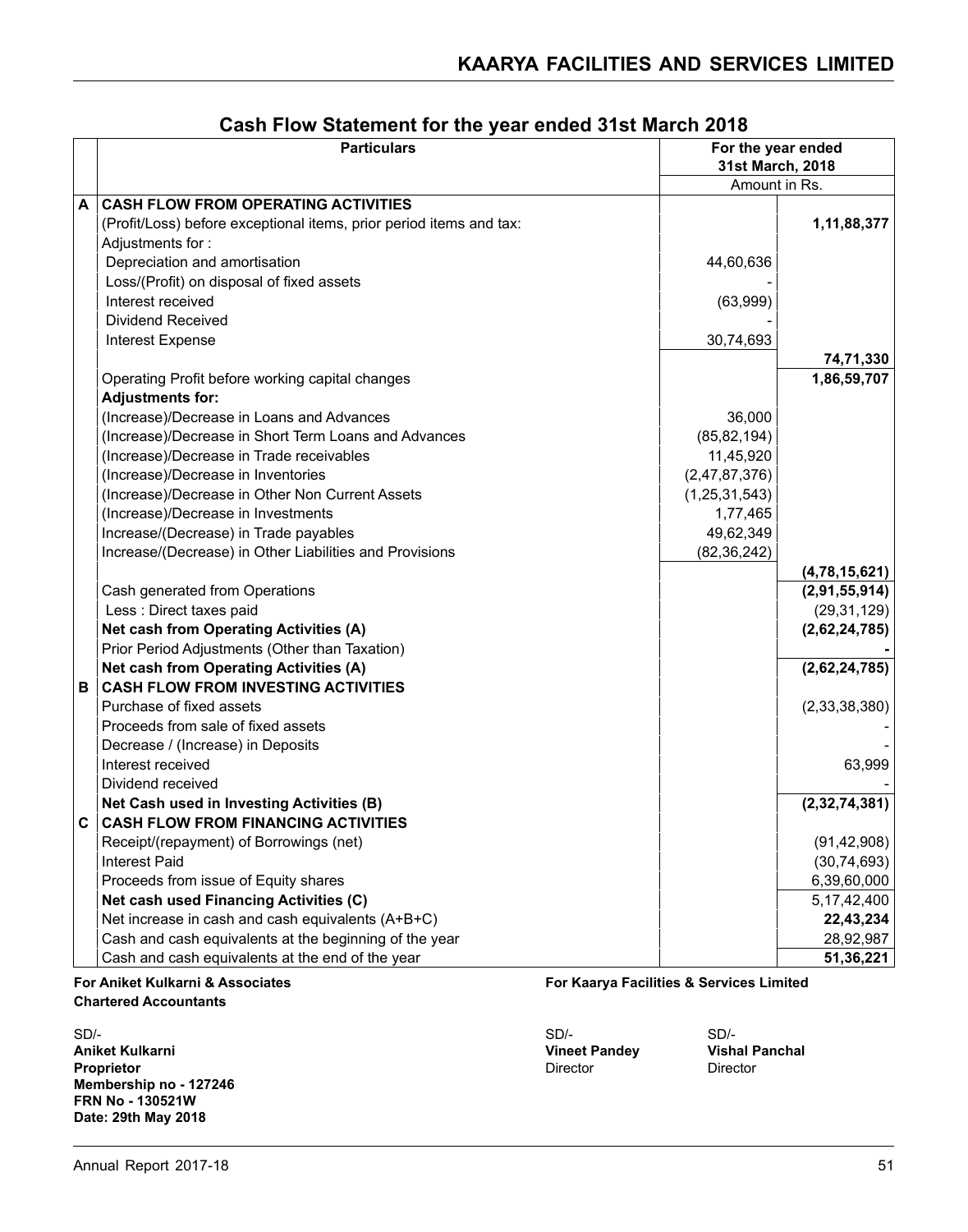## Cash Flow Statement for the year ended 31st March 2018

| | Particulars | For the year ended 31st March, 2018 | |
|---|---|---|---|
| | | Amount in Rs. | |
| **A** | **CASH FLOW FROM OPERATING ACTIVITIES** | | |
| | (Profit/Loss) before exceptional items, prior period items and tax: | | **1,11,88,377** |
| | Adjustments for : | | |
| | Depreciation and amortisation | 44,60,636 | |
| | Loss/(Profit) on disposal of fixed assets | - | |
| | Interest received | (63,999) | |
| | Dividend Received | - | |
| | Interest Expense | 30,74,693 | |
| | | | **74,71,330** |
| | Operating Profit before working capital changes | | **1,86,59,707** |
| | **Adjustments for:** | | |
| | (Increase)/Decrease in Loans and Advances | 36,000 | |
| | (Increase)/Decrease in Short Term Loans and Advances | (85,82,194) | |
| | (Increase)/Decrease in Trade receivables | 11,45,920 | |
| | (Increase)/Decrease in Inventories | (2,47,87,376) | |
| | (Increase)/Decrease in Other Non Current Assets | (1,25,31,543) | |
| | (Increase)/Decrease in Investments | 1,77,465 | |
| | Increase/(Decrease) in Trade payables | 49,62,349 | |
| | Increase/(Decrease) in Other Liabilities and Provisions | (82,36,242) | |
| | | | **(4,78,15,621)** |
| | Cash generated from Operations | | **(2,91,55,914)** |
| | Less : Direct taxes paid | | (29,31,129) |
| | **Net cash from Operating Activities (A)** | | **(2,62,24,785)** |
| | Prior Period Adjustments (Other than Taxation) | | **-** |
| | **Net cash from Operating Activities (A)** | | **(2,62,24,785)** |
| **B** | **CASH FLOW FROM INVESTING ACTIVITIES** | | |
| | Purchase of fixed assets | | (2,33,38,380) |
| | Proceeds from sale of fixed assets | | - |
| | Decrease / (Increase) in Deposits | | - |
| | Interest received | | 63,999 |
| | Dividend received | | - |
| | **Net Cash used in Investing Activities (B)** | | **(2,32,74,381)** |
| **C** | **CASH FLOW FROM FINANCING ACTIVITIES** | | |
| | Receipt/(repayment) of Borrowings (net) | | (91,42,908) |
| | Interest Paid | | (30,74,693) |
| | Proceeds from issue of Equity shares | | 6,39,60,000 |
| | **Net cash used Financing Activities (C)** | | 5,17,42,400 |
| | Net increase in cash and cash equivalents (A+B+C) | | **22,43,234** |
| | Cash and cash equivalents at the beginning of the year | | 28,92,987 |
| | Cash and cash equivalents at the end of the year | | **51,36,221** |

**For Aniket Kulkarni & Associates**
**Chartered Accountants**

SD/-
**Aniket Kulkarni**
**Proprietor**
**Membership no - 127246**
**FRN No - 130521W**
**Date: 29th May 2018**

**For Kaarya Facilities & Services Limited**

SD/-
**Vineet Pandey**
Director

SD/-
**Vishal Panchal**
Director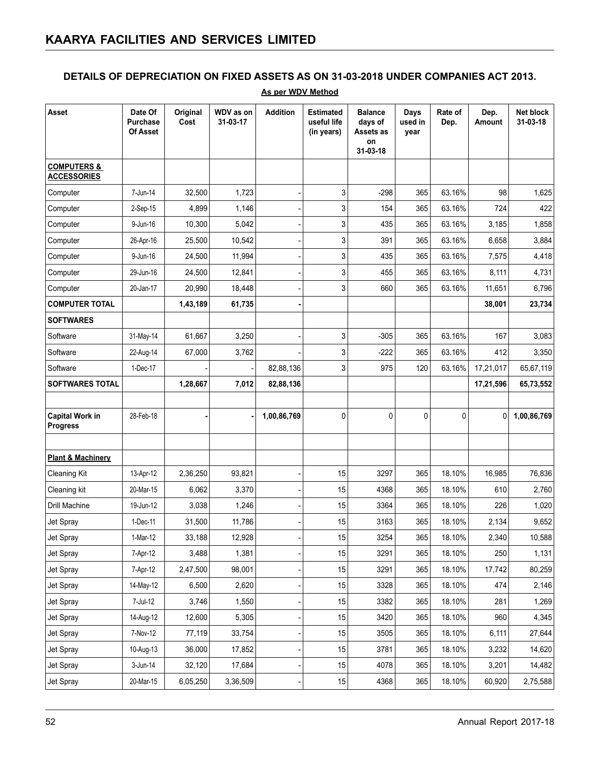## KAARYA FACILITIES AND SERVICES LIMITED

### DETAILS OF DEPRECIATION ON FIXED ASSETS AS ON 31-03-2018 UNDER COMPANIES ACT 2013.

**As per WDV Method**

| Asset | Date Of Purchase Of Asset | Original Cost | WDV as on 31-03-17 | Addition | Estimated useful life (in years) | Balance days of Assets as on 31-03-18 | Days used in year | Rate of Dep. | Dep. Amount | Net block 31-03-18 |
|---|---|---|---|---|---|---|---|---|---|---|
| **COMPUTERS & ACCESSORIES** | | | | | | | | | | |
| Computer | 7-Jun-14 | 32,500 | 1,723 | - | 3 | -298 | 365 | 63.16% | 98 | 1,625 |
| Computer | 2-Sep-15 | 4,899 | 1,146 | - | 3 | 154 | 365 | 63.16% | 724 | 422 |
| Computer | 9-Jun-16 | 10,300 | 5,042 | - | 3 | 435 | 365 | 63.16% | 3,185 | 1,858 |
| Computer | 26-Apr-16 | 25,500 | 10,542 | - | 3 | 391 | 365 | 63.16% | 6,658 | 3,884 |
| Computer | 9-Jun-16 | 24,500 | 11,994 | - | 3 | 435 | 365 | 63.16% | 7,575 | 4,418 |
| Computer | 29-Jun-16 | 24,500 | 12,841 | - | 3 | 455 | 365 | 63.16% | 8,111 | 4,731 |
| Computer | 20-Jan-17 | 20,990 | 18,448 | - | 3 | 660 | 365 | 63.16% | 11,651 | 6,796 |
| **COMPUTER TOTAL** | | **1,43,189** | **61,735** | **-** | | | | | **38,001** | **23,734** |
| **SOFTWARES** | | | | | | | | | | |
| Software | 31-May-14 | 61,667 | 3,250 | - | 3 | -305 | 365 | 63.16% | 167 | 3,083 |
| Software | 22-Aug-14 | 67,000 | 3,762 | - | 3 | -222 | 365 | 63.16% | 412 | 3,350 |
| Software | 1-Dec-17 | - | - | 82,88,136 | 3 | 975 | 120 | 63.16% | 17,21,017 | 65,67,119 |
| **SOFTWARES TOTAL** | | **1,28,667** | **7,012** | **82,88,136** | | | | | **17,21,596** | **65,73,552** |
| | | | | | | | | | | |
| **Capital Work in Progress** | 28-Feb-18 | **-** | **-** | **1,00,86,769** | 0 | 0 | 0 | 0 | 0 | **1,00,86,769** |
| | | | | | | | | | | |
| **Plant & Machinery** | | | | | | | | | | |
| Cleaning Kit | 13-Apr-12 | 2,36,250 | 93,821 | - | 15 | 3297 | 365 | 18.10% | 16,985 | 76,836 |
| Cleaning kit | 20-Mar-15 | 6,062 | 3,370 | - | 15 | 4368 | 365 | 18.10% | 610 | 2,760 |
| Drill Machine | 19-Jun-12 | 3,038 | 1,246 | - | 15 | 3364 | 365 | 18.10% | 226 | 1,020 |
| Jet Spray | 1-Dec-11 | 31,500 | 11,786 | - | 15 | 3163 | 365 | 18.10% | 2,134 | 9,652 |
| Jet Spray | 1-Mar-12 | 33,188 | 12,928 | - | 15 | 3254 | 365 | 18.10% | 2,340 | 10,588 |
| Jet Spray | 7-Apr-12 | 3,488 | 1,381 | - | 15 | 3291 | 365 | 18.10% | 250 | 1,131 |
| Jet Spray | 7-Apr-12 | 2,47,500 | 98,001 | - | 15 | 3291 | 365 | 18.10% | 17,742 | 80,259 |
| Jet Spray | 14-May-12 | 6,500 | 2,620 | - | 15 | 3328 | 365 | 18.10% | 474 | 2,146 |
| Jet Spray | 7-Jul-12 | 3,746 | 1,550 | - | 15 | 3382 | 365 | 18.10% | 281 | 1,269 |
| Jet Spray | 14-Aug-12 | 12,600 | 5,305 | - | 15 | 3420 | 365 | 18.10% | 960 | 4,345 |
| Jet Spray | 7-Nov-12 | 77,119 | 33,754 | - | 15 | 3505 | 365 | 18.10% | 6,111 | 27,644 |
| Jet Spray | 10-Aug-13 | 36,000 | 17,852 | - | 15 | 3781 | 365 | 18.10% | 3,232 | 14,620 |
| Jet Spray | 3-Jun-14 | 32,120 | 17,684 | - | 15 | 4078 | 365 | 18.10% | 3,201 | 14,482 |
| Jet Spray | 20-Mar-15 | 6,05,250 | 3,36,509 | - | 15 | 4368 | 365 | 18.10% | 60,920 | 2,75,588 |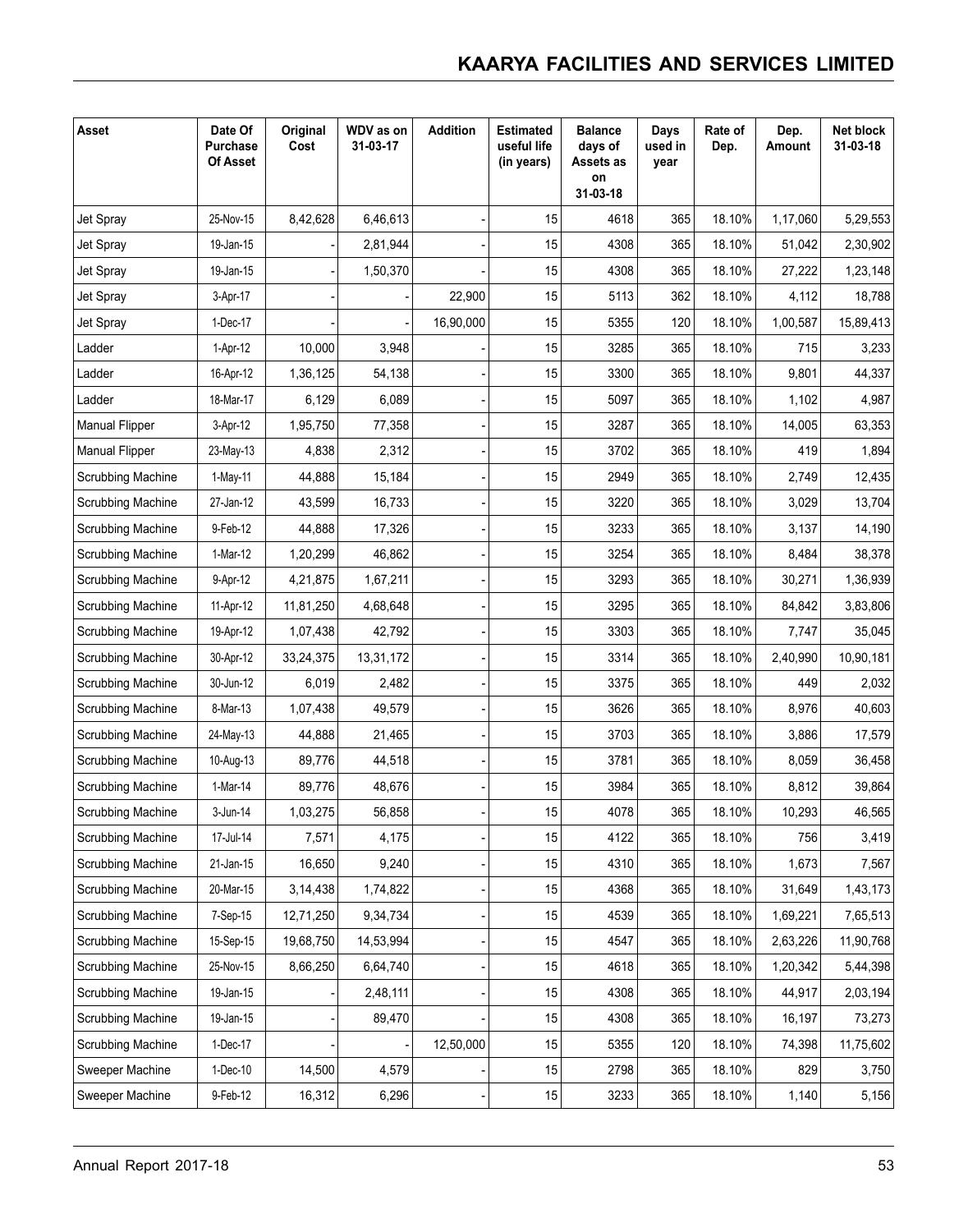| Asset | Date Of Purchase Of Asset | Original Cost | WDV as on 31-03-17 | Addition | Estimated useful life (in years) | Balance days of Assets as on 31-03-18 | Days used in year | Rate of Dep. | Dep. Amount | Net block 31-03-18 |
|---|---|---|---|---|---|---|---|---|---|---|
| Jet Spray | 25-Nov-15 | 8,42,628 | 6,46,613 | - | 15 | 4618 | 365 | 18.10% | 1,17,060 | 5,29,553 |
| Jet Spray | 19-Jan-15 | - | 2,81,944 | - | 15 | 4308 | 365 | 18.10% | 51,042 | 2,30,902 |
| Jet Spray | 19-Jan-15 | - | 1,50,370 | - | 15 | 4308 | 365 | 18.10% | 27,222 | 1,23,148 |
| Jet Spray | 3-Apr-17 | - | - | 22,900 | 15 | 5113 | 362 | 18.10% | 4,112 | 18,788 |
| Jet Spray | 1-Dec-17 | - | - | 16,90,000 | 15 | 5355 | 120 | 18.10% | 1,00,587 | 15,89,413 |
| Ladder | 1-Apr-12 | 10,000 | 3,948 | - | 15 | 3285 | 365 | 18.10% | 715 | 3,233 |
| Ladder | 16-Apr-12 | 1,36,125 | 54,138 | - | 15 | 3300 | 365 | 18.10% | 9,801 | 44,337 |
| Ladder | 18-Mar-17 | 6,129 | 6,089 | - | 15 | 5097 | 365 | 18.10% | 1,102 | 4,987 |
| Manual Flipper | 3-Apr-12 | 1,95,750 | 77,358 | - | 15 | 3287 | 365 | 18.10% | 14,005 | 63,353 |
| Manual Flipper | 23-May-13 | 4,838 | 2,312 | - | 15 | 3702 | 365 | 18.10% | 419 | 1,894 |
| Scrubbing Machine | 1-May-11 | 44,888 | 15,184 | - | 15 | 2949 | 365 | 18.10% | 2,749 | 12,435 |
| Scrubbing Machine | 27-Jan-12 | 43,599 | 16,733 | - | 15 | 3220 | 365 | 18.10% | 3,029 | 13,704 |
| Scrubbing Machine | 9-Feb-12 | 44,888 | 17,326 | - | 15 | 3233 | 365 | 18.10% | 3,137 | 14,190 |
| Scrubbing Machine | 1-Mar-12 | 1,20,299 | 46,862 | - | 15 | 3254 | 365 | 18.10% | 8,484 | 38,378 |
| Scrubbing Machine | 9-Apr-12 | 4,21,875 | 1,67,211 | - | 15 | 3293 | 365 | 18.10% | 30,271 | 1,36,939 |
| Scrubbing Machine | 11-Apr-12 | 11,81,250 | 4,68,648 | - | 15 | 3295 | 365 | 18.10% | 84,842 | 3,83,806 |
| Scrubbing Machine | 19-Apr-12 | 1,07,438 | 42,792 | - | 15 | 3303 | 365 | 18.10% | 7,747 | 35,045 |
| Scrubbing Machine | 30-Apr-12 | 33,24,375 | 13,31,172 | - | 15 | 3314 | 365 | 18.10% | 2,40,990 | 10,90,181 |
| Scrubbing Machine | 30-Jun-12 | 6,019 | 2,482 | - | 15 | 3375 | 365 | 18.10% | 449 | 2,032 |
| Scrubbing Machine | 8-Mar-13 | 1,07,438 | 49,579 | - | 15 | 3626 | 365 | 18.10% | 8,976 | 40,603 |
| Scrubbing Machine | 24-May-13 | 44,888 | 21,465 | - | 15 | 3703 | 365 | 18.10% | 3,886 | 17,579 |
| Scrubbing Machine | 10-Aug-13 | 89,776 | 44,518 | - | 15 | 3781 | 365 | 18.10% | 8,059 | 36,458 |
| Scrubbing Machine | 1-Mar-14 | 89,776 | 48,676 | - | 15 | 3984 | 365 | 18.10% | 8,812 | 39,864 |
| Scrubbing Machine | 3-Jun-14 | 1,03,275 | 56,858 | - | 15 | 4078 | 365 | 18.10% | 10,293 | 46,565 |
| Scrubbing Machine | 17-Jul-14 | 7,571 | 4,175 | - | 15 | 4122 | 365 | 18.10% | 756 | 3,419 |
| Scrubbing Machine | 21-Jan-15 | 16,650 | 9,240 | - | 15 | 4310 | 365 | 18.10% | 1,673 | 7,567 |
| Scrubbing Machine | 20-Mar-15 | 3,14,438 | 1,74,822 | - | 15 | 4368 | 365 | 18.10% | 31,649 | 1,43,173 |
| Scrubbing Machine | 7-Sep-15 | 12,71,250 | 9,34,734 | - | 15 | 4539 | 365 | 18.10% | 1,69,221 | 7,65,513 |
| Scrubbing Machine | 15-Sep-15 | 19,68,750 | 14,53,994 | - | 15 | 4547 | 365 | 18.10% | 2,63,226 | 11,90,768 |
| Scrubbing Machine | 25-Nov-15 | 8,66,250 | 6,64,740 | - | 15 | 4618 | 365 | 18.10% | 1,20,342 | 5,44,398 |
| Scrubbing Machine | 19-Jan-15 | - | 2,48,111 | - | 15 | 4308 | 365 | 18.10% | 44,917 | 2,03,194 |
| Scrubbing Machine | 19-Jan-15 | - | 89,470 | - | 15 | 4308 | 365 | 18.10% | 16,197 | 73,273 |
| Scrubbing Machine | 1-Dec-17 | - | - | 12,50,000 | 15 | 5355 | 120 | 18.10% | 74,398 | 11,75,602 |
| Sweeper Machine | 1-Dec-10 | 14,500 | 4,579 | - | 15 | 2798 | 365 | 18.10% | 829 | 3,750 |
| Sweeper Machine | 9-Feb-12 | 16,312 | 6,296 | - | 15 | 3233 | 365 | 18.10% | 1,140 | 5,156 |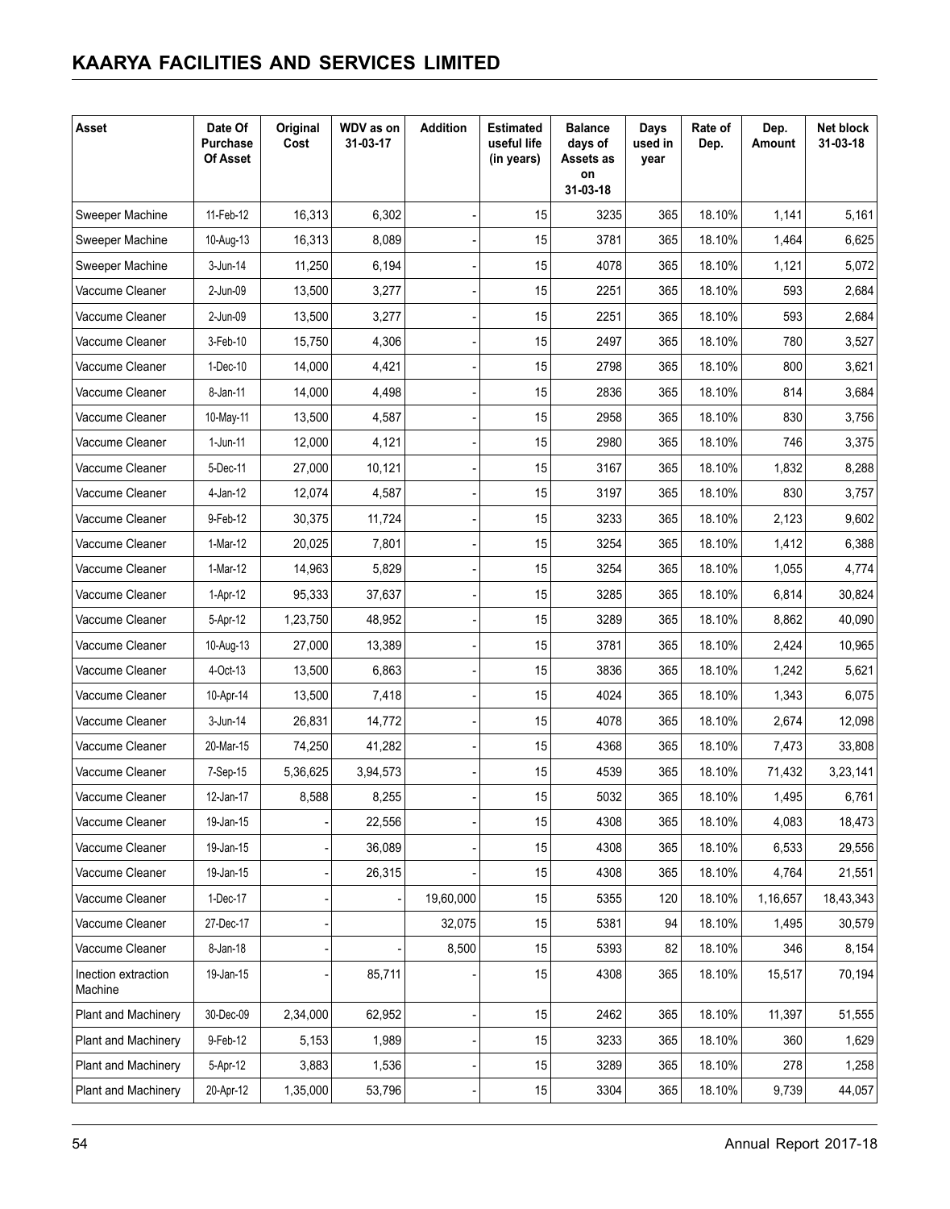| Asset | Date Of Purchase Of Asset | Original Cost | WDV as on 31-03-17 | Addition | Estimated useful life (in years) | Balance days of Assets as on 31-03-18 | Days used in year | Rate of Dep. | Dep. Amount | Net block 31-03-18 |
|---|---|---|---|---|---|---|---|---|---|---|
| Sweeper Machine | 11-Feb-12 | 16,313 | 6,302 | - | 15 | 3235 | 365 | 18.10% | 1,141 | 5,161 |
| Sweeper Machine | 10-Aug-13 | 16,313 | 8,089 | - | 15 | 3781 | 365 | 18.10% | 1,464 | 6,625 |
| Sweeper Machine | 3-Jun-14 | 11,250 | 6,194 | - | 15 | 4078 | 365 | 18.10% | 1,121 | 5,072 |
| Vaccume Cleaner | 2-Jun-09 | 13,500 | 3,277 | - | 15 | 2251 | 365 | 18.10% | 593 | 2,684 |
| Vaccume Cleaner | 2-Jun-09 | 13,500 | 3,277 | - | 15 | 2251 | 365 | 18.10% | 593 | 2,684 |
| Vaccume Cleaner | 3-Feb-10 | 15,750 | 4,306 | - | 15 | 2497 | 365 | 18.10% | 780 | 3,527 |
| Vaccume Cleaner | 1-Dec-10 | 14,000 | 4,421 | - | 15 | 2798 | 365 | 18.10% | 800 | 3,621 |
| Vaccume Cleaner | 8-Jan-11 | 14,000 | 4,498 | - | 15 | 2836 | 365 | 18.10% | 814 | 3,684 |
| Vaccume Cleaner | 10-May-11 | 13,500 | 4,587 | - | 15 | 2958 | 365 | 18.10% | 830 | 3,756 |
| Vaccume Cleaner | 1-Jun-11 | 12,000 | 4,121 | - | 15 | 2980 | 365 | 18.10% | 746 | 3,375 |
| Vaccume Cleaner | 5-Dec-11 | 27,000 | 10,121 | - | 15 | 3167 | 365 | 18.10% | 1,832 | 8,288 |
| Vaccume Cleaner | 4-Jan-12 | 12,074 | 4,587 | - | 15 | 3197 | 365 | 18.10% | 830 | 3,757 |
| Vaccume Cleaner | 9-Feb-12 | 30,375 | 11,724 | - | 15 | 3233 | 365 | 18.10% | 2,123 | 9,602 |
| Vaccume Cleaner | 1-Mar-12 | 20,025 | 7,801 | - | 15 | 3254 | 365 | 18.10% | 1,412 | 6,388 |
| Vaccume Cleaner | 1-Mar-12 | 14,963 | 5,829 | - | 15 | 3254 | 365 | 18.10% | 1,055 | 4,774 |
| Vaccume Cleaner | 1-Apr-12 | 95,333 | 37,637 | - | 15 | 3285 | 365 | 18.10% | 6,814 | 30,824 |
| Vaccume Cleaner | 5-Apr-12 | 1,23,750 | 48,952 | - | 15 | 3289 | 365 | 18.10% | 8,862 | 40,090 |
| Vaccume Cleaner | 10-Aug-13 | 27,000 | 13,389 | - | 15 | 3781 | 365 | 18.10% | 2,424 | 10,965 |
| Vaccume Cleaner | 4-Oct-13 | 13,500 | 6,863 | - | 15 | 3836 | 365 | 18.10% | 1,242 | 5,621 |
| Vaccume Cleaner | 10-Apr-14 | 13,500 | 7,418 | - | 15 | 4024 | 365 | 18.10% | 1,343 | 6,075 |
| Vaccume Cleaner | 3-Jun-14 | 26,831 | 14,772 | - | 15 | 4078 | 365 | 18.10% | 2,674 | 12,098 |
| Vaccume Cleaner | 20-Mar-15 | 74,250 | 41,282 | - | 15 | 4368 | 365 | 18.10% | 7,473 | 33,808 |
| Vaccume Cleaner | 7-Sep-15 | 5,36,625 | 3,94,573 | - | 15 | 4539 | 365 | 18.10% | 71,432 | 3,23,141 |
| Vaccume Cleaner | 12-Jan-17 | 8,588 | 8,255 | - | 15 | 5032 | 365 | 18.10% | 1,495 | 6,761 |
| Vaccume Cleaner | 19-Jan-15 | - | 22,556 | - | 15 | 4308 | 365 | 18.10% | 4,083 | 18,473 |
| Vaccume Cleaner | 19-Jan-15 | - | 36,089 | - | 15 | 4308 | 365 | 18.10% | 6,533 | 29,556 |
| Vaccume Cleaner | 19-Jan-15 | - | 26,315 | - | 15 | 4308 | 365 | 18.10% | 4,764 | 21,551 |
| Vaccume Cleaner | 1-Dec-17 | - | - | 19,60,000 | 15 | 5355 | 120 | 18.10% | 1,16,657 | 18,43,343 |
| Vaccume Cleaner | 27-Dec-17 | - | | 32,075 | 15 | 5381 | 94 | 18.10% | 1,495 | 30,579 |
| Vaccume Cleaner | 8-Jan-18 | - | - | 8,500 | 15 | 5393 | 82 | 18.10% | 346 | 8,154 |
| Inection extraction Machine | 19-Jan-15 | - | 85,711 | - | 15 | 4308 | 365 | 18.10% | 15,517 | 70,194 |
| Plant and Machinery | 30-Dec-09 | 2,34,000 | 62,952 | - | 15 | 2462 | 365 | 18.10% | 11,397 | 51,555 |
| Plant and Machinery | 9-Feb-12 | 5,153 | 1,989 | - | 15 | 3233 | 365 | 18.10% | 360 | 1,629 |
| Plant and Machinery | 5-Apr-12 | 3,883 | 1,536 | - | 15 | 3289 | 365 | 18.10% | 278 | 1,258 |
| Plant and Machinery | 20-Apr-12 | 1,35,000 | 53,796 | - | 15 | 3304 | 365 | 18.10% | 9,739 | 44,057 |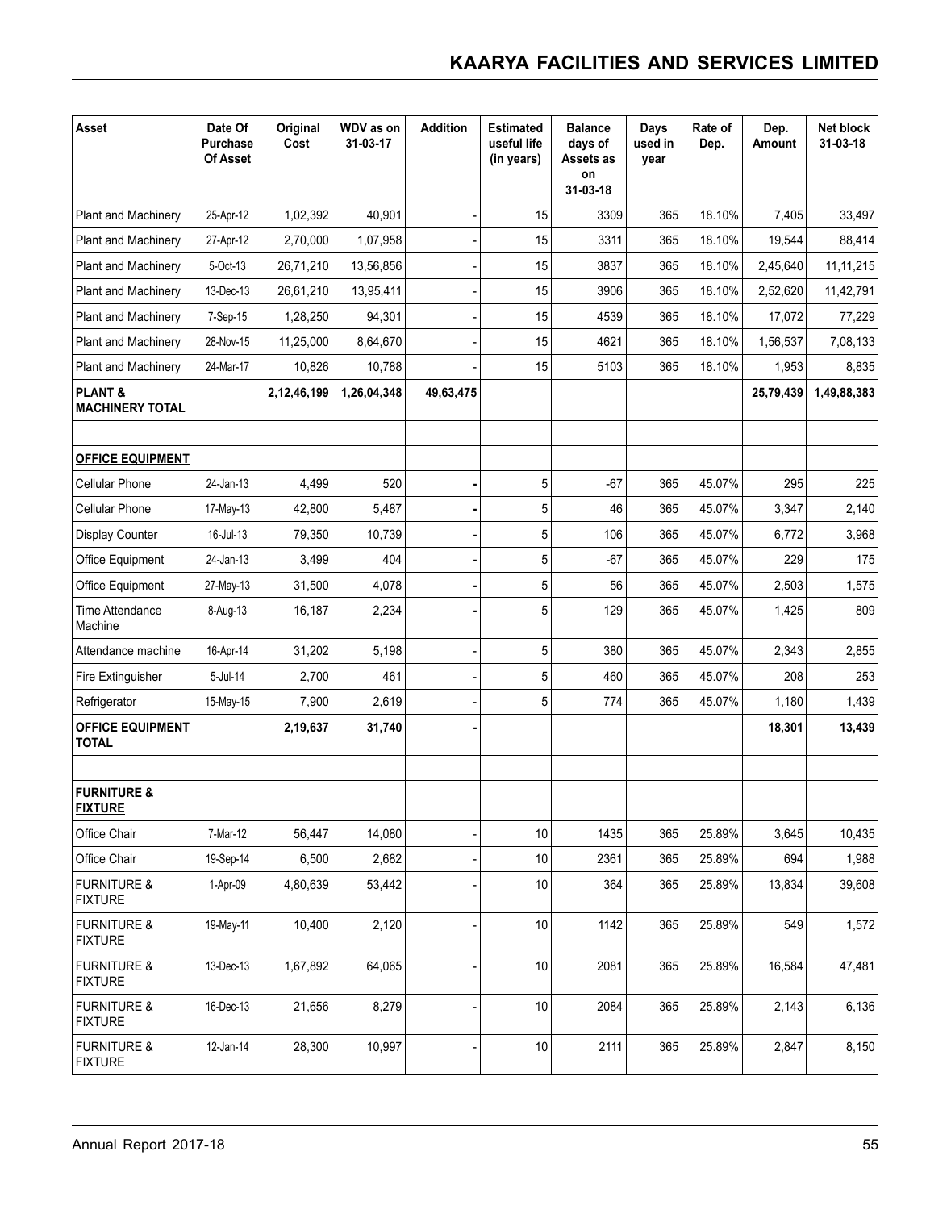| Asset | Date Of Purchase Of Asset | Original Cost | WDV as on 31-03-17 | Addition | Estimated useful life (in years) | Balance days of Assets as on 31-03-18 | Days used in year | Rate of Dep. | Dep. Amount | Net block 31-03-18 |
|---|---|---|---|---|---|---|---|---|---|---|
| Plant and Machinery | 25-Apr-12 | 1,02,392 | 40,901 | - | 15 | 3309 | 365 | 18.10% | 7,405 | 33,497 |
| Plant and Machinery | 27-Apr-12 | 2,70,000 | 1,07,958 | - | 15 | 3311 | 365 | 18.10% | 19,544 | 88,414 |
| Plant and Machinery | 5-Oct-13 | 26,71,210 | 13,56,856 | - | 15 | 3837 | 365 | 18.10% | 2,45,640 | 11,11,215 |
| Plant and Machinery | 13-Dec-13 | 26,61,210 | 13,95,411 | - | 15 | 3906 | 365 | 18.10% | 2,52,620 | 11,42,791 |
| Plant and Machinery | 7-Sep-15 | 1,28,250 | 94,301 | - | 15 | 4539 | 365 | 18.10% | 17,072 | 77,229 |
| Plant and Machinery | 28-Nov-15 | 11,25,000 | 8,64,670 | - | 15 | 4621 | 365 | 18.10% | 1,56,537 | 7,08,133 |
| Plant and Machinery | 24-Mar-17 | 10,826 | 10,788 | - | 15 | 5103 | 365 | 18.10% | 1,953 | 8,835 |
| **PLANT & MACHINERY TOTAL** | | **2,12,46,199** | **1,26,04,348** | **49,63,475** | | | | | **25,79,439** | **1,49,88,383** |
| | | | | | | | | | | |
| **OFFICE EQUIPMENT** | | | | | | | | | | |
| Cellular Phone | 24-Jan-13 | 4,499 | 520 | - | 5 | -67 | 365 | 45.07% | 295 | 225 |
| Cellular Phone | 17-May-13 | 42,800 | 5,487 | - | 5 | 46 | 365 | 45.07% | 3,347 | 2,140 |
| Display Counter | 16-Jul-13 | 79,350 | 10,739 | - | 5 | 106 | 365 | 45.07% | 6,772 | 3,968 |
| Office Equipment | 24-Jan-13 | 3,499 | 404 | - | 5 | -67 | 365 | 45.07% | 229 | 175 |
| Office Equipment | 27-May-13 | 31,500 | 4,078 | - | 5 | 56 | 365 | 45.07% | 2,503 | 1,575 |
| Time Attendance Machine | 8-Aug-13 | 16,187 | 2,234 | - | 5 | 129 | 365 | 45.07% | 1,425 | 809 |
| Attendance machine | 16-Apr-14 | 31,202 | 5,198 | - | 5 | 380 | 365 | 45.07% | 2,343 | 2,855 |
| Fire Extinguisher | 5-Jul-14 | 2,700 | 461 | - | 5 | 460 | 365 | 45.07% | 208 | 253 |
| Refrigerator | 15-May-15 | 7,900 | 2,619 | - | 5 | 774 | 365 | 45.07% | 1,180 | 1,439 |
| **OFFICE EQUIPMENT TOTAL** | | **2,19,637** | **31,740** | **-** | | | | | **18,301** | **13,439** |
| | | | | | | | | | | |
| **FURNITURE & FIXTURE** | | | | | | | | | | |
| Office Chair | 7-Mar-12 | 56,447 | 14,080 | - | 10 | 1435 | 365 | 25.89% | 3,645 | 10,435 |
| Office Chair | 19-Sep-14 | 6,500 | 2,682 | - | 10 | 2361 | 365 | 25.89% | 694 | 1,988 |
| FURNITURE & FIXTURE | 1-Apr-09 | 4,80,639 | 53,442 | - | 10 | 364 | 365 | 25.89% | 13,834 | 39,608 |
| FURNITURE & FIXTURE | 19-May-11 | 10,400 | 2,120 | - | 10 | 1142 | 365 | 25.89% | 549 | 1,572 |
| FURNITURE & FIXTURE | 13-Dec-13 | 1,67,892 | 64,065 | - | 10 | 2081 | 365 | 25.89% | 16,584 | 47,481 |
| FURNITURE & FIXTURE | 16-Dec-13 | 21,656 | 8,279 | - | 10 | 2084 | 365 | 25.89% | 2,143 | 6,136 |
| FURNITURE & FIXTURE | 12-Jan-14 | 28,300 | 10,997 | - | 10 | 2111 | 365 | 25.89% | 2,847 | 8,150 |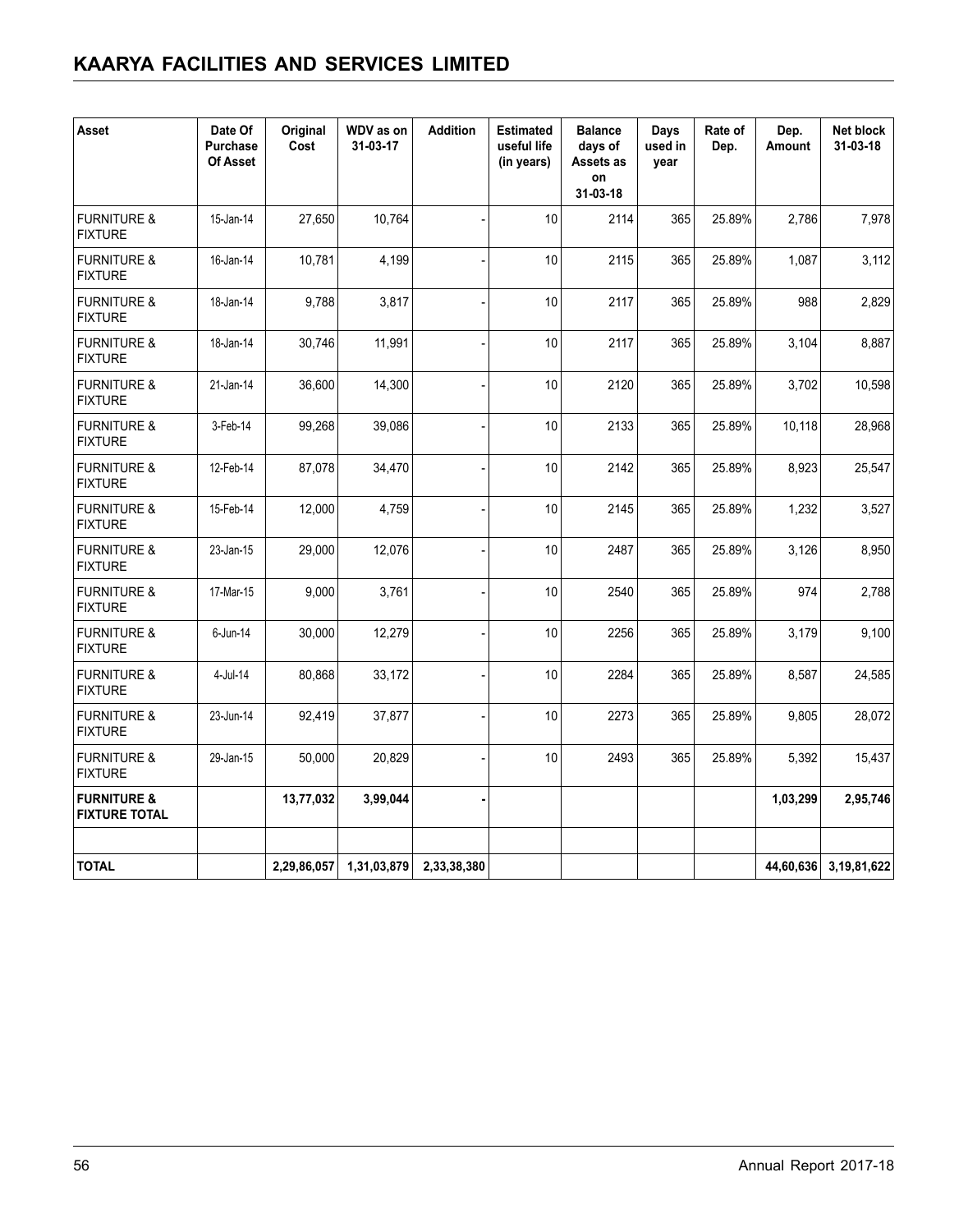| Asset | Date Of Purchase Of Asset | Original Cost | WDV as on 31-03-17 | Addition | Estimated useful life (in years) | Balance days of Assets as on 31-03-18 | Days used in year | Rate of Dep. | Dep. Amount | Net block 31-03-18 |
|---|---|---|---|---|---|---|---|---|---|---|
| FURNITURE & FIXTURE | 15-Jan-14 | 27,650 | 10,764 | - | 10 | 2114 | 365 | 25.89% | 2,786 | 7,978 |
| FURNITURE & FIXTURE | 16-Jan-14 | 10,781 | 4,199 | - | 10 | 2115 | 365 | 25.89% | 1,087 | 3,112 |
| FURNITURE & FIXTURE | 18-Jan-14 | 9,788 | 3,817 | - | 10 | 2117 | 365 | 25.89% | 988 | 2,829 |
| FURNITURE & FIXTURE | 18-Jan-14 | 30,746 | 11,991 | - | 10 | 2117 | 365 | 25.89% | 3,104 | 8,887 |
| FURNITURE & FIXTURE | 21-Jan-14 | 36,600 | 14,300 | - | 10 | 2120 | 365 | 25.89% | 3,702 | 10,598 |
| FURNITURE & FIXTURE | 3-Feb-14 | 99,268 | 39,086 | - | 10 | 2133 | 365 | 25.89% | 10,118 | 28,968 |
| FURNITURE & FIXTURE | 12-Feb-14 | 87,078 | 34,470 | - | 10 | 2142 | 365 | 25.89% | 8,923 | 25,547 |
| FURNITURE & FIXTURE | 15-Feb-14 | 12,000 | 4,759 | - | 10 | 2145 | 365 | 25.89% | 1,232 | 3,527 |
| FURNITURE & FIXTURE | 23-Jan-15 | 29,000 | 12,076 | - | 10 | 2487 | 365 | 25.89% | 3,126 | 8,950 |
| FURNITURE & FIXTURE | 17-Mar-15 | 9,000 | 3,761 | - | 10 | 2540 | 365 | 25.89% | 974 | 2,788 |
| FURNITURE & FIXTURE | 6-Jun-14 | 30,000 | 12,279 | - | 10 | 2256 | 365 | 25.89% | 3,179 | 9,100 |
| FURNITURE & FIXTURE | 4-Jul-14 | 80,868 | 33,172 | - | 10 | 2284 | 365 | 25.89% | 8,587 | 24,585 |
| FURNITURE & FIXTURE | 23-Jun-14 | 92,419 | 37,877 | - | 10 | 2273 | 365 | 25.89% | 9,805 | 28,072 |
| FURNITURE & FIXTURE | 29-Jan-15 | 50,000 | 20,829 | - | 10 | 2493 | 365 | 25.89% | 5,392 | 15,437 |
| **FURNITURE & FIXTURE TOTAL** | | **13,77,032** | **3,99,044** | **-** | | | | | **1,03,299** | **2,95,746** |
| | | | | | | | | | | |
| **TOTAL** | | **2,29,86,057** | **1,31,03,879** | **2,33,38,380** | | | | | **44,60,636** | **3,19,81,622** |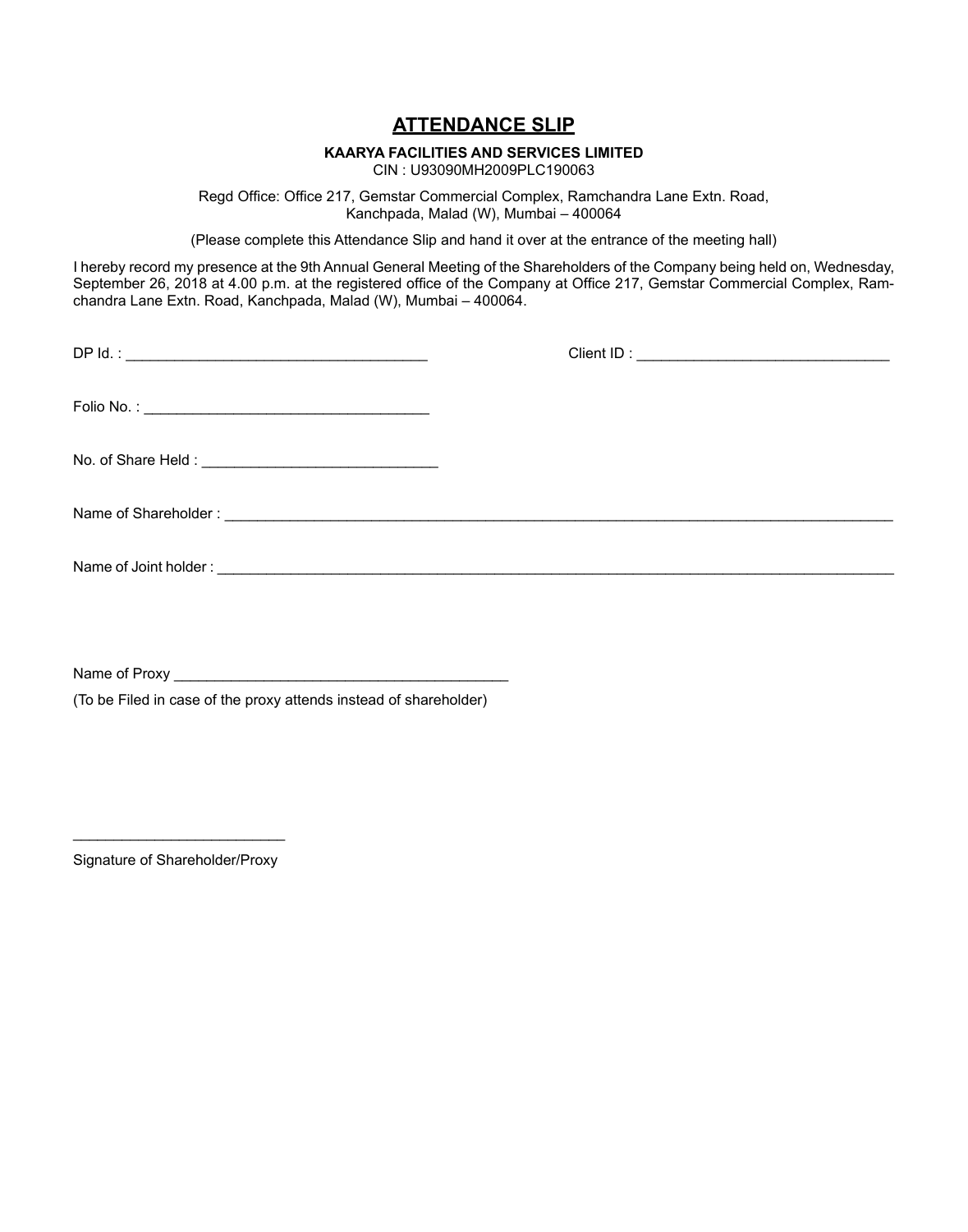# ATTENDANCE SLIP

**KAARYA FACILITIES AND SERVICES LIMITED**

CIN : U93090MH2009PLC190063

Regd Office: Office 217, Gemstar Commercial Complex, Ramchandra Lane Extn. Road, Kanchpada, Malad (W), Mumbai – 400064

(Please complete this Attendance Slip and hand it over at the entrance of the meeting hall)

I hereby record my presence at the 9th Annual General Meeting of the Shareholders of the Company being held on, Wednesday, September 26, 2018 at 4.00 p.m. at the registered office of the Company at Office 217, Gemstar Commercial Complex, Ramchandra Lane Extn. Road, Kanchpada, Malad (W), Mumbai – 400064.

DP Id. : ____________________________________ Client ID : ______________________________

Folio No. : ___________________________________

No. of Share Held : ____________________________

Name of Shareholder : ___________________________________________________________________________

Name of Joint holder : ___________________________________________________________________________

Name of Proxy ________________________________________

(To be Filed in case of the proxy attends instead of shareholder)

_________________________

Signature of Shareholder/Proxy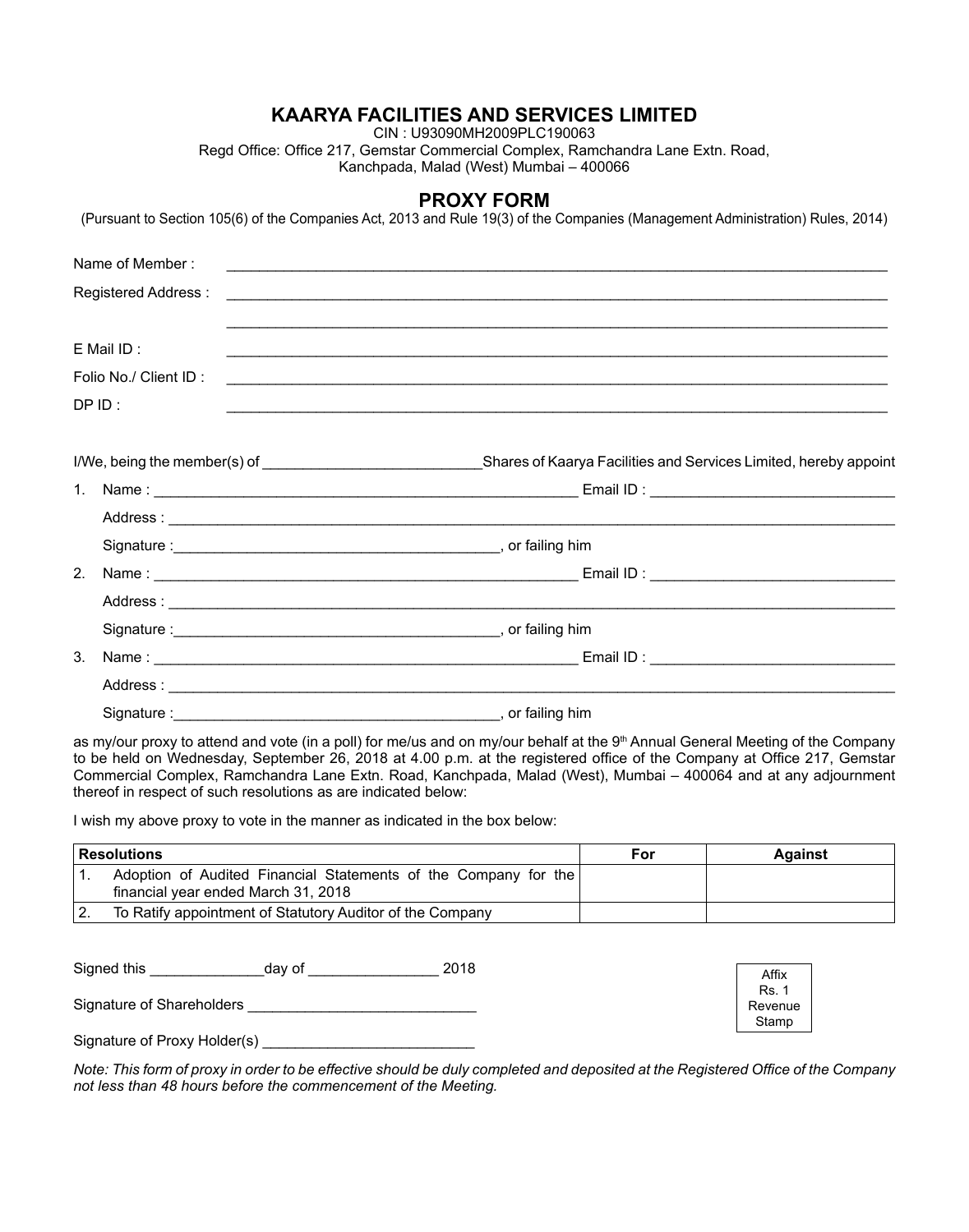# KAARYA FACILITIES AND SERVICES LIMITED

CIN : U93090MH2009PLC190063

Regd Office: Office 217, Gemstar Commercial Complex, Ramchandra Lane Extn. Road, Kanchpada, Malad (West) Mumbai – 400066

## PROXY FORM

(Pursuant to Section 105(6) of the Companies Act, 2013 and Rule 19(3) of the Companies (Management Administration) Rules, 2014)

Name of Member : ____________________________________________

Registered Address : ____________________________________________

____________________________________________

E Mail ID : ____________________________________________

Folio No./ Client ID : ____________________________________________

DP ID : ____________________________________________

I/We, being the member(s) of ______________________ Shares of Kaarya Facilities and Services Limited, hereby appoint

1. Name : ______________________________ Email ID : ______________________

   Address : ____________________________________________

   Signature :______________________________, or failing him

2. Name : ______________________________ Email ID : ______________________

   Address : ____________________________________________

   Signature :______________________________, or failing him

3. Name : ______________________________ Email ID : ______________________

   Address : ____________________________________________

   Signature :______________________________, or failing him

as my/our proxy to attend and vote (in a poll) for me/us and on my/our behalf at the 9th Annual General Meeting of the Company to be held on Wednesday, September 26, 2018 at 4.00 p.m. at the registered office of the Company at Office 217, Gemstar Commercial Complex, Ramchandra Lane Extn. Road, Kanchpada, Malad (West), Mumbai – 400064 and at any adjournment thereof in respect of such resolutions as are indicated below:

I wish my above proxy to vote in the manner as indicated in the box below:

| Resolutions | | For | Against |
|---|---|---|---|
| 1. | Adoption of Audited Financial Statements of the Company for the financial year ended March 31, 2018 | | |
| 2. | To Ratify appointment of Statutory Auditor of the Company | | |

Signed this ______________day of ________________ 2018

Signature of Shareholders ____________________________

Signature of Proxy Holder(s) __________________________

Affix Rs. 1 Revenue Stamp

*Note: This form of proxy in order to be effective should be duly completed and deposited at the Registered Office of the Company not less than 48 hours before the commencement of the Meeting.*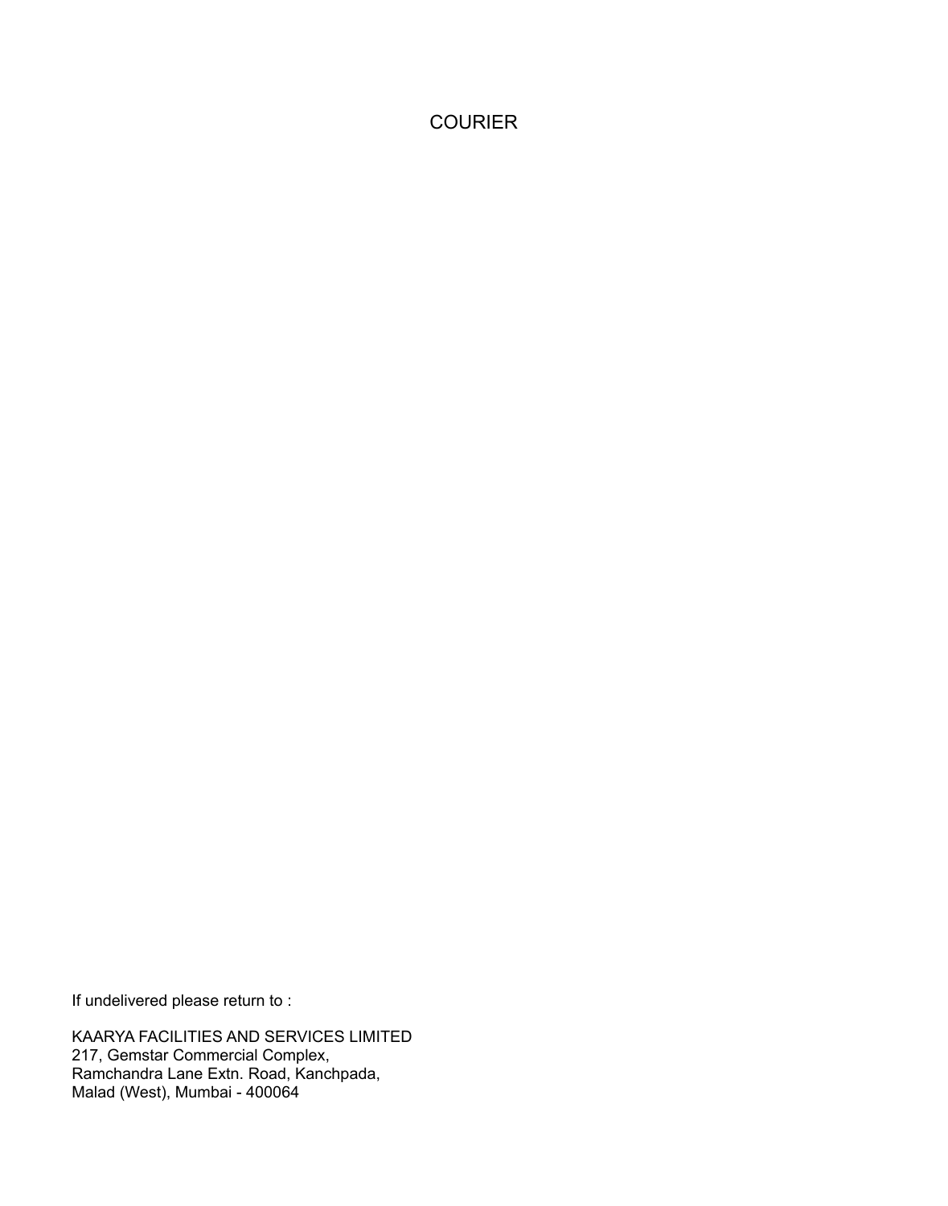COURIER

If undelivered please return to :

KAARYA FACILITIES AND SERVICES LIMITED
217, Gemstar Commercial Complex,
Ramchandra Lane Extn. Road, Kanchpada,
Malad (West), Mumbai - 400064